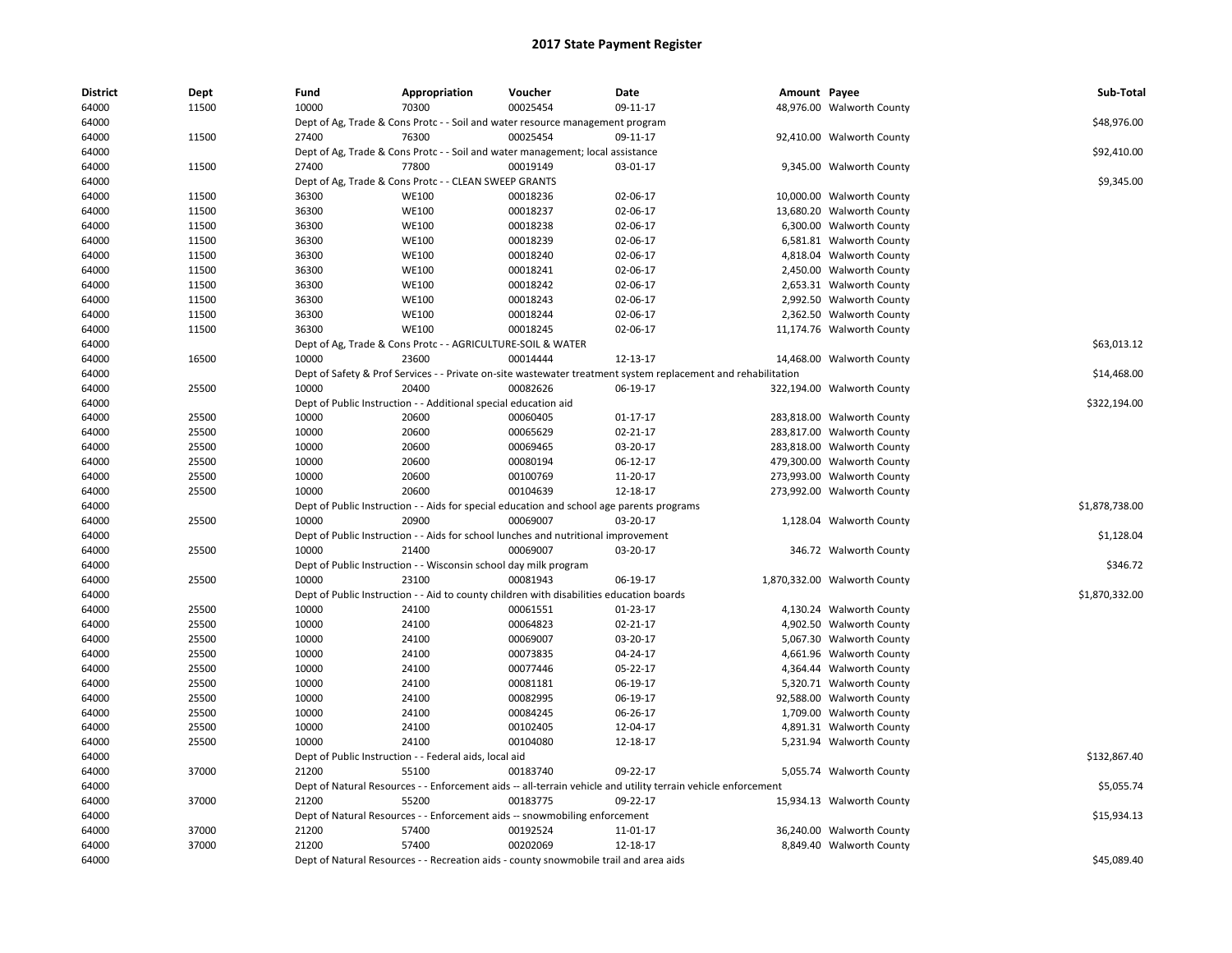# 2017 State Payment Register

| District | Dept | Fund | Appropriation | Voucher | Date | Amount | Payee | Sub-Total |
|---|---|---|---|---|---|---|---|---|
| 64000 | 11500 | 10000 | 70300 | 00025454 | 09-11-17 | 48,976.00 | Walworth County | |
| 64000 | | Dept of Ag, Trade & Cons Protc - - Soil and water resource management program | | | | | | $48,976.00 |
| 64000 | 11500 | 27400 | 76300 | 00025454 | 09-11-17 | 92,410.00 | Walworth County | |
| 64000 | | Dept of Ag, Trade & Cons Protc - - Soil and water management; local assistance | | | | | | $92,410.00 |
| 64000 | 11500 | 27400 | 77800 | 00019149 | 03-01-17 | 9,345.00 | Walworth County | |
| 64000 | | Dept of Ag, Trade & Cons Protc - - CLEAN SWEEP GRANTS | | | | | | $9,345.00 |
| 64000 | 11500 | 36300 | WE100 | 00018236 | 02-06-17 | 10,000.00 | Walworth County | |
| 64000 | 11500 | 36300 | WE100 | 00018237 | 02-06-17 | 13,680.20 | Walworth County | |
| 64000 | 11500 | 36300 | WE100 | 00018238 | 02-06-17 | 6,300.00 | Walworth County | |
| 64000 | 11500 | 36300 | WE100 | 00018239 | 02-06-17 | 6,581.81 | Walworth County | |
| 64000 | 11500 | 36300 | WE100 | 00018240 | 02-06-17 | 4,818.04 | Walworth County | |
| 64000 | 11500 | 36300 | WE100 | 00018241 | 02-06-17 | 2,450.00 | Walworth County | |
| 64000 | 11500 | 36300 | WE100 | 00018242 | 02-06-17 | 2,653.31 | Walworth County | |
| 64000 | 11500 | 36300 | WE100 | 00018243 | 02-06-17 | 2,992.50 | Walworth County | |
| 64000 | 11500 | 36300 | WE100 | 00018244 | 02-06-17 | 2,362.50 | Walworth County | |
| 64000 | 11500 | 36300 | WE100 | 00018245 | 02-06-17 | 11,174.76 | Walworth County | |
| 64000 | | Dept of Ag, Trade & Cons Protc - - AGRICULTURE-SOIL & WATER | | | | | | $63,013.12 |
| 64000 | 16500 | 10000 | 23600 | 00014444 | 12-13-17 | 14,468.00 | Walworth County | |
| 64000 | | Dept of Safety & Prof Services - - Private on-site wastewater treatment system replacement and rehabilitation | | | | | | $14,468.00 |
| 64000 | 25500 | 10000 | 20400 | 00082626 | 06-19-17 | 322,194.00 | Walworth County | |
| 64000 | | Dept of Public Instruction - - Additional special education aid | | | | | | $322,194.00 |
| 64000 | 25500 | 10000 | 20600 | 00060405 | 01-17-17 | 283,818.00 | Walworth County | |
| 64000 | 25500 | 10000 | 20600 | 00065629 | 02-21-17 | 283,817.00 | Walworth County | |
| 64000 | 25500 | 10000 | 20600 | 00069465 | 03-20-17 | 283,818.00 | Walworth County | |
| 64000 | 25500 | 10000 | 20600 | 00080194 | 06-12-17 | 479,300.00 | Walworth County | |
| 64000 | 25500 | 10000 | 20600 | 00100769 | 11-20-17 | 273,993.00 | Walworth County | |
| 64000 | 25500 | 10000 | 20600 | 00104639 | 12-18-17 | 273,992.00 | Walworth County | |
| 64000 | | Dept of Public Instruction - - Aids for special education and school age parents programs | | | | | | $1,878,738.00 |
| 64000 | 25500 | 10000 | 20900 | 00069007 | 03-20-17 | 1,128.04 | Walworth County | |
| 64000 | | Dept of Public Instruction - - Aids for school lunches and nutritional improvement | | | | | | $1,128.04 |
| 64000 | 25500 | 10000 | 21400 | 00069007 | 03-20-17 | 346.72 | Walworth County | |
| 64000 | | Dept of Public Instruction - - Wisconsin school day milk program | | | | | | $346.72 |
| 64000 | 25500 | 10000 | 23100 | 00081943 | 06-19-17 | 1,870,332.00 | Walworth County | |
| 64000 | | Dept of Public Instruction - - Aid to county children with disabilities education boards | | | | | | $1,870,332.00 |
| 64000 | 25500 | 10000 | 24100 | 00061551 | 01-23-17 | 4,130.24 | Walworth County | |
| 64000 | 25500 | 10000 | 24100 | 00064823 | 02-21-17 | 4,902.50 | Walworth County | |
| 64000 | 25500 | 10000 | 24100 | 00069007 | 03-20-17 | 5,067.30 | Walworth County | |
| 64000 | 25500 | 10000 | 24100 | 00073835 | 04-24-17 | 4,661.96 | Walworth County | |
| 64000 | 25500 | 10000 | 24100 | 00077446 | 05-22-17 | 4,364.44 | Walworth County | |
| 64000 | 25500 | 10000 | 24100 | 00081181 | 06-19-17 | 5,320.71 | Walworth County | |
| 64000 | 25500 | 10000 | 24100 | 00082995 | 06-19-17 | 92,588.00 | Walworth County | |
| 64000 | 25500 | 10000 | 24100 | 00084245 | 06-26-17 | 1,709.00 | Walworth County | |
| 64000 | 25500 | 10000 | 24100 | 00102405 | 12-04-17 | 4,891.31 | Walworth County | |
| 64000 | 25500 | 10000 | 24100 | 00104080 | 12-18-17 | 5,231.94 | Walworth County | |
| 64000 | | Dept of Public Instruction - - Federal aids, local aid | | | | | | $132,867.40 |
| 64000 | 37000 | 21200 | 55100 | 00183740 | 09-22-17 | 5,055.74 | Walworth County | |
| 64000 | | Dept of Natural Resources - - Enforcement aids -- all-terrain vehicle and utility terrain vehicle enforcement | | | | | | $5,055.74 |
| 64000 | 37000 | 21200 | 55200 | 00183775 | 09-22-17 | 15,934.13 | Walworth County | |
| 64000 | | Dept of Natural Resources - - Enforcement aids -- snowmobiling enforcement | | | | | | $15,934.13 |
| 64000 | 37000 | 21200 | 57400 | 00192524 | 11-01-17 | 36,240.00 | Walworth County | |
| 64000 | 37000 | 21200 | 57400 | 00202069 | 12-18-17 | 8,849.40 | Walworth County | |
| 64000 | | Dept of Natural Resources - - Recreation aids - county snowmobile trail and area aids | | | | | | $45,089.40 |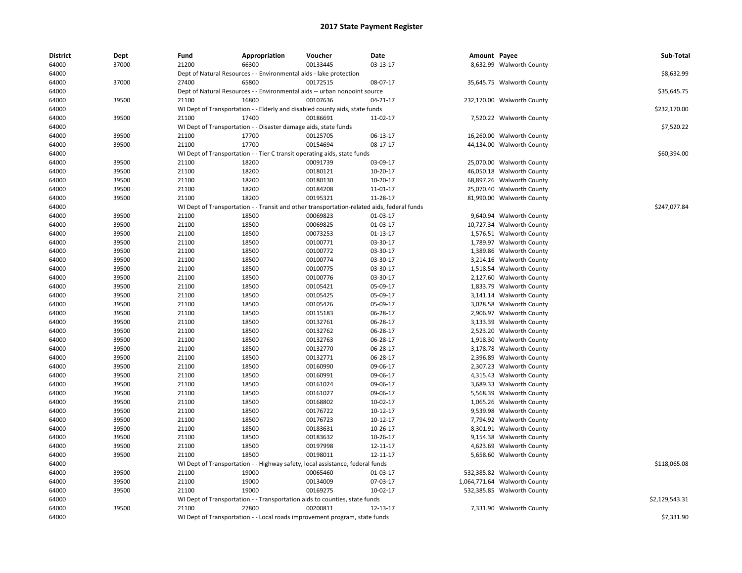# 2017 State Payment Register

| District | Dept | Fund | Appropriation | Voucher | Date | Amount | Payee | Sub-Total |
|---|---|---|---|---|---|---|---|---|
| 64000 | 37000 | 21200 | 66300 | 00133445 | 03-13-17 | 8,632.99 | Walworth County | |
| 64000 | | Dept of Natural Resources - - Environmental aids - lake protection | | | | | | $8,632.99 |
| 64000 | 37000 | 27400 | 65800 | 00172515 | 08-07-17 | 35,645.75 | Walworth County | |
| 64000 | | Dept of Natural Resources - - Environmental aids -- urban nonpoint source | | | | | | $35,645.75 |
| 64000 | 39500 | 21100 | 16800 | 00107636 | 04-21-17 | 232,170.00 | Walworth County | |
| 64000 | | WI Dept of Transportation - - Elderly and disabled county aids, state funds | | | | | | $232,170.00 |
| 64000 | 39500 | 21100 | 17400 | 00186691 | 11-02-17 | 7,520.22 | Walworth County | |
| 64000 | | WI Dept of Transportation - - Disaster damage aids, state funds | | | | | | $7,520.22 |
| 64000 | 39500 | 21100 | 17700 | 00125705 | 06-13-17 | 16,260.00 | Walworth County | |
| 64000 | 39500 | 21100 | 17700 | 00154694 | 08-17-17 | 44,134.00 | Walworth County | |
| 64000 | | WI Dept of Transportation - - Tier C transit operating aids, state funds | | | | | | $60,394.00 |
| 64000 | 39500 | 21100 | 18200 | 00091739 | 03-09-17 | 25,070.00 | Walworth County | |
| 64000 | 39500 | 21100 | 18200 | 00180121 | 10-20-17 | 46,050.18 | Walworth County | |
| 64000 | 39500 | 21100 | 18200 | 00180130 | 10-20-17 | 68,897.26 | Walworth County | |
| 64000 | 39500 | 21100 | 18200 | 00184208 | 11-01-17 | 25,070.40 | Walworth County | |
| 64000 | 39500 | 21100 | 18200 | 00195321 | 11-28-17 | 81,990.00 | Walworth County | |
| 64000 | | WI Dept of Transportation - - Transit and other transportation-related aids, federal funds | | | | | | $247,077.84 |
| 64000 | 39500 | 21100 | 18500 | 00069823 | 01-03-17 | 9,640.94 | Walworth County | |
| 64000 | 39500 | 21100 | 18500 | 00069825 | 01-03-17 | 10,727.34 | Walworth County | |
| 64000 | 39500 | 21100 | 18500 | 00073253 | 01-13-17 | 1,576.51 | Walworth County | |
| 64000 | 39500 | 21100 | 18500 | 00100771 | 03-30-17 | 1,789.97 | Walworth County | |
| 64000 | 39500 | 21100 | 18500 | 00100772 | 03-30-17 | 1,389.86 | Walworth County | |
| 64000 | 39500 | 21100 | 18500 | 00100774 | 03-30-17 | 3,214.16 | Walworth County | |
| 64000 | 39500 | 21100 | 18500 | 00100775 | 03-30-17 | 1,518.54 | Walworth County | |
| 64000 | 39500 | 21100 | 18500 | 00100776 | 03-30-17 | 2,127.60 | Walworth County | |
| 64000 | 39500 | 21100 | 18500 | 00105421 | 05-09-17 | 1,833.79 | Walworth County | |
| 64000 | 39500 | 21100 | 18500 | 00105425 | 05-09-17 | 3,141.14 | Walworth County | |
| 64000 | 39500 | 21100 | 18500 | 00105426 | 05-09-17 | 3,028.58 | Walworth County | |
| 64000 | 39500 | 21100 | 18500 | 00115183 | 06-28-17 | 2,906.97 | Walworth County | |
| 64000 | 39500 | 21100 | 18500 | 00132761 | 06-28-17 | 3,133.39 | Walworth County | |
| 64000 | 39500 | 21100 | 18500 | 00132762 | 06-28-17 | 2,523.20 | Walworth County | |
| 64000 | 39500 | 21100 | 18500 | 00132763 | 06-28-17 | 1,918.30 | Walworth County | |
| 64000 | 39500 | 21100 | 18500 | 00132770 | 06-28-17 | 3,178.78 | Walworth County | |
| 64000 | 39500 | 21100 | 18500 | 00132771 | 06-28-17 | 2,396.89 | Walworth County | |
| 64000 | 39500 | 21100 | 18500 | 00160990 | 09-06-17 | 2,307.23 | Walworth County | |
| 64000 | 39500 | 21100 | 18500 | 00160991 | 09-06-17 | 4,315.43 | Walworth County | |
| 64000 | 39500 | 21100 | 18500 | 00161024 | 09-06-17 | 3,689.33 | Walworth County | |
| 64000 | 39500 | 21100 | 18500 | 00161027 | 09-06-17 | 5,568.39 | Walworth County | |
| 64000 | 39500 | 21100 | 18500 | 00168802 | 10-02-17 | 1,065.26 | Walworth County | |
| 64000 | 39500 | 21100 | 18500 | 00176722 | 10-12-17 | 9,539.98 | Walworth County | |
| 64000 | 39500 | 21100 | 18500 | 00176723 | 10-12-17 | 7,794.92 | Walworth County | |
| 64000 | 39500 | 21100 | 18500 | 00183631 | 10-26-17 | 8,301.91 | Walworth County | |
| 64000 | 39500 | 21100 | 18500 | 00183632 | 10-26-17 | 9,154.38 | Walworth County | |
| 64000 | 39500 | 21100 | 18500 | 00197998 | 12-11-17 | 4,623.69 | Walworth County | |
| 64000 | 39500 | 21100 | 18500 | 00198011 | 12-11-17 | 5,658.60 | Walworth County | |
| 64000 | | WI Dept of Transportation - - Highway safety, local assistance, federal funds | | | | | | $118,065.08 |
| 64000 | 39500 | 21100 | 19000 | 00065460 | 01-03-17 | 532,385.82 | Walworth County | |
| 64000 | 39500 | 21100 | 19000 | 00134009 | 07-03-17 | 1,064,771.64 | Walworth County | |
| 64000 | 39500 | 21100 | 19000 | 00169275 | 10-02-17 | 532,385.85 | Walworth County | |
| 64000 | | WI Dept of Transportation - - Transportation aids to counties, state funds | | | | | | $2,129,543.31 |
| 64000 | 39500 | 21100 | 27800 | 00200811 | 12-13-17 | 7,331.90 | Walworth County | |
| 64000 | | WI Dept of Transportation - - Local roads improvement program, state funds | | | | | | $7,331.90 |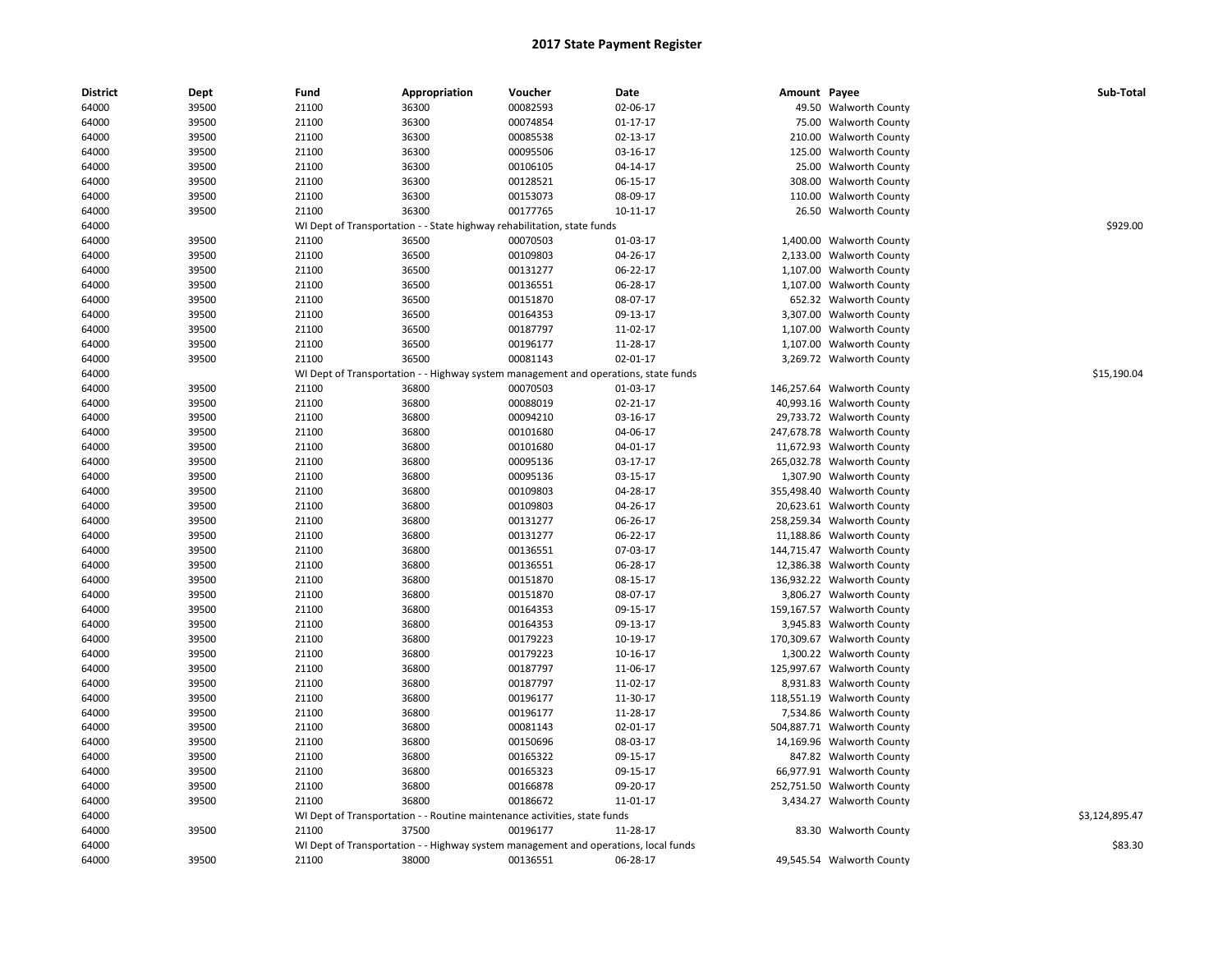# 2017 State Payment Register

| District | Dept | Fund | Appropriation | Voucher | Date | Amount | Payee | Sub-Total |
|---|---|---|---|---|---|---|---|---|
| 64000 | 39500 | 21100 | 36300 | 00082593 | 02-06-17 | 49.50 | Walworth County | |
| 64000 | 39500 | 21100 | 36300 | 00074854 | 01-17-17 | 75.00 | Walworth County | |
| 64000 | 39500 | 21100 | 36300 | 00085538 | 02-13-17 | 210.00 | Walworth County | |
| 64000 | 39500 | 21100 | 36300 | 00095506 | 03-16-17 | 125.00 | Walworth County | |
| 64000 | 39500 | 21100 | 36300 | 00106105 | 04-14-17 | 25.00 | Walworth County | |
| 64000 | 39500 | 21100 | 36300 | 00128521 | 06-15-17 | 308.00 | Walworth County | |
| 64000 | 39500 | 21100 | 36300 | 00153073 | 08-09-17 | 110.00 | Walworth County | |
| 64000 | 39500 | 21100 | 36300 | 00177765 | 10-11-17 | 26.50 | Walworth County | |
| 64000 | | WI Dept of Transportation - - State highway rehabilitation, state funds | | | | | | $929.00 |
| 64000 | 39500 | 21100 | 36500 | 00070503 | 01-03-17 | 1,400.00 | Walworth County | |
| 64000 | 39500 | 21100 | 36500 | 00109803 | 04-26-17 | 2,133.00 | Walworth County | |
| 64000 | 39500 | 21100 | 36500 | 00131277 | 06-22-17 | 1,107.00 | Walworth County | |
| 64000 | 39500 | 21100 | 36500 | 00136551 | 06-28-17 | 1,107.00 | Walworth County | |
| 64000 | 39500 | 21100 | 36500 | 00151870 | 08-07-17 | 652.32 | Walworth County | |
| 64000 | 39500 | 21100 | 36500 | 00164353 | 09-13-17 | 3,307.00 | Walworth County | |
| 64000 | 39500 | 21100 | 36500 | 00187797 | 11-02-17 | 1,107.00 | Walworth County | |
| 64000 | 39500 | 21100 | 36500 | 00196177 | 11-28-17 | 1,107.00 | Walworth County | |
| 64000 | 39500 | 21100 | 36500 | 00081143 | 02-01-17 | 3,269.72 | Walworth County | |
| 64000 | | WI Dept of Transportation - - Highway system management and operations, state funds | | | | | | $15,190.04 |
| 64000 | 39500 | 21100 | 36800 | 00070503 | 01-03-17 | 146,257.64 | Walworth County | |
| 64000 | 39500 | 21100 | 36800 | 00088019 | 02-21-17 | 40,993.16 | Walworth County | |
| 64000 | 39500 | 21100 | 36800 | 00094210 | 03-16-17 | 29,733.72 | Walworth County | |
| 64000 | 39500 | 21100 | 36800 | 00101680 | 04-06-17 | 247,678.78 | Walworth County | |
| 64000 | 39500 | 21100 | 36800 | 00101680 | 04-01-17 | 11,672.93 | Walworth County | |
| 64000 | 39500 | 21100 | 36800 | 00095136 | 03-17-17 | 265,032.78 | Walworth County | |
| 64000 | 39500 | 21100 | 36800 | 00095136 | 03-15-17 | 1,307.90 | Walworth County | |
| 64000 | 39500 | 21100 | 36800 | 00109803 | 04-28-17 | 355,498.40 | Walworth County | |
| 64000 | 39500 | 21100 | 36800 | 00109803 | 04-26-17 | 20,623.61 | Walworth County | |
| 64000 | 39500 | 21100 | 36800 | 00131277 | 06-26-17 | 258,259.34 | Walworth County | |
| 64000 | 39500 | 21100 | 36800 | 00131277 | 06-22-17 | 11,188.86 | Walworth County | |
| 64000 | 39500 | 21100 | 36800 | 00136551 | 07-03-17 | 144,715.47 | Walworth County | |
| 64000 | 39500 | 21100 | 36800 | 00136551 | 06-28-17 | 12,386.38 | Walworth County | |
| 64000 | 39500 | 21100 | 36800 | 00151870 | 08-15-17 | 136,932.22 | Walworth County | |
| 64000 | 39500 | 21100 | 36800 | 00151870 | 08-07-17 | 3,806.27 | Walworth County | |
| 64000 | 39500 | 21100 | 36800 | 00164353 | 09-15-17 | 159,167.57 | Walworth County | |
| 64000 | 39500 | 21100 | 36800 | 00164353 | 09-13-17 | 3,945.83 | Walworth County | |
| 64000 | 39500 | 21100 | 36800 | 00179223 | 10-19-17 | 170,309.67 | Walworth County | |
| 64000 | 39500 | 21100 | 36800 | 00179223 | 10-16-17 | 1,300.22 | Walworth County | |
| 64000 | 39500 | 21100 | 36800 | 00187797 | 11-06-17 | 125,997.67 | Walworth County | |
| 64000 | 39500 | 21100 | 36800 | 00187797 | 11-02-17 | 8,931.83 | Walworth County | |
| 64000 | 39500 | 21100 | 36800 | 00196177 | 11-30-17 | 118,551.19 | Walworth County | |
| 64000 | 39500 | 21100 | 36800 | 00196177 | 11-28-17 | 7,534.86 | Walworth County | |
| 64000 | 39500 | 21100 | 36800 | 00081143 | 02-01-17 | 504,887.71 | Walworth County | |
| 64000 | 39500 | 21100 | 36800 | 00150696 | 08-03-17 | 14,169.96 | Walworth County | |
| 64000 | 39500 | 21100 | 36800 | 00165322 | 09-15-17 | 847.82 | Walworth County | |
| 64000 | 39500 | 21100 | 36800 | 00165323 | 09-15-17 | 66,977.91 | Walworth County | |
| 64000 | 39500 | 21100 | 36800 | 00166878 | 09-20-17 | 252,751.50 | Walworth County | |
| 64000 | 39500 | 21100 | 36800 | 00186672 | 11-01-17 | 3,434.27 | Walworth County | |
| 64000 | | WI Dept of Transportation - - Routine maintenance activities, state funds | | | | | | $3,124,895.47 |
| 64000 | 39500 | 21100 | 37500 | 00196177 | 11-28-17 | 83.30 | Walworth County | |
| 64000 | | WI Dept of Transportation - - Highway system management and operations, local funds | | | | | | $83.30 |
| 64000 | 39500 | 21100 | 38000 | 00136551 | 06-28-17 | 49,545.54 | Walworth County | |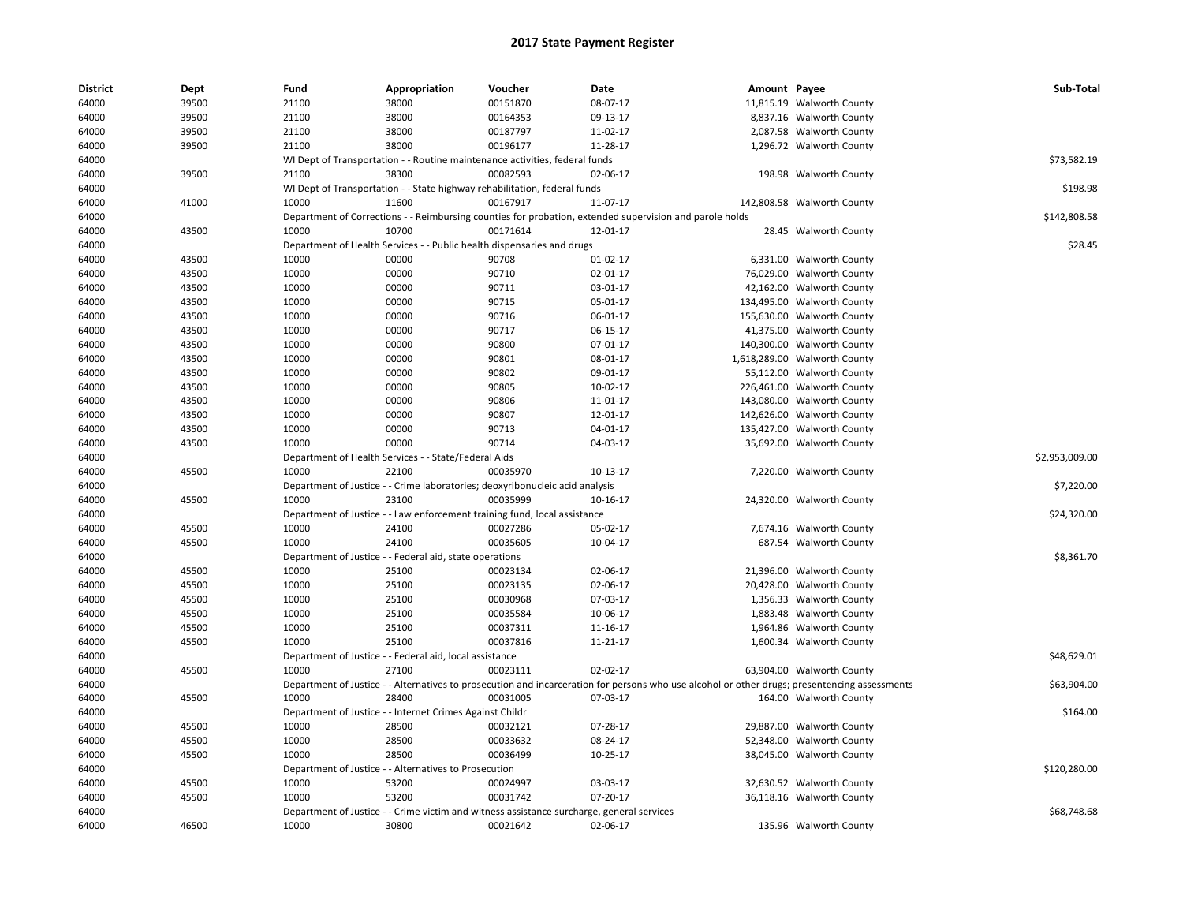# 2017 State Payment Register

| District | Dept | Fund | Appropriation | Voucher | Date | Amount | Payee | Sub-Total |
|---|---|---|---|---|---|---|---|---|
| 64000 | 39500 | 21100 | 38000 | 00151870 | 08-07-17 | 11,815.19 | Walworth County | |
| 64000 | 39500 | 21100 | 38000 | 00164353 | 09-13-17 | 8,837.16 | Walworth County | |
| 64000 | 39500 | 21100 | 38000 | 00187797 | 11-02-17 | 2,087.58 | Walworth County | |
| 64000 | 39500 | 21100 | 38000 | 00196177 | 11-28-17 | 1,296.72 | Walworth County | |
| 64000 | | WI Dept of Transportation - - Routine maintenance activities, federal funds | | | | | | $73,582.19 |
| 64000 | 39500 | 21100 | 38300 | 00082593 | 02-06-17 | 198.98 | Walworth County | |
| 64000 | | WI Dept of Transportation - - State highway rehabilitation, federal funds | | | | | | $198.98 |
| 64000 | 41000 | 10000 | 11600 | 00167917 | 11-07-17 | 142,808.58 | Walworth County | |
| 64000 | | Department of Corrections - - Reimbursing counties for probation, extended supervision and parole holds | | | | | | $142,808.58 |
| 64000 | 43500 | 10000 | 10700 | 00171614 | 12-01-17 | 28.45 | Walworth County | |
| 64000 | | Department of Health Services - - Public health dispensaries and drugs | | | | | | $28.45 |
| 64000 | 43500 | 10000 | 00000 | 90708 | 01-02-17 | 6,331.00 | Walworth County | |
| 64000 | 43500 | 10000 | 00000 | 90710 | 02-01-17 | 76,029.00 | Walworth County | |
| 64000 | 43500 | 10000 | 00000 | 90711 | 03-01-17 | 42,162.00 | Walworth County | |
| 64000 | 43500 | 10000 | 00000 | 90715 | 05-01-17 | 134,495.00 | Walworth County | |
| 64000 | 43500 | 10000 | 00000 | 90716 | 06-01-17 | 155,630.00 | Walworth County | |
| 64000 | 43500 | 10000 | 00000 | 90717 | 06-15-17 | 41,375.00 | Walworth County | |
| 64000 | 43500 | 10000 | 00000 | 90800 | 07-01-17 | 140,300.00 | Walworth County | |
| 64000 | 43500 | 10000 | 00000 | 90801 | 08-01-17 | 1,618,289.00 | Walworth County | |
| 64000 | 43500 | 10000 | 00000 | 90802 | 09-01-17 | 55,112.00 | Walworth County | |
| 64000 | 43500 | 10000 | 00000 | 90805 | 10-02-17 | 226,461.00 | Walworth County | |
| 64000 | 43500 | 10000 | 00000 | 90806 | 11-01-17 | 143,080.00 | Walworth County | |
| 64000 | 43500 | 10000 | 00000 | 90807 | 12-01-17 | 142,626.00 | Walworth County | |
| 64000 | 43500 | 10000 | 00000 | 90713 | 04-01-17 | 135,427.00 | Walworth County | |
| 64000 | 43500 | 10000 | 00000 | 90714 | 04-03-17 | 35,692.00 | Walworth County | |
| 64000 | | Department of Health Services - - State/Federal Aids | | | | | | $2,953,009.00 |
| 64000 | 45500 | 10000 | 22100 | 00035970 | 10-13-17 | 7,220.00 | Walworth County | |
| 64000 | | Department of Justice - - Crime laboratories; deoxyribonucleic acid analysis | | | | | | $7,220.00 |
| 64000 | 45500 | 10000 | 23100 | 00035999 | 10-16-17 | 24,320.00 | Walworth County | |
| 64000 | | Department of Justice - - Law enforcement training fund, local assistance | | | | | | $24,320.00 |
| 64000 | 45500 | 10000 | 24100 | 00027286 | 05-02-17 | 7,674.16 | Walworth County | |
| 64000 | 45500 | 10000 | 24100 | 00035605 | 10-04-17 | 687.54 | Walworth County | |
| 64000 | | Department of Justice - - Federal aid, state operations | | | | | | $8,361.70 |
| 64000 | 45500 | 10000 | 25100 | 00023134 | 02-06-17 | 21,396.00 | Walworth County | |
| 64000 | 45500 | 10000 | 25100 | 00023135 | 02-06-17 | 20,428.00 | Walworth County | |
| 64000 | 45500 | 10000 | 25100 | 00030968 | 07-03-17 | 1,356.33 | Walworth County | |
| 64000 | 45500 | 10000 | 25100 | 00035584 | 10-06-17 | 1,883.48 | Walworth County | |
| 64000 | 45500 | 10000 | 25100 | 00037311 | 11-16-17 | 1,964.86 | Walworth County | |
| 64000 | 45500 | 10000 | 25100 | 00037816 | 11-21-17 | 1,600.34 | Walworth County | |
| 64000 | | Department of Justice - - Federal aid, local assistance | | | | | | $48,629.01 |
| 64000 | 45500 | 10000 | 27100 | 00023111 | 02-02-17 | 63,904.00 | Walworth County | |
| 64000 | | Department of Justice - - Alternatives to prosecution and incarceration for persons who use alcohol or other drugs; presentencing assessments | | | | | | $63,904.00 |
| 64000 | 45500 | 10000 | 28400 | 00031005 | 07-03-17 | 164.00 | Walworth County | |
| 64000 | | Department of Justice - - Internet Crimes Against Childr | | | | | | $164.00 |
| 64000 | 45500 | 10000 | 28500 | 00032121 | 07-28-17 | 29,887.00 | Walworth County | |
| 64000 | 45500 | 10000 | 28500 | 00033632 | 08-24-17 | 52,348.00 | Walworth County | |
| 64000 | 45500 | 10000 | 28500 | 00036499 | 10-25-17 | 38,045.00 | Walworth County | |
| 64000 | | Department of Justice - - Alternatives to Prosecution | | | | | | $120,280.00 |
| 64000 | 45500 | 10000 | 53200 | 00024997 | 03-03-17 | 32,630.52 | Walworth County | |
| 64000 | 45500 | 10000 | 53200 | 00031742 | 07-20-17 | 36,118.16 | Walworth County | |
| 64000 | | Department of Justice - - Crime victim and witness assistance surcharge, general services | | | | | | $68,748.68 |
| 64000 | 46500 | 10000 | 30800 | 00021642 | 02-06-17 | 135.96 | Walworth County | |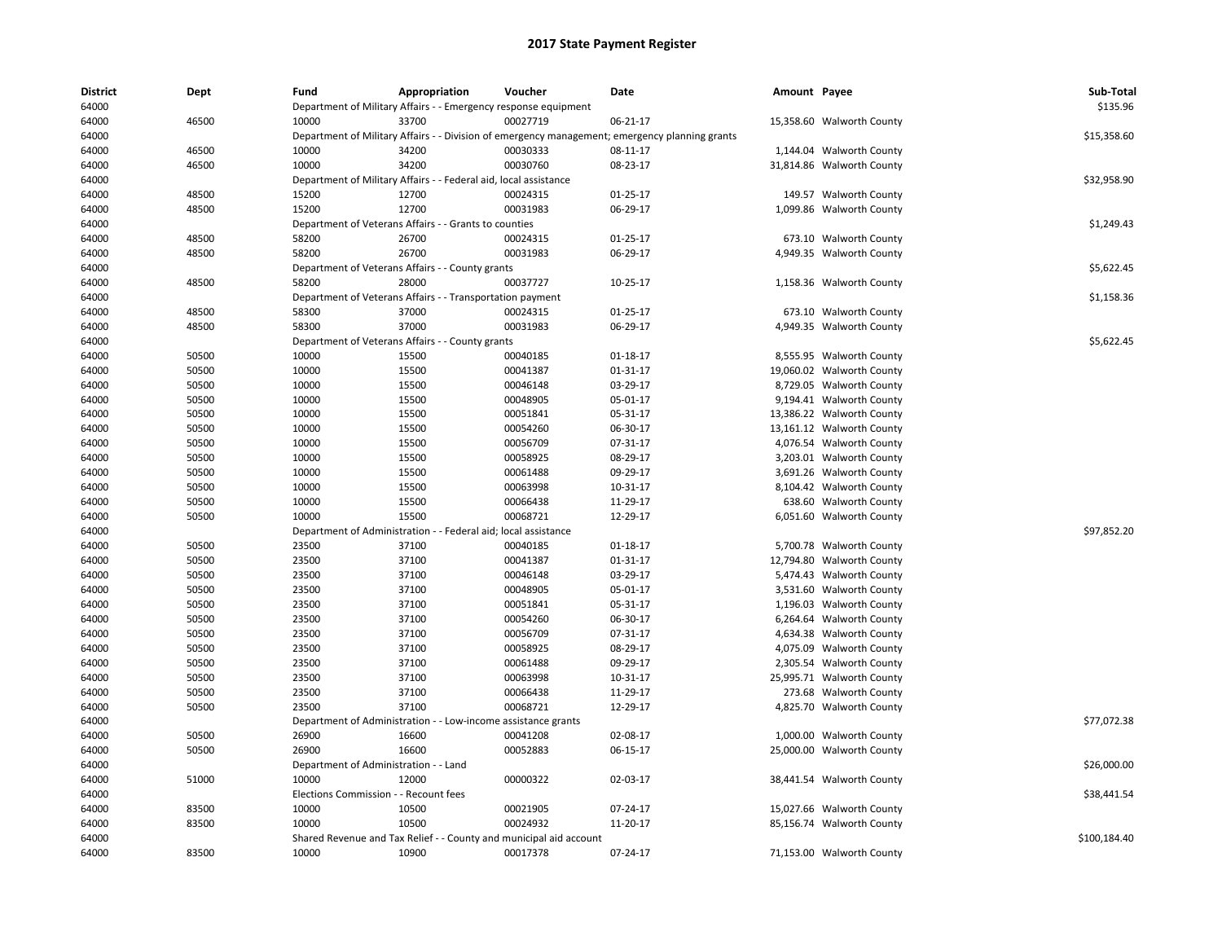# 2017 State Payment Register

| District | Dept | Fund | Appropriation | Voucher | Date | Amount | Payee | Sub-Total |
|---|---|---|---|---|---|---|---|---|
| 64000 | | Department of Military Affairs - - Emergency response equipment | | | | | | $135.96 |
| 64000 | 46500 | 10000 | 33700 | 00027719 | 06-21-17 | 15,358.60 | Walworth County | |
| 64000 | | Department of Military Affairs - - Division of emergency management; emergency planning grants | | | | | | $15,358.60 |
| 64000 | 46500 | 10000 | 34200 | 00030333 | 08-11-17 | 1,144.04 | Walworth County | |
| 64000 | 46500 | 10000 | 34200 | 00030760 | 08-23-17 | 31,814.86 | Walworth County | |
| 64000 | | Department of Military Affairs - - Federal aid, local assistance | | | | | | $32,958.90 |
| 64000 | 48500 | 15200 | 12700 | 00024315 | 01-25-17 | 149.57 | Walworth County | |
| 64000 | 48500 | 15200 | 12700 | 00031983 | 06-29-17 | 1,099.86 | Walworth County | |
| 64000 | | Department of Veterans Affairs - - Grants to counties | | | | | | $1,249.43 |
| 64000 | 48500 | 58200 | 26700 | 00024315 | 01-25-17 | 673.10 | Walworth County | |
| 64000 | 48500 | 58200 | 26700 | 00031983 | 06-29-17 | 4,949.35 | Walworth County | |
| 64000 | | Department of Veterans Affairs - - County grants | | | | | | $5,622.45 |
| 64000 | 48500 | 58200 | 28000 | 00037727 | 10-25-17 | 1,158.36 | Walworth County | |
| 64000 | | Department of Veterans Affairs - - Transportation payment | | | | | | $1,158.36 |
| 64000 | 48500 | 58300 | 37000 | 00024315 | 01-25-17 | 673.10 | Walworth County | |
| 64000 | 48500 | 58300 | 37000 | 00031983 | 06-29-17 | 4,949.35 | Walworth County | |
| 64000 | | Department of Veterans Affairs - - County grants | | | | | | $5,622.45 |
| 64000 | 50500 | 10000 | 15500 | 00040185 | 01-18-17 | 8,555.95 | Walworth County | |
| 64000 | 50500 | 10000 | 15500 | 00041387 | 01-31-17 | 19,060.02 | Walworth County | |
| 64000 | 50500 | 10000 | 15500 | 00046148 | 03-29-17 | 8,729.05 | Walworth County | |
| 64000 | 50500 | 10000 | 15500 | 00048905 | 05-01-17 | 9,194.41 | Walworth County | |
| 64000 | 50500 | 10000 | 15500 | 00051841 | 05-31-17 | 13,386.22 | Walworth County | |
| 64000 | 50500 | 10000 | 15500 | 00054260 | 06-30-17 | 13,161.12 | Walworth County | |
| 64000 | 50500 | 10000 | 15500 | 00056709 | 07-31-17 | 4,076.54 | Walworth County | |
| 64000 | 50500 | 10000 | 15500 | 00058925 | 08-29-17 | 3,203.01 | Walworth County | |
| 64000 | 50500 | 10000 | 15500 | 00061488 | 09-29-17 | 3,691.26 | Walworth County | |
| 64000 | 50500 | 10000 | 15500 | 00063998 | 10-31-17 | 8,104.42 | Walworth County | |
| 64000 | 50500 | 10000 | 15500 | 00066438 | 11-29-17 | 638.60 | Walworth County | |
| 64000 | 50500 | 10000 | 15500 | 00068721 | 12-29-17 | 6,051.60 | Walworth County | |
| 64000 | | Department of Administration - - Federal aid; local assistance | | | | | | $97,852.20 |
| 64000 | 50500 | 23500 | 37100 | 00040185 | 01-18-17 | 5,700.78 | Walworth County | |
| 64000 | 50500 | 23500 | 37100 | 00041387 | 01-31-17 | 12,794.80 | Walworth County | |
| 64000 | 50500 | 23500 | 37100 | 00046148 | 03-29-17 | 5,474.43 | Walworth County | |
| 64000 | 50500 | 23500 | 37100 | 00048905 | 05-01-17 | 3,531.60 | Walworth County | |
| 64000 | 50500 | 23500 | 37100 | 00051841 | 05-31-17 | 1,196.03 | Walworth County | |
| 64000 | 50500 | 23500 | 37100 | 00054260 | 06-30-17 | 6,264.64 | Walworth County | |
| 64000 | 50500 | 23500 | 37100 | 00056709 | 07-31-17 | 4,634.38 | Walworth County | |
| 64000 | 50500 | 23500 | 37100 | 00058925 | 08-29-17 | 4,075.09 | Walworth County | |
| 64000 | 50500 | 23500 | 37100 | 00061488 | 09-29-17 | 2,305.54 | Walworth County | |
| 64000 | 50500 | 23500 | 37100 | 00063998 | 10-31-17 | 25,995.71 | Walworth County | |
| 64000 | 50500 | 23500 | 37100 | 00066438 | 11-29-17 | 273.68 | Walworth County | |
| 64000 | 50500 | 23500 | 37100 | 00068721 | 12-29-17 | 4,825.70 | Walworth County | |
| 64000 | | Department of Administration - - Low-income assistance grants | | | | | | $77,072.38 |
| 64000 | 50500 | 26900 | 16600 | 00041208 | 02-08-17 | 1,000.00 | Walworth County | |
| 64000 | 50500 | 26900 | 16600 | 00052883 | 06-15-17 | 25,000.00 | Walworth County | |
| 64000 | | Department of Administration - - Land | | | | | | $26,000.00 |
| 64000 | 51000 | 10000 | 12000 | 00000322 | 02-03-17 | 38,441.54 | Walworth County | |
| 64000 | | Elections Commission - - Recount fees | | | | | | $38,441.54 |
| 64000 | 83500 | 10000 | 10500 | 00021905 | 07-24-17 | 15,027.66 | Walworth County | |
| 64000 | 83500 | 10000 | 10500 | 00024932 | 11-20-17 | 85,156.74 | Walworth County | |
| 64000 | | Shared Revenue and Tax Relief - - County and municipal aid account | | | | | | $100,184.40 |
| 64000 | 83500 | 10000 | 10900 | 00017378 | 07-24-17 | 71,153.00 | Walworth County | |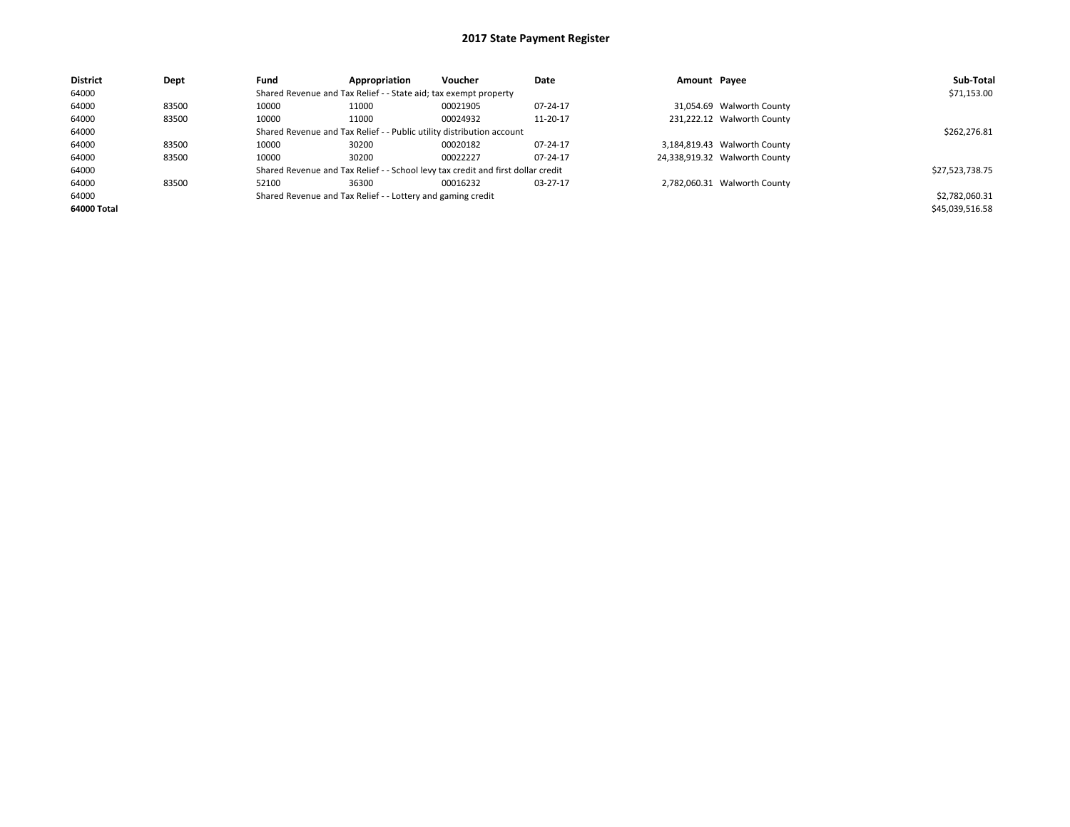# 2017 State Payment Register

| District | Dept | Fund | Appropriation | Voucher | Date | Amount | Payee | Sub-Total |
|---|---|---|---|---|---|---|---|---|
| 64000 | | Shared Revenue and Tax Relief - - State aid; tax exempt property | | | | | | $71,153.00 |
| 64000 | 83500 | 10000 | 11000 | 00021905 | 07-24-17 | 31,054.69 | Walworth County | |
| 64000 | 83500 | 10000 | 11000 | 00024932 | 11-20-17 | 231,222.12 | Walworth County | |
| 64000 | | Shared Revenue and Tax Relief - - Public utility distribution account | | | | | | $262,276.81 |
| 64000 | 83500 | 10000 | 30200 | 00020182 | 07-24-17 | 3,184,819.43 | Walworth County | |
| 64000 | 83500 | 10000 | 30200 | 00022227 | 07-24-17 | 24,338,919.32 | Walworth County | |
| 64000 | | Shared Revenue and Tax Relief - - School levy tax credit and first dollar credit | | | | | | $27,523,738.75 |
| 64000 | 83500 | 52100 | 36300 | 00016232 | 03-27-17 | 2,782,060.31 | Walworth County | |
| 64000 | | Shared Revenue and Tax Relief - - Lottery and gaming credit | | | | | | $2,782,060.31 |
| **64000 Total** | | | | | | | | $45,039,516.58 |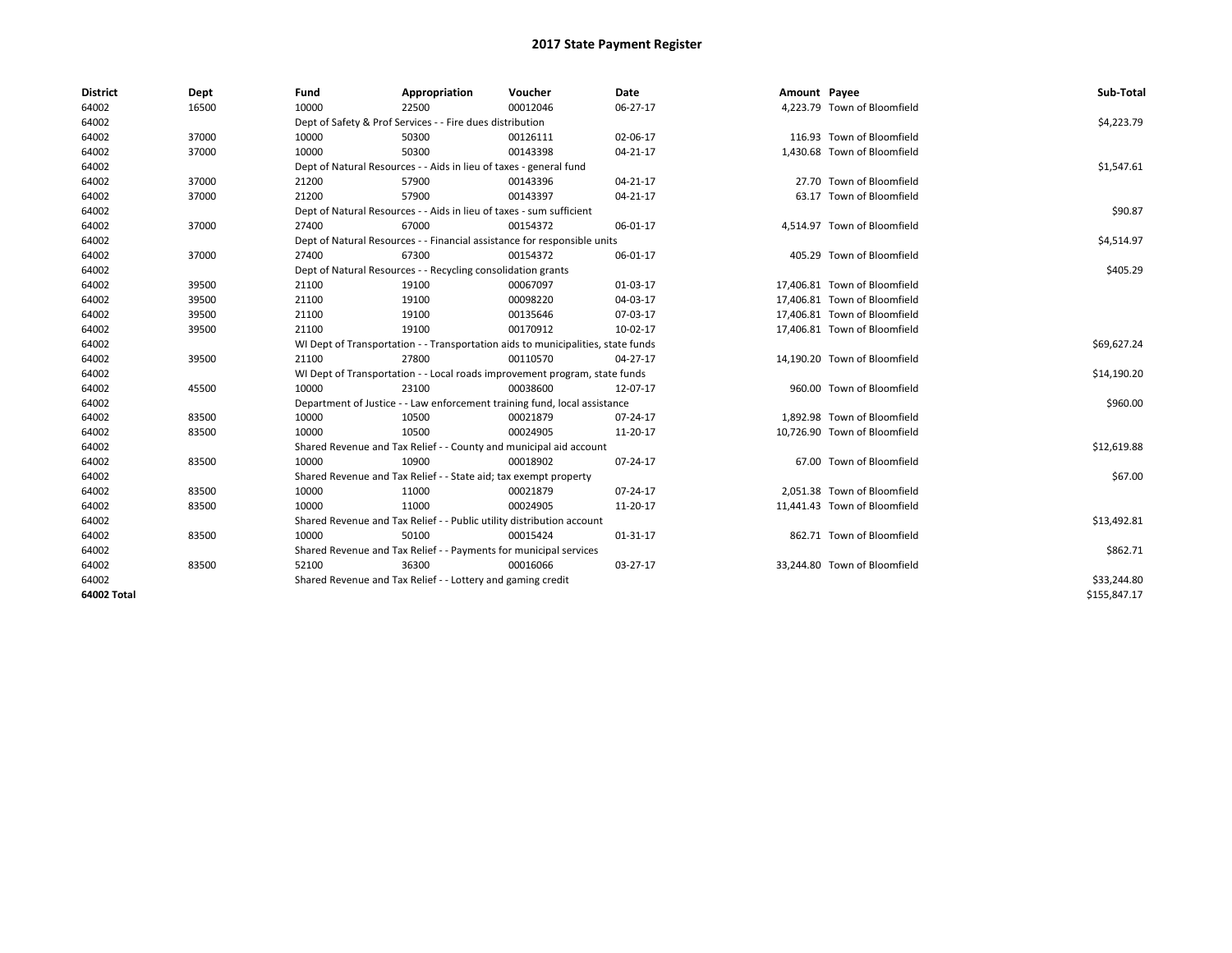# 2017 State Payment Register

| District | Dept | Fund | Appropriation | Voucher | Date | Amount | Payee | Sub-Total |
|---|---|---|---|---|---|---|---|---|
| 64002 | 16500 | 10000 | 22500 | 00012046 | 06-27-17 | 4,223.79 | Town of Bloomfield | |
| 64002 | | Dept of Safety & Prof Services - - Fire dues distribution | | | | | | $4,223.79 |
| 64002 | 37000 | 10000 | 50300 | 00126111 | 02-06-17 | 116.93 | Town of Bloomfield | |
| 64002 | 37000 | 10000 | 50300 | 00143398 | 04-21-17 | 1,430.68 | Town of Bloomfield | |
| 64002 | | Dept of Natural Resources - - Aids in lieu of taxes - general fund | | | | | | $1,547.61 |
| 64002 | 37000 | 21200 | 57900 | 00143396 | 04-21-17 | 27.70 | Town of Bloomfield | |
| 64002 | 37000 | 21200 | 57900 | 00143397 | 04-21-17 | 63.17 | Town of Bloomfield | |
| 64002 | | Dept of Natural Resources - - Aids in lieu of taxes - sum sufficient | | | | | | $90.87 |
| 64002 | 37000 | 27400 | 67000 | 00154372 | 06-01-17 | 4,514.97 | Town of Bloomfield | |
| 64002 | | Dept of Natural Resources - - Financial assistance for responsible units | | | | | | $4,514.97 |
| 64002 | 37000 | 27400 | 67300 | 00154372 | 06-01-17 | 405.29 | Town of Bloomfield | |
| 64002 | | Dept of Natural Resources - - Recycling consolidation grants | | | | | | $405.29 |
| 64002 | 39500 | 21100 | 19100 | 00067097 | 01-03-17 | 17,406.81 | Town of Bloomfield | |
| 64002 | 39500 | 21100 | 19100 | 00098220 | 04-03-17 | 17,406.81 | Town of Bloomfield | |
| 64002 | 39500 | 21100 | 19100 | 00135646 | 07-03-17 | 17,406.81 | Town of Bloomfield | |
| 64002 | 39500 | 21100 | 19100 | 00170912 | 10-02-17 | 17,406.81 | Town of Bloomfield | |
| 64002 | | WI Dept of Transportation - - Transportation aids to municipalities, state funds | | | | | | $69,627.24 |
| 64002 | 39500 | 21100 | 27800 | 00110570 | 04-27-17 | 14,190.20 | Town of Bloomfield | |
| 64002 | | WI Dept of Transportation - - Local roads improvement program, state funds | | | | | | $14,190.20 |
| 64002 | 45500 | 10000 | 23100 | 00038600 | 12-07-17 | 960.00 | Town of Bloomfield | |
| 64002 | | Department of Justice - - Law enforcement training fund, local assistance | | | | | | $960.00 |
| 64002 | 83500 | 10000 | 10500 | 00021879 | 07-24-17 | 1,892.98 | Town of Bloomfield | |
| 64002 | 83500 | 10000 | 10500 | 00024905 | 11-20-17 | 10,726.90 | Town of Bloomfield | |
| 64002 | | Shared Revenue and Tax Relief - - County and municipal aid account | | | | | | $12,619.88 |
| 64002 | 83500 | 10000 | 10900 | 00018902 | 07-24-17 | 67.00 | Town of Bloomfield | |
| 64002 | | Shared Revenue and Tax Relief - - State aid; tax exempt property | | | | | | $67.00 |
| 64002 | 83500 | 10000 | 11000 | 00021879 | 07-24-17 | 2,051.38 | Town of Bloomfield | |
| 64002 | 83500 | 10000 | 11000 | 00024905 | 11-20-17 | 11,441.43 | Town of Bloomfield | |
| 64002 | | Shared Revenue and Tax Relief - - Public utility distribution account | | | | | | $13,492.81 |
| 64002 | 83500 | 10000 | 50100 | 00015424 | 01-31-17 | 862.71 | Town of Bloomfield | |
| 64002 | | Shared Revenue and Tax Relief - - Payments for municipal services | | | | | | $862.71 |
| 64002 | 83500 | 52100 | 36300 | 00016066 | 03-27-17 | 33,244.80 | Town of Bloomfield | |
| 64002 | | Shared Revenue and Tax Relief - - Lottery and gaming credit | | | | | | $33,244.80 |
| **64002 Total** | | | | | | | | $155,847.17 |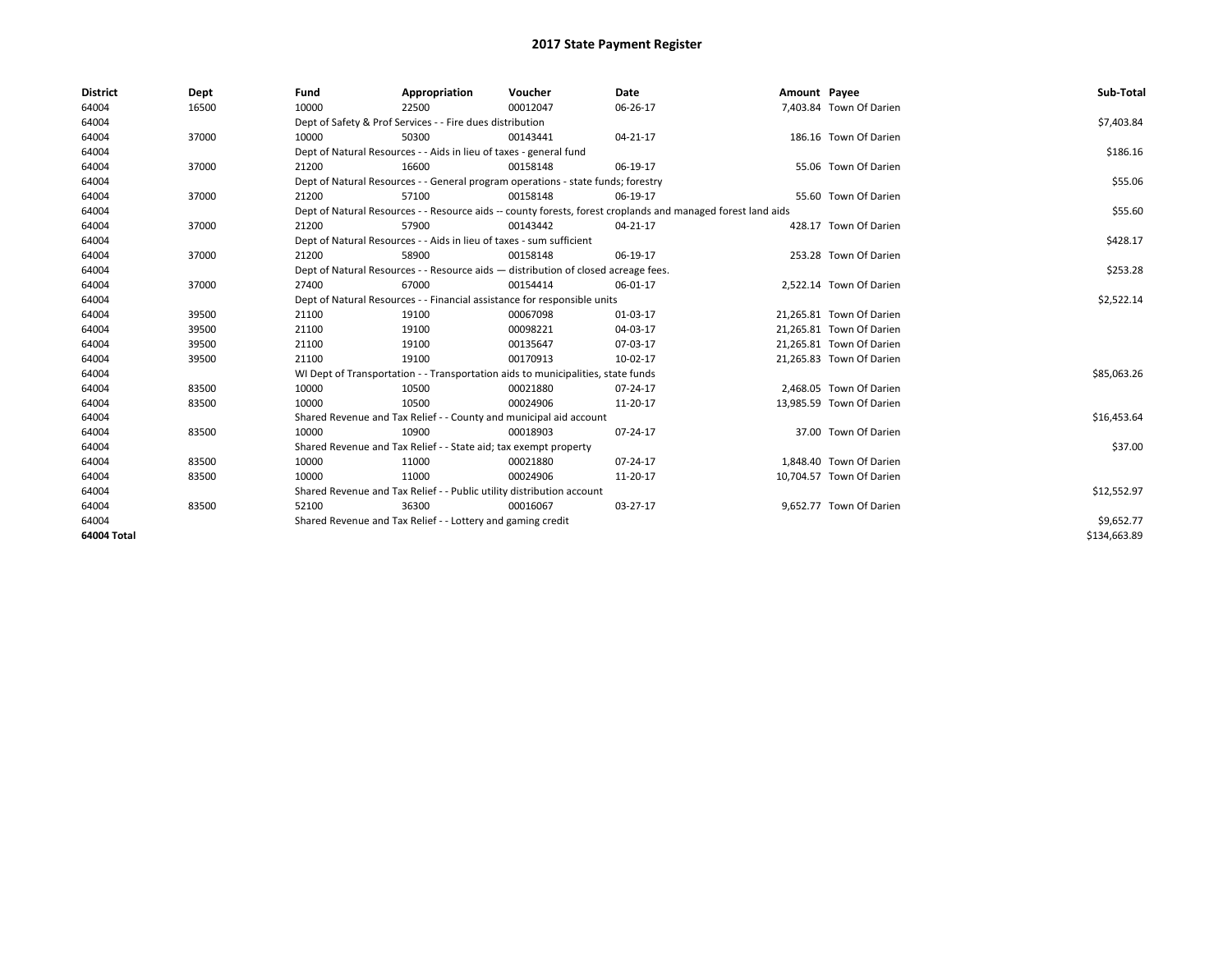# 2017 State Payment Register

| District | Dept | Fund | Appropriation | Voucher | Date | Amount | Payee | Sub-Total |
|---|---|---|---|---|---|---|---|---|
| 64004 | 16500 | 10000 | 22500 | 00012047 | 06-26-17 | 7,403.84 | Town Of Darien | |
| 64004 | | Dept of Safety & Prof Services - - Fire dues distribution | | | | | | $7,403.84 |
| 64004 | 37000 | 10000 | 50300 | 00143441 | 04-21-17 | 186.16 | Town Of Darien | |
| 64004 | | Dept of Natural Resources - - Aids in lieu of taxes - general fund | | | | | | $186.16 |
| 64004 | 37000 | 21200 | 16600 | 00158148 | 06-19-17 | 55.06 | Town Of Darien | |
| 64004 | | Dept of Natural Resources - - General program operations - state funds; forestry | | | | | | $55.06 |
| 64004 | 37000 | 21200 | 57100 | 00158148 | 06-19-17 | 55.60 | Town Of Darien | |
| 64004 | | Dept of Natural Resources - - Resource aids -- county forests, forest croplands and managed forest land aids | | | | | | $55.60 |
| 64004 | 37000 | 21200 | 57900 | 00143442 | 04-21-17 | 428.17 | Town Of Darien | |
| 64004 | | Dept of Natural Resources - - Aids in lieu of taxes - sum sufficient | | | | | | $428.17 |
| 64004 | 37000 | 21200 | 58900 | 00158148 | 06-19-17 | 253.28 | Town Of Darien | |
| 64004 | | Dept of Natural Resources - - Resource aids — distribution of closed acreage fees. | | | | | | $253.28 |
| 64004 | 37000 | 27400 | 67000 | 00154414 | 06-01-17 | 2,522.14 | Town Of Darien | |
| 64004 | | Dept of Natural Resources - - Financial assistance for responsible units | | | | | | $2,522.14 |
| 64004 | 39500 | 21100 | 19100 | 00067098 | 01-03-17 | 21,265.81 | Town Of Darien | |
| 64004 | 39500 | 21100 | 19100 | 00098221 | 04-03-17 | 21,265.81 | Town Of Darien | |
| 64004 | 39500 | 21100 | 19100 | 00135647 | 07-03-17 | 21,265.81 | Town Of Darien | |
| 64004 | 39500 | 21100 | 19100 | 00170913 | 10-02-17 | 21,265.83 | Town Of Darien | |
| 64004 | | WI Dept of Transportation - - Transportation aids to municipalities, state funds | | | | | | $85,063.26 |
| 64004 | 83500 | 10000 | 10500 | 00021880 | 07-24-17 | 2,468.05 | Town Of Darien | |
| 64004 | 83500 | 10000 | 10500 | 00024906 | 11-20-17 | 13,985.59 | Town Of Darien | |
| 64004 | | Shared Revenue and Tax Relief - - County and municipal aid account | | | | | | $16,453.64 |
| 64004 | 83500 | 10000 | 10900 | 00018903 | 07-24-17 | 37.00 | Town Of Darien | |
| 64004 | | Shared Revenue and Tax Relief - - State aid; tax exempt property | | | | | | $37.00 |
| 64004 | 83500 | 10000 | 11000 | 00021880 | 07-24-17 | 1,848.40 | Town Of Darien | |
| 64004 | 83500 | 10000 | 11000 | 00024906 | 11-20-17 | 10,704.57 | Town Of Darien | |
| 64004 | | Shared Revenue and Tax Relief - - Public utility distribution account | | | | | | $12,552.97 |
| 64004 | 83500 | 52100 | 36300 | 00016067 | 03-27-17 | 9,652.77 | Town Of Darien | |
| 64004 | | Shared Revenue and Tax Relief - - Lottery and gaming credit | | | | | | $9,652.77 |
| 64004 Total | | | | | | | | $134,663.89 |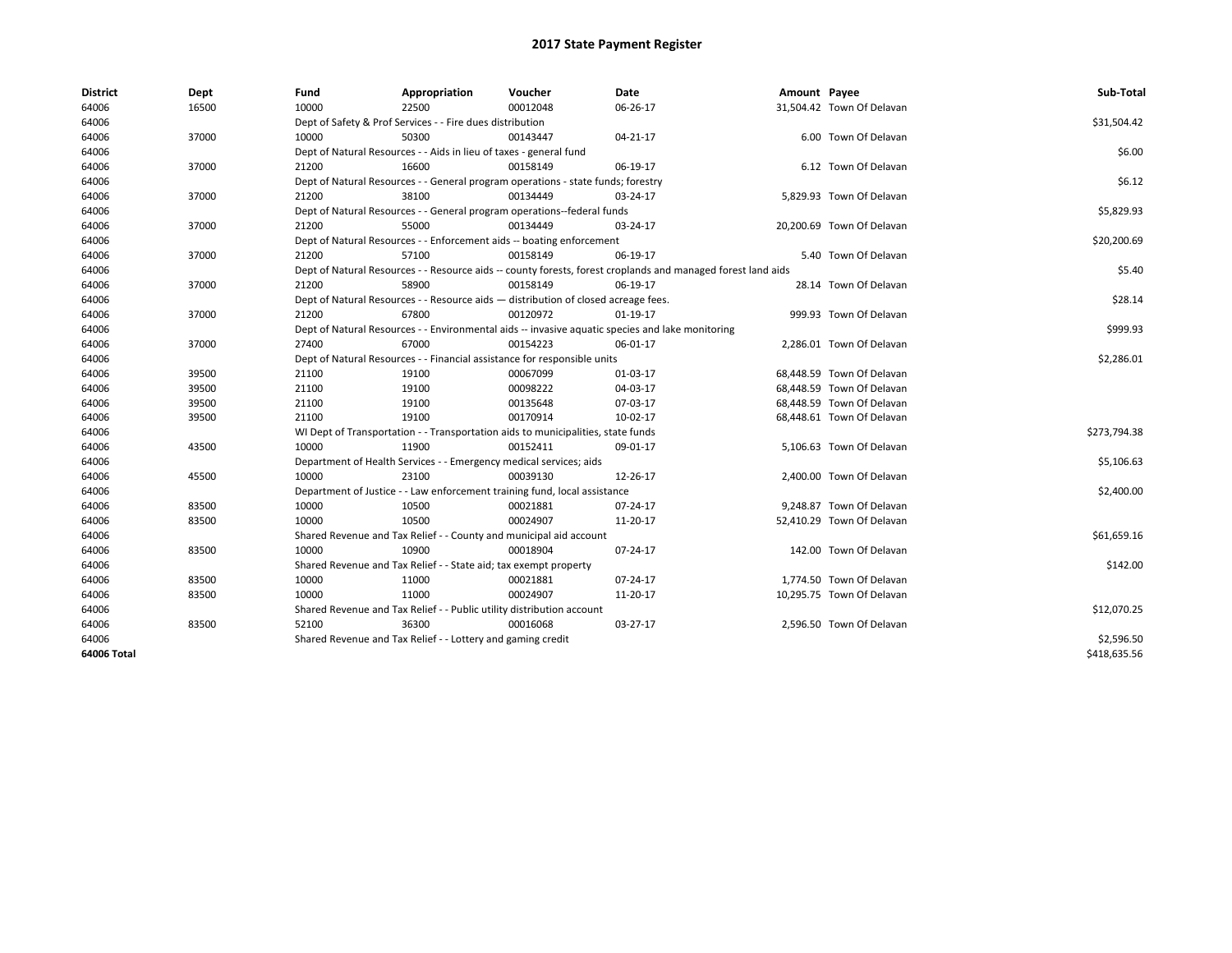# 2017 State Payment Register

| District | Dept | Fund | Appropriation | Voucher | Date | Amount | Payee | Sub-Total |
|---|---|---|---|---|---|---|---|---|
| 64006 | 16500 | 10000 | 22500 | 00012048 | 06-26-17 | 31,504.42 | Town Of Delavan | |
| 64006 | | Dept of Safety & Prof Services - - Fire dues distribution | | | | | | $31,504.42 |
| 64006 | 37000 | 10000 | 50300 | 00143447 | 04-21-17 | 6.00 | Town Of Delavan | |
| 64006 | | Dept of Natural Resources - - Aids in lieu of taxes - general fund | | | | | | $6.00 |
| 64006 | 37000 | 21200 | 16600 | 00158149 | 06-19-17 | 6.12 | Town Of Delavan | |
| 64006 | | Dept of Natural Resources - - General program operations - state funds; forestry | | | | | | $6.12 |
| 64006 | 37000 | 21200 | 38100 | 00134449 | 03-24-17 | 5,829.93 | Town Of Delavan | |
| 64006 | | Dept of Natural Resources - - General program operations--federal funds | | | | | | $5,829.93 |
| 64006 | 37000 | 21200 | 55000 | 00134449 | 03-24-17 | 20,200.69 | Town Of Delavan | |
| 64006 | | Dept of Natural Resources - - Enforcement aids -- boating enforcement | | | | | | $20,200.69 |
| 64006 | 37000 | 21200 | 57100 | 00158149 | 06-19-17 | 5.40 | Town Of Delavan | |
| 64006 | | Dept of Natural Resources - - Resource aids -- county forests, forest croplands and managed forest land aids | | | | | | $5.40 |
| 64006 | 37000 | 21200 | 58900 | 00158149 | 06-19-17 | 28.14 | Town Of Delavan | |
| 64006 | | Dept of Natural Resources - - Resource aids — distribution of closed acreage fees. | | | | | | $28.14 |
| 64006 | 37000 | 21200 | 67800 | 00120972 | 01-19-17 | 999.93 | Town Of Delavan | |
| 64006 | | Dept of Natural Resources - - Environmental aids -- invasive aquatic species and lake monitoring | | | | | | $999.93 |
| 64006 | 37000 | 27400 | 67000 | 00154223 | 06-01-17 | 2,286.01 | Town Of Delavan | |
| 64006 | | Dept of Natural Resources - - Financial assistance for responsible units | | | | | | $2,286.01 |
| 64006 | 39500 | 21100 | 19100 | 00067099 | 01-03-17 | 68,448.59 | Town Of Delavan | |
| 64006 | 39500 | 21100 | 19100 | 00098222 | 04-03-17 | 68,448.59 | Town Of Delavan | |
| 64006 | 39500 | 21100 | 19100 | 00135648 | 07-03-17 | 68,448.59 | Town Of Delavan | |
| 64006 | 39500 | 21100 | 19100 | 00170914 | 10-02-17 | 68,448.61 | Town Of Delavan | |
| 64006 | | WI Dept of Transportation - - Transportation aids to municipalities, state funds | | | | | | $273,794.38 |
| 64006 | 43500 | 10000 | 11900 | 00152411 | 09-01-17 | 5,106.63 | Town Of Delavan | |
| 64006 | | Department of Health Services - - Emergency medical services; aids | | | | | | $5,106.63 |
| 64006 | 45500 | 10000 | 23100 | 00039130 | 12-26-17 | 2,400.00 | Town Of Delavan | |
| 64006 | | Department of Justice - - Law enforcement training fund, local assistance | | | | | | $2,400.00 |
| 64006 | 83500 | 10000 | 10500 | 00021881 | 07-24-17 | 9,248.87 | Town Of Delavan | |
| 64006 | 83500 | 10000 | 10500 | 00024907 | 11-20-17 | 52,410.29 | Town Of Delavan | |
| 64006 | | Shared Revenue and Tax Relief - - County and municipal aid account | | | | | | $61,659.16 |
| 64006 | 83500 | 10000 | 10900 | 00018904 | 07-24-17 | 142.00 | Town Of Delavan | |
| 64006 | | Shared Revenue and Tax Relief - - State aid; tax exempt property | | | | | | $142.00 |
| 64006 | 83500 | 10000 | 11000 | 00021881 | 07-24-17 | 1,774.50 | Town Of Delavan | |
| 64006 | 83500 | 10000 | 11000 | 00024907 | 11-20-17 | 10,295.75 | Town Of Delavan | |
| 64006 | | Shared Revenue and Tax Relief - - Public utility distribution account | | | | | | $12,070.25 |
| 64006 | 83500 | 52100 | 36300 | 00016068 | 03-27-17 | 2,596.50 | Town Of Delavan | |
| 64006 | | Shared Revenue and Tax Relief - - Lottery and gaming credit | | | | | | $2,596.50 |
| **64006 Total** | | | | | | | | $418,635.56 |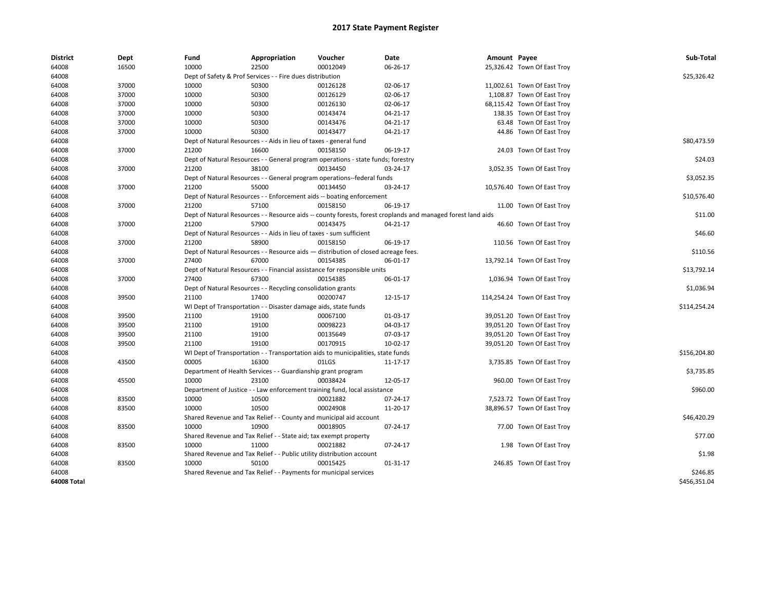# 2017 State Payment Register

| District | Dept | Fund | Appropriation | Voucher | Date | Amount | Payee | Sub-Total |
|---|---|---|---|---|---|---|---|---|
| 64008 | 16500 | 10000 | 22500 | 00012049 | 06-26-17 | 25,326.42 | Town Of East Troy | |
| 64008 | | Dept of Safety & Prof Services - - Fire dues distribution | | | | | | $25,326.42 |
| 64008 | 37000 | 10000 | 50300 | 00126128 | 02-06-17 | 11,002.61 | Town Of East Troy | |
| 64008 | 37000 | 10000 | 50300 | 00126129 | 02-06-17 | 1,108.87 | Town Of East Troy | |
| 64008 | 37000 | 10000 | 50300 | 00126130 | 02-06-17 | 68,115.42 | Town Of East Troy | |
| 64008 | 37000 | 10000 | 50300 | 00143474 | 04-21-17 | 138.35 | Town Of East Troy | |
| 64008 | 37000 | 10000 | 50300 | 00143476 | 04-21-17 | 63.48 | Town Of East Troy | |
| 64008 | 37000 | 10000 | 50300 | 00143477 | 04-21-17 | 44.86 | Town Of East Troy | |
| 64008 | | Dept of Natural Resources - - Aids in lieu of taxes - general fund | | | | | | $80,473.59 |
| 64008 | 37000 | 21200 | 16600 | 00158150 | 06-19-17 | 24.03 | Town Of East Troy | |
| 64008 | | Dept of Natural Resources - - General program operations - state funds; forestry | | | | | | $24.03 |
| 64008 | 37000 | 21200 | 38100 | 00134450 | 03-24-17 | 3,052.35 | Town Of East Troy | |
| 64008 | | Dept of Natural Resources - - General program operations--federal funds | | | | | | $3,052.35 |
| 64008 | 37000 | 21200 | 55000 | 00134450 | 03-24-17 | 10,576.40 | Town Of East Troy | |
| 64008 | | Dept of Natural Resources - - Enforcement aids -- boating enforcement | | | | | | $10,576.40 |
| 64008 | 37000 | 21200 | 57100 | 00158150 | 06-19-17 | 11.00 | Town Of East Troy | |
| 64008 | | Dept of Natural Resources - - Resource aids -- county forests, forest croplands and managed forest land aids | | | | | | $11.00 |
| 64008 | 37000 | 21200 | 57900 | 00143475 | 04-21-17 | 46.60 | Town Of East Troy | |
| 64008 | | Dept of Natural Resources - - Aids in lieu of taxes - sum sufficient | | | | | | $46.60 |
| 64008 | 37000 | 21200 | 58900 | 00158150 | 06-19-17 | 110.56 | Town Of East Troy | |
| 64008 | | Dept of Natural Resources - - Resource aids — distribution of closed acreage fees. | | | | | | $110.56 |
| 64008 | 37000 | 27400 | 67000 | 00154385 | 06-01-17 | 13,792.14 | Town Of East Troy | |
| 64008 | | Dept of Natural Resources - - Financial assistance for responsible units | | | | | | $13,792.14 |
| 64008 | 37000 | 27400 | 67300 | 00154385 | 06-01-17 | 1,036.94 | Town Of East Troy | |
| 64008 | | Dept of Natural Resources - - Recycling consolidation grants | | | | | | $1,036.94 |
| 64008 | 39500 | 21100 | 17400 | 00200747 | 12-15-17 | 114,254.24 | Town Of East Troy | |
| 64008 | | WI Dept of Transportation - - Disaster damage aids, state funds | | | | | | $114,254.24 |
| 64008 | 39500 | 21100 | 19100 | 00067100 | 01-03-17 | 39,051.20 | Town Of East Troy | |
| 64008 | 39500 | 21100 | 19100 | 00098223 | 04-03-17 | 39,051.20 | Town Of East Troy | |
| 64008 | 39500 | 21100 | 19100 | 00135649 | 07-03-17 | 39,051.20 | Town Of East Troy | |
| 64008 | 39500 | 21100 | 19100 | 00170915 | 10-02-17 | 39,051.20 | Town Of East Troy | |
| 64008 | | WI Dept of Transportation - - Transportation aids to municipalities, state funds | | | | | | $156,204.80 |
| 64008 | 43500 | 00005 | 16300 | 01LGS | 11-17-17 | 3,735.85 | Town Of East Troy | |
| 64008 | | Department of Health Services - - Guardianship grant program | | | | | | $3,735.85 |
| 64008 | 45500 | 10000 | 23100 | 00038424 | 12-05-17 | 960.00 | Town Of East Troy | |
| 64008 | | Department of Justice - - Law enforcement training fund, local assistance | | | | | | $960.00 |
| 64008 | 83500 | 10000 | 10500 | 00021882 | 07-24-17 | 7,523.72 | Town Of East Troy | |
| 64008 | 83500 | 10000 | 10500 | 00024908 | 11-20-17 | 38,896.57 | Town Of East Troy | |
| 64008 | | Shared Revenue and Tax Relief - - County and municipal aid account | | | | | | $46,420.29 |
| 64008 | 83500 | 10000 | 10900 | 00018905 | 07-24-17 | 77.00 | Town Of East Troy | |
| 64008 | | Shared Revenue and Tax Relief - - State aid; tax exempt property | | | | | | $77.00 |
| 64008 | 83500 | 10000 | 11000 | 00021882 | 07-24-17 | 1.98 | Town Of East Troy | |
| 64008 | | Shared Revenue and Tax Relief - - Public utility distribution account | | | | | | $1.98 |
| 64008 | 83500 | 10000 | 50100 | 00015425 | 01-31-17 | 246.85 | Town Of East Troy | |
| 64008 | | Shared Revenue and Tax Relief - - Payments for municipal services | | | | | | $246.85 |
| **64008 Total** | | | | | | | | $456,351.04 |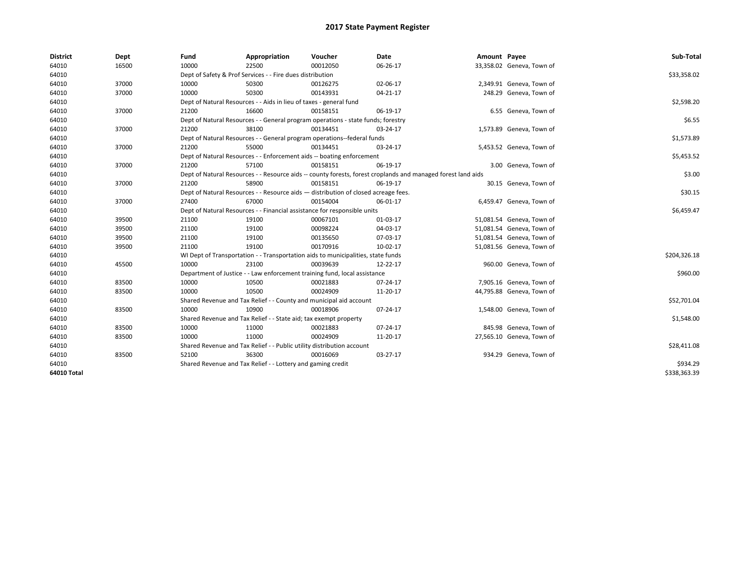# 2017 State Payment Register

| District | Dept | Fund | Appropriation | Voucher | Date | Amount | Payee | Sub-Total |
|---|---|---|---|---|---|---|---|---|
| 64010 | 16500 | 10000 | 22500 | 00012050 | 06-26-17 | 33,358.02 | Geneva, Town of | |
| 64010 | | Dept of Safety & Prof Services - - Fire dues distribution | | | | | | $33,358.02 |
| 64010 | 37000 | 10000 | 50300 | 00126275 | 02-06-17 | 2,349.91 | Geneva, Town of | |
| 64010 | 37000 | 10000 | 50300 | 00143931 | 04-21-17 | 248.29 | Geneva, Town of | |
| 64010 | | Dept of Natural Resources - - Aids in lieu of taxes - general fund | | | | | | $2,598.20 |
| 64010 | 37000 | 21200 | 16600 | 00158151 | 06-19-17 | 6.55 | Geneva, Town of | |
| 64010 | | Dept of Natural Resources - - General program operations - state funds; forestry | | | | | | $6.55 |
| 64010 | 37000 | 21200 | 38100 | 00134451 | 03-24-17 | 1,573.89 | Geneva, Town of | |
| 64010 | | Dept of Natural Resources - - General program operations--federal funds | | | | | | $1,573.89 |
| 64010 | 37000 | 21200 | 55000 | 00134451 | 03-24-17 | 5,453.52 | Geneva, Town of | |
| 64010 | | Dept of Natural Resources - - Enforcement aids -- boating enforcement | | | | | | $5,453.52 |
| 64010 | 37000 | 21200 | 57100 | 00158151 | 06-19-17 | 3.00 | Geneva, Town of | |
| 64010 | | Dept of Natural Resources - - Resource aids -- county forests, forest croplands and managed forest land aids | | | | | | $3.00 |
| 64010 | 37000 | 21200 | 58900 | 00158151 | 06-19-17 | 30.15 | Geneva, Town of | |
| 64010 | | Dept of Natural Resources - - Resource aids — distribution of closed acreage fees. | | | | | | $30.15 |
| 64010 | 37000 | 27400 | 67000 | 00154004 | 06-01-17 | 6,459.47 | Geneva, Town of | |
| 64010 | | Dept of Natural Resources - - Financial assistance for responsible units | | | | | | $6,459.47 |
| 64010 | 39500 | 21100 | 19100 | 00067101 | 01-03-17 | 51,081.54 | Geneva, Town of | |
| 64010 | 39500 | 21100 | 19100 | 00098224 | 04-03-17 | 51,081.54 | Geneva, Town of | |
| 64010 | 39500 | 21100 | 19100 | 00135650 | 07-03-17 | 51,081.54 | Geneva, Town of | |
| 64010 | 39500 | 21100 | 19100 | 00170916 | 10-02-17 | 51,081.56 | Geneva, Town of | |
| 64010 | | WI Dept of Transportation - - Transportation aids to municipalities, state funds | | | | | | $204,326.18 |
| 64010 | 45500 | 10000 | 23100 | 00039639 | 12-22-17 | 960.00 | Geneva, Town of | |
| 64010 | | Department of Justice - - Law enforcement training fund, local assistance | | | | | | $960.00 |
| 64010 | 83500 | 10000 | 10500 | 00021883 | 07-24-17 | 7,905.16 | Geneva, Town of | |
| 64010 | 83500 | 10000 | 10500 | 00024909 | 11-20-17 | 44,795.88 | Geneva, Town of | |
| 64010 | | Shared Revenue and Tax Relief - - County and municipal aid account | | | | | | $52,701.04 |
| 64010 | 83500 | 10000 | 10900 | 00018906 | 07-24-17 | 1,548.00 | Geneva, Town of | |
| 64010 | | Shared Revenue and Tax Relief - - State aid; tax exempt property | | | | | | $1,548.00 |
| 64010 | 83500 | 10000 | 11000 | 00021883 | 07-24-17 | 845.98 | Geneva, Town of | |
| 64010 | 83500 | 10000 | 11000 | 00024909 | 11-20-17 | 27,565.10 | Geneva, Town of | |
| 64010 | | Shared Revenue and Tax Relief - - Public utility distribution account | | | | | | $28,411.08 |
| 64010 | 83500 | 52100 | 36300 | 00016069 | 03-27-17 | 934.29 | Geneva, Town of | |
| 64010 | | Shared Revenue and Tax Relief - - Lottery and gaming credit | | | | | | $934.29 |
| **64010 Total** | | | | | | | | $338,363.39 |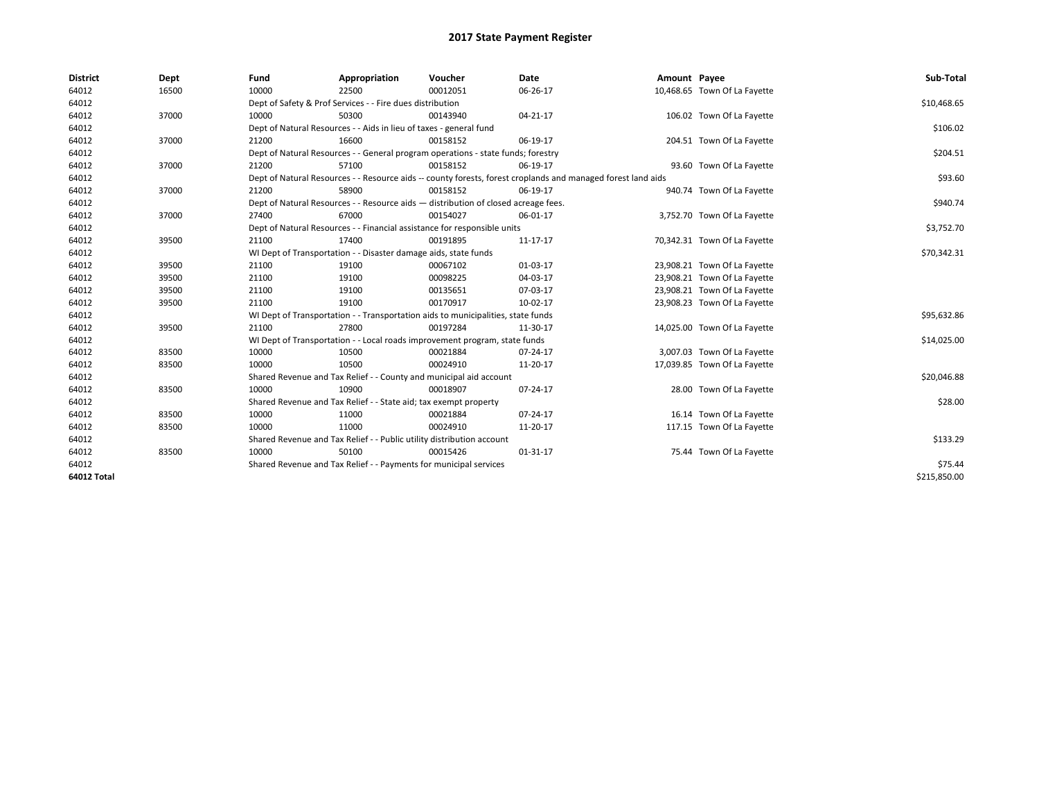# 2017 State Payment Register

| District | Dept | Fund | Appropriation | Voucher | Date | Amount | Payee | Sub-Total |
|---|---|---|---|---|---|---|---|---|
| 64012 | 16500 | 10000 | 22500 | 00012051 | 06-26-17 | 10,468.65 | Town Of La Fayette | |
| 64012 | | Dept of Safety & Prof Services - - Fire dues distribution | | | | | | $10,468.65 |
| 64012 | 37000 | 10000 | 50300 | 00143940 | 04-21-17 | 106.02 | Town Of La Fayette | |
| 64012 | | Dept of Natural Resources - - Aids in lieu of taxes - general fund | | | | | | $106.02 |
| 64012 | 37000 | 21200 | 16600 | 00158152 | 06-19-17 | 204.51 | Town Of La Fayette | |
| 64012 | | Dept of Natural Resources - - General program operations - state funds; forestry | | | | | | $204.51 |
| 64012 | 37000 | 21200 | 57100 | 00158152 | 06-19-17 | 93.60 | Town Of La Fayette | |
| 64012 | | Dept of Natural Resources - - Resource aids -- county forests, forest croplands and managed forest land aids | | | | | | $93.60 |
| 64012 | 37000 | 21200 | 58900 | 00158152 | 06-19-17 | 940.74 | Town Of La Fayette | |
| 64012 | | Dept of Natural Resources - - Resource aids — distribution of closed acreage fees. | | | | | | $940.74 |
| 64012 | 37000 | 27400 | 67000 | 00154027 | 06-01-17 | 3,752.70 | Town Of La Fayette | |
| 64012 | | Dept of Natural Resources - - Financial assistance for responsible units | | | | | | $3,752.70 |
| 64012 | 39500 | 21100 | 17400 | 00191895 | 11-17-17 | 70,342.31 | Town Of La Fayette | |
| 64012 | | WI Dept of Transportation - - Disaster damage aids, state funds | | | | | | $70,342.31 |
| 64012 | 39500 | 21100 | 19100 | 00067102 | 01-03-17 | 23,908.21 | Town Of La Fayette | |
| 64012 | 39500 | 21100 | 19100 | 00098225 | 04-03-17 | 23,908.21 | Town Of La Fayette | |
| 64012 | 39500 | 21100 | 19100 | 00135651 | 07-03-17 | 23,908.21 | Town Of La Fayette | |
| 64012 | 39500 | 21100 | 19100 | 00170917 | 10-02-17 | 23,908.23 | Town Of La Fayette | |
| 64012 | | WI Dept of Transportation - - Transportation aids to municipalities, state funds | | | | | | $95,632.86 |
| 64012 | 39500 | 21100 | 27800 | 00197284 | 11-30-17 | 14,025.00 | Town Of La Fayette | |
| 64012 | | WI Dept of Transportation - - Local roads improvement program, state funds | | | | | | $14,025.00 |
| 64012 | 83500 | 10000 | 10500 | 00021884 | 07-24-17 | 3,007.03 | Town Of La Fayette | |
| 64012 | 83500 | 10000 | 10500 | 00024910 | 11-20-17 | 17,039.85 | Town Of La Fayette | |
| 64012 | | Shared Revenue and Tax Relief - - County and municipal aid account | | | | | | $20,046.88 |
| 64012 | 83500 | 10000 | 10900 | 00018907 | 07-24-17 | 28.00 | Town Of La Fayette | |
| 64012 | | Shared Revenue and Tax Relief - - State aid; tax exempt property | | | | | | $28.00 |
| 64012 | 83500 | 10000 | 11000 | 00021884 | 07-24-17 | 16.14 | Town Of La Fayette | |
| 64012 | 83500 | 10000 | 11000 | 00024910 | 11-20-17 | 117.15 | Town Of La Fayette | |
| 64012 | | Shared Revenue and Tax Relief - - Public utility distribution account | | | | | | $133.29 |
| 64012 | 83500 | 10000 | 50100 | 00015426 | 01-31-17 | 75.44 | Town Of La Fayette | |
| 64012 | | Shared Revenue and Tax Relief - - Payments for municipal services | | | | | | $75.44 |
| 64012 Total | | | | | | | | $215,850.00 |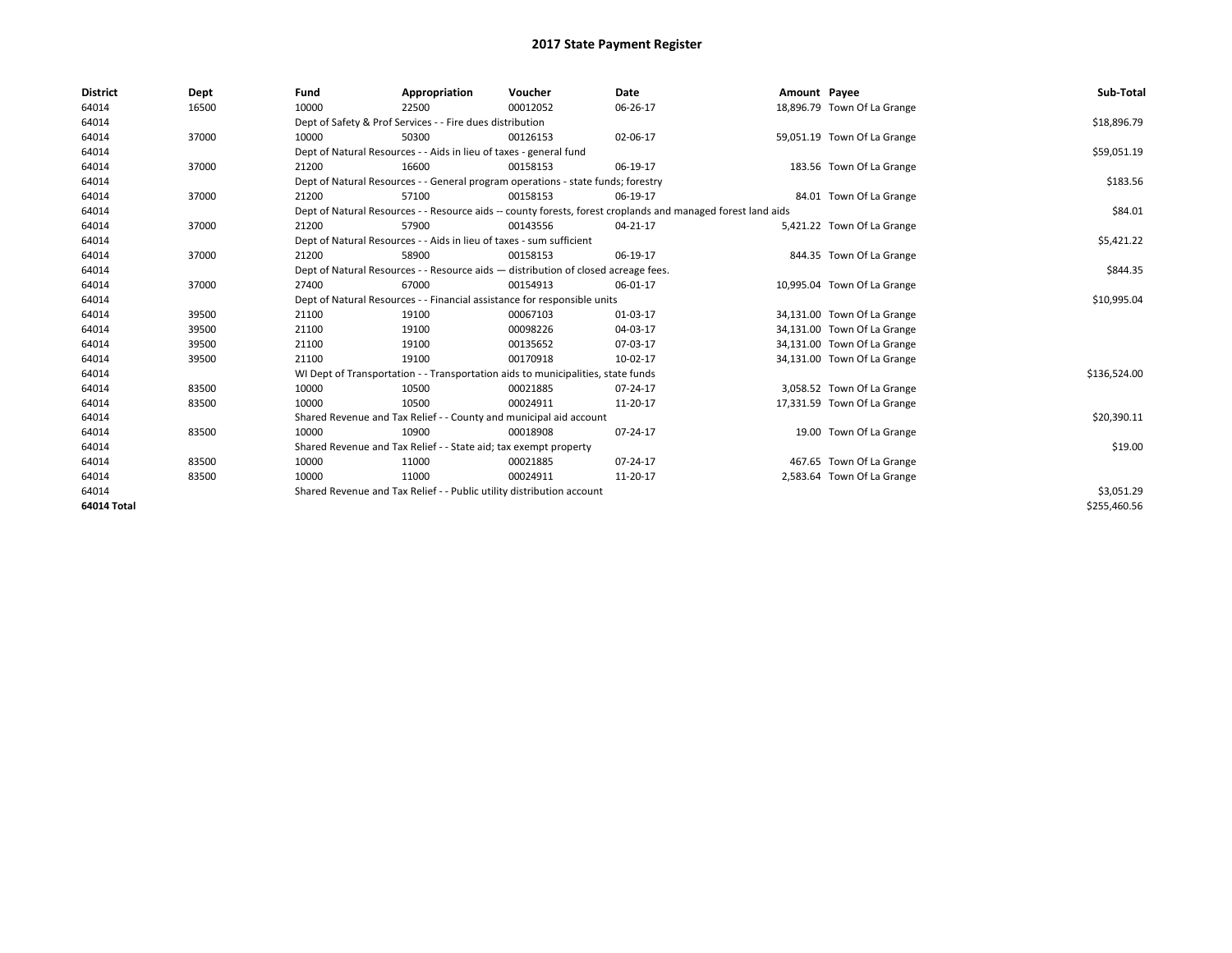# 2017 State Payment Register

| District | Dept | Fund | Appropriation | Voucher | Date | Amount | Payee | Sub-Total |
|---|---|---|---|---|---|---|---|---|
| 64014 | 16500 | 10000 | 22500 | 00012052 | 06-26-17 | 18,896.79 | Town Of La Grange | |
| 64014 | | Dept of Safety & Prof Services - - Fire dues distribution | | | | | | $18,896.79 |
| 64014 | 37000 | 10000 | 50300 | 00126153 | 02-06-17 | 59,051.19 | Town Of La Grange | |
| 64014 | | Dept of Natural Resources - - Aids in lieu of taxes - general fund | | | | | | $59,051.19 |
| 64014 | 37000 | 21200 | 16600 | 00158153 | 06-19-17 | 183.56 | Town Of La Grange | |
| 64014 | | Dept of Natural Resources - - General program operations - state funds; forestry | | | | | | $183.56 |
| 64014 | 37000 | 21200 | 57100 | 00158153 | 06-19-17 | 84.01 | Town Of La Grange | |
| 64014 | | Dept of Natural Resources - - Resource aids -- county forests, forest croplands and managed forest land aids | | | | | | $84.01 |
| 64014 | 37000 | 21200 | 57900 | 00143556 | 04-21-17 | 5,421.22 | Town Of La Grange | |
| 64014 | | Dept of Natural Resources - - Aids in lieu of taxes - sum sufficient | | | | | | $5,421.22 |
| 64014 | 37000 | 21200 | 58900 | 00158153 | 06-19-17 | 844.35 | Town Of La Grange | |
| 64014 | | Dept of Natural Resources - - Resource aids — distribution of closed acreage fees. | | | | | | $844.35 |
| 64014 | 37000 | 27400 | 67000 | 00154913 | 06-01-17 | 10,995.04 | Town Of La Grange | |
| 64014 | | Dept of Natural Resources - - Financial assistance for responsible units | | | | | | $10,995.04 |
| 64014 | 39500 | 21100 | 19100 | 00067103 | 01-03-17 | 34,131.00 | Town Of La Grange | |
| 64014 | 39500 | 21100 | 19100 | 00098226 | 04-03-17 | 34,131.00 | Town Of La Grange | |
| 64014 | 39500 | 21100 | 19100 | 00135652 | 07-03-17 | 34,131.00 | Town Of La Grange | |
| 64014 | 39500 | 21100 | 19100 | 00170918 | 10-02-17 | 34,131.00 | Town Of La Grange | |
| 64014 | | WI Dept of Transportation - - Transportation aids to municipalities, state funds | | | | | | $136,524.00 |
| 64014 | 83500 | 10000 | 10500 | 00021885 | 07-24-17 | 3,058.52 | Town Of La Grange | |
| 64014 | 83500 | 10000 | 10500 | 00024911 | 11-20-17 | 17,331.59 | Town Of La Grange | |
| 64014 | | Shared Revenue and Tax Relief - - County and municipal aid account | | | | | | $20,390.11 |
| 64014 | 83500 | 10000 | 10900 | 00018908 | 07-24-17 | 19.00 | Town Of La Grange | |
| 64014 | | Shared Revenue and Tax Relief - - State aid; tax exempt property | | | | | | $19.00 |
| 64014 | 83500 | 10000 | 11000 | 00021885 | 07-24-17 | 467.65 | Town Of La Grange | |
| 64014 | 83500 | 10000 | 11000 | 00024911 | 11-20-17 | 2,583.64 | Town Of La Grange | |
| 64014 | | Shared Revenue and Tax Relief - - Public utility distribution account | | | | | | $3,051.29 |
| 64014 Total | | | | | | | | $255,460.56 |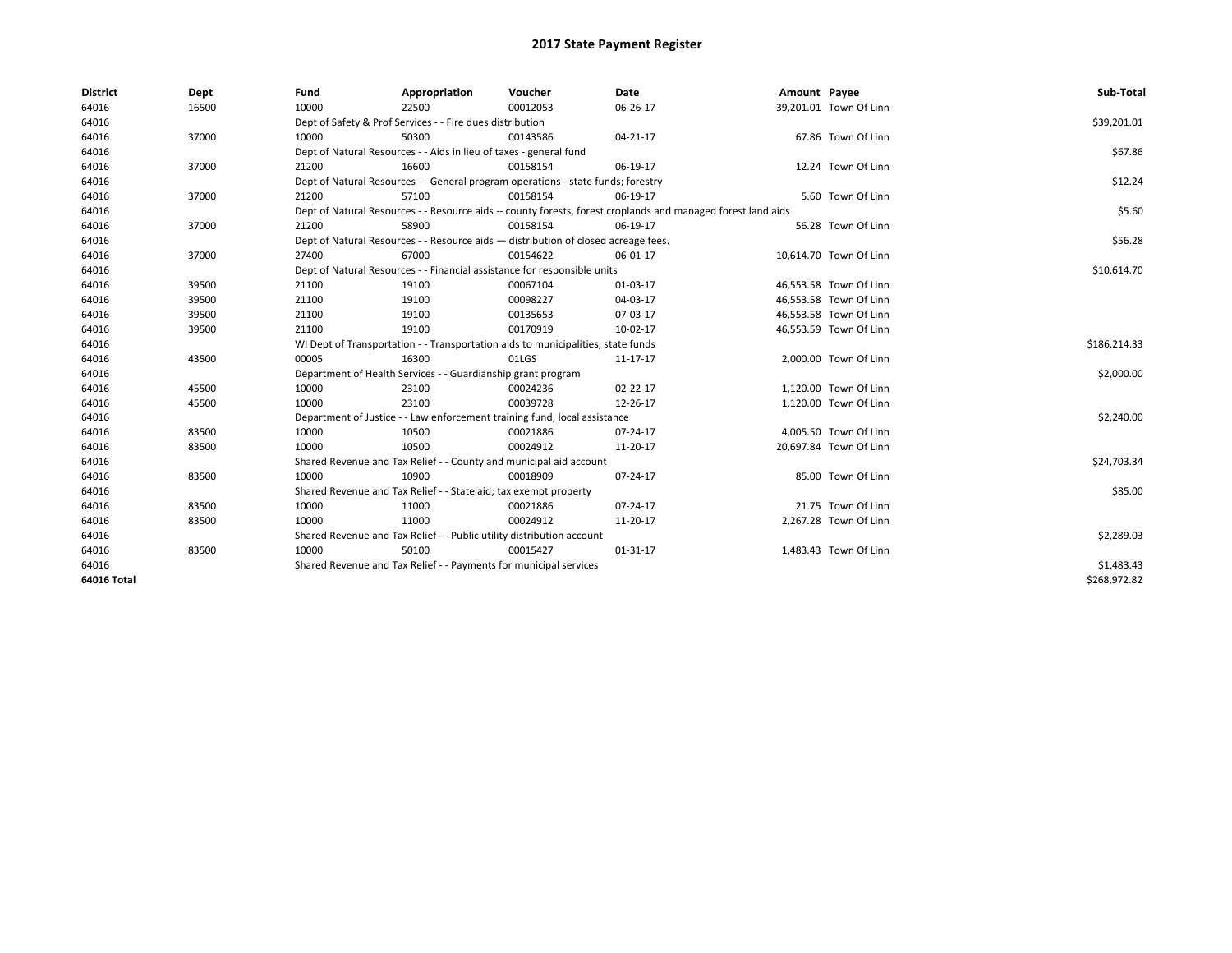# 2017 State Payment Register

| District | Dept | Fund | Appropriation | Voucher | Date | Amount | Payee | Sub-Total |
|---|---|---|---|---|---|---|---|---|
| 64016 | 16500 | 10000 | 22500 | 00012053 | 06-26-17 | 39,201.01 | Town Of Linn | |
| 64016 | | Dept of Safety & Prof Services - - Fire dues distribution | | | | | | $39,201.01 |
| 64016 | 37000 | 10000 | 50300 | 00143586 | 04-21-17 | 67.86 | Town Of Linn | |
| 64016 | | Dept of Natural Resources - - Aids in lieu of taxes - general fund | | | | | | $67.86 |
| 64016 | 37000 | 21200 | 16600 | 00158154 | 06-19-17 | 12.24 | Town Of Linn | |
| 64016 | | Dept of Natural Resources - - General program operations - state funds; forestry | | | | | | $12.24 |
| 64016 | 37000 | 21200 | 57100 | 00158154 | 06-19-17 | 5.60 | Town Of Linn | |
| 64016 | | Dept of Natural Resources - - Resource aids -- county forests, forest croplands and managed forest land aids | | | | | | $5.60 |
| 64016 | 37000 | 21200 | 58900 | 00158154 | 06-19-17 | 56.28 | Town Of Linn | |
| 64016 | | Dept of Natural Resources - - Resource aids — distribution of closed acreage fees. | | | | | | $56.28 |
| 64016 | 37000 | 27400 | 67000 | 00154622 | 06-01-17 | 10,614.70 | Town Of Linn | |
| 64016 | | Dept of Natural Resources - - Financial assistance for responsible units | | | | | | $10,614.70 |
| 64016 | 39500 | 21100 | 19100 | 00067104 | 01-03-17 | 46,553.58 | Town Of Linn | |
| 64016 | 39500 | 21100 | 19100 | 00098227 | 04-03-17 | 46,553.58 | Town Of Linn | |
| 64016 | 39500 | 21100 | 19100 | 00135653 | 07-03-17 | 46,553.58 | Town Of Linn | |
| 64016 | 39500 | 21100 | 19100 | 00170919 | 10-02-17 | 46,553.59 | Town Of Linn | |
| 64016 | | WI Dept of Transportation - - Transportation aids to municipalities, state funds | | | | | | $186,214.33 |
| 64016 | 43500 | 00005 | 16300 | 01LGS | 11-17-17 | 2,000.00 | Town Of Linn | |
| 64016 | | Department of Health Services - - Guardianship grant program | | | | | | $2,000.00 |
| 64016 | 45500 | 10000 | 23100 | 00024236 | 02-22-17 | 1,120.00 | Town Of Linn | |
| 64016 | 45500 | 10000 | 23100 | 00039728 | 12-26-17 | 1,120.00 | Town Of Linn | |
| 64016 | | Department of Justice - - Law enforcement training fund, local assistance | | | | | | $2,240.00 |
| 64016 | 83500 | 10000 | 10500 | 00021886 | 07-24-17 | 4,005.50 | Town Of Linn | |
| 64016 | 83500 | 10000 | 10500 | 00024912 | 11-20-17 | 20,697.84 | Town Of Linn | |
| 64016 | | Shared Revenue and Tax Relief - - County and municipal aid account | | | | | | $24,703.34 |
| 64016 | 83500 | 10000 | 10900 | 00018909 | 07-24-17 | 85.00 | Town Of Linn | |
| 64016 | | Shared Revenue and Tax Relief - - State aid; tax exempt property | | | | | | $85.00 |
| 64016 | 83500 | 10000 | 11000 | 00021886 | 07-24-17 | 21.75 | Town Of Linn | |
| 64016 | 83500 | 10000 | 11000 | 00024912 | 11-20-17 | 2,267.28 | Town Of Linn | |
| 64016 | | Shared Revenue and Tax Relief - - Public utility distribution account | | | | | | $2,289.03 |
| 64016 | 83500 | 10000 | 50100 | 00015427 | 01-31-17 | 1,483.43 | Town Of Linn | |
| 64016 | | Shared Revenue and Tax Relief - - Payments for municipal services | | | | | | $1,483.43 |
| 64016 Total | | | | | | | | $268,972.82 |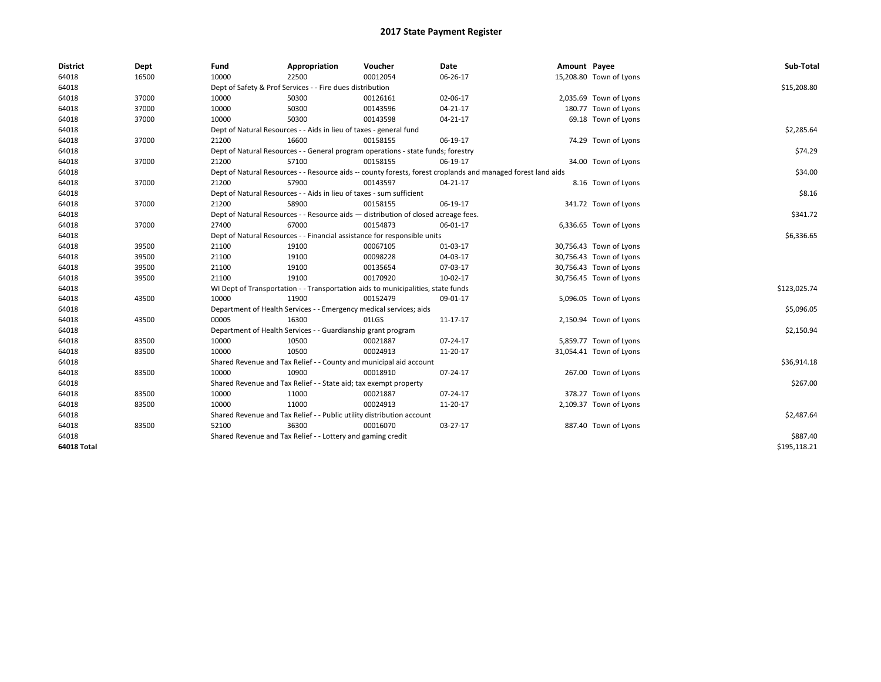# 2017 State Payment Register

| District | Dept | Fund | Appropriation | Voucher | Date | Amount | Payee | Sub-Total |
|---|---|---|---|---|---|---|---|---|
| 64018 | 16500 | 10000 | 22500 | 00012054 | 06-26-17 | 15,208.80 | Town of Lyons | |
| 64018 | | Dept of Safety & Prof Services - - Fire dues distribution | | | | | | $15,208.80 |
| 64018 | 37000 | 10000 | 50300 | 00126161 | 02-06-17 | 2,035.69 | Town of Lyons | |
| 64018 | 37000 | 10000 | 50300 | 00143596 | 04-21-17 | 180.77 | Town of Lyons | |
| 64018 | 37000 | 10000 | 50300 | 00143598 | 04-21-17 | 69.18 | Town of Lyons | |
| 64018 | | Dept of Natural Resources - - Aids in lieu of taxes - general fund | | | | | | $2,285.64 |
| 64018 | 37000 | 21200 | 16600 | 00158155 | 06-19-17 | 74.29 | Town of Lyons | |
| 64018 | | Dept of Natural Resources - - General program operations - state funds; forestry | | | | | | $74.29 |
| 64018 | 37000 | 21200 | 57100 | 00158155 | 06-19-17 | 34.00 | Town of Lyons | |
| 64018 | | Dept of Natural Resources - - Resource aids -- county forests, forest croplands and managed forest land aids | | | | | | $34.00 |
| 64018 | 37000 | 21200 | 57900 | 00143597 | 04-21-17 | 8.16 | Town of Lyons | |
| 64018 | | Dept of Natural Resources - - Aids in lieu of taxes - sum sufficient | | | | | | $8.16 |
| 64018 | 37000 | 21200 | 58900 | 00158155 | 06-19-17 | 341.72 | Town of Lyons | |
| 64018 | | Dept of Natural Resources - - Resource aids — distribution of closed acreage fees. | | | | | | $341.72 |
| 64018 | 37000 | 27400 | 67000 | 00154873 | 06-01-17 | 6,336.65 | Town of Lyons | |
| 64018 | | Dept of Natural Resources - - Financial assistance for responsible units | | | | | | $6,336.65 |
| 64018 | 39500 | 21100 | 19100 | 00067105 | 01-03-17 | 30,756.43 | Town of Lyons | |
| 64018 | 39500 | 21100 | 19100 | 00098228 | 04-03-17 | 30,756.43 | Town of Lyons | |
| 64018 | 39500 | 21100 | 19100 | 00135654 | 07-03-17 | 30,756.43 | Town of Lyons | |
| 64018 | 39500 | 21100 | 19100 | 00170920 | 10-02-17 | 30,756.45 | Town of Lyons | |
| 64018 | | WI Dept of Transportation - - Transportation aids to municipalities, state funds | | | | | | $123,025.74 |
| 64018 | 43500 | 10000 | 11900 | 00152479 | 09-01-17 | 5,096.05 | Town of Lyons | |
| 64018 | | Department of Health Services - - Emergency medical services; aids | | | | | | $5,096.05 |
| 64018 | 43500 | 00005 | 16300 | 01LGS | 11-17-17 | 2,150.94 | Town of Lyons | |
| 64018 | | Department of Health Services - - Guardianship grant program | | | | | | $2,150.94 |
| 64018 | 83500 | 10000 | 10500 | 00021887 | 07-24-17 | 5,859.77 | Town of Lyons | |
| 64018 | 83500 | 10000 | 10500 | 00024913 | 11-20-17 | 31,054.41 | Town of Lyons | |
| 64018 | | Shared Revenue and Tax Relief - - County and municipal aid account | | | | | | $36,914.18 |
| 64018 | 83500 | 10000 | 10900 | 00018910 | 07-24-17 | 267.00 | Town of Lyons | |
| 64018 | | Shared Revenue and Tax Relief - - State aid; tax exempt property | | | | | | $267.00 |
| 64018 | 83500 | 10000 | 11000 | 00021887 | 07-24-17 | 378.27 | Town of Lyons | |
| 64018 | 83500 | 10000 | 11000 | 00024913 | 11-20-17 | 2,109.37 | Town of Lyons | |
| 64018 | | Shared Revenue and Tax Relief - - Public utility distribution account | | | | | | $2,487.64 |
| 64018 | 83500 | 52100 | 36300 | 00016070 | 03-27-17 | 887.40 | Town of Lyons | |
| 64018 | | Shared Revenue and Tax Relief - - Lottery and gaming credit | | | | | | $887.40 |
| **64018 Total** | | | | | | | | $195,118.21 |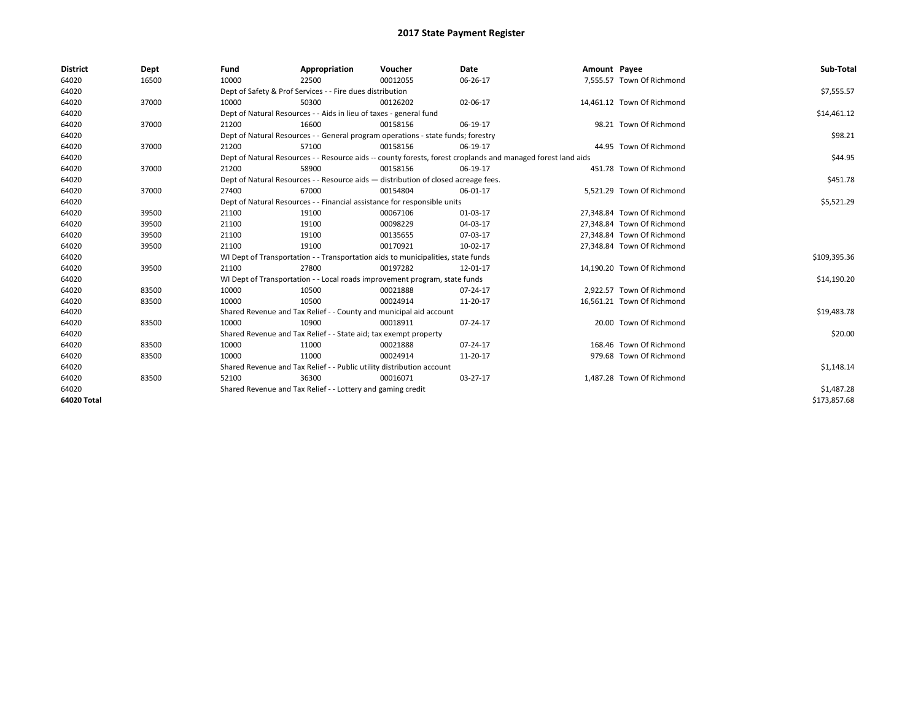# 2017 State Payment Register

| District | Dept | Fund | Appropriation | Voucher | Date | Amount | Payee | Sub-Total |
|---|---|---|---|---|---|---|---|---|
| 64020 | 16500 | 10000 | 22500 | 00012055 | 06-26-17 | 7,555.57 | Town Of Richmond | |
| 64020 | | Dept of Safety & Prof Services - - Fire dues distribution | | | | | | $7,555.57 |
| 64020 | 37000 | 10000 | 50300 | 00126202 | 02-06-17 | 14,461.12 | Town Of Richmond | |
| 64020 | | Dept of Natural Resources - - Aids in lieu of taxes - general fund | | | | | | $14,461.12 |
| 64020 | 37000 | 21200 | 16600 | 00158156 | 06-19-17 | 98.21 | Town Of Richmond | |
| 64020 | | Dept of Natural Resources - - General program operations - state funds; forestry | | | | | | $98.21 |
| 64020 | 37000 | 21200 | 57100 | 00158156 | 06-19-17 | 44.95 | Town Of Richmond | |
| 64020 | | Dept of Natural Resources - - Resource aids -- county forests, forest croplands and managed forest land aids | | | | | | $44.95 |
| 64020 | 37000 | 21200 | 58900 | 00158156 | 06-19-17 | 451.78 | Town Of Richmond | |
| 64020 | | Dept of Natural Resources - - Resource aids — distribution of closed acreage fees. | | | | | | $451.78 |
| 64020 | 37000 | 27400 | 67000 | 00154804 | 06-01-17 | 5,521.29 | Town Of Richmond | |
| 64020 | | Dept of Natural Resources - - Financial assistance for responsible units | | | | | | $5,521.29 |
| 64020 | 39500 | 21100 | 19100 | 00067106 | 01-03-17 | 27,348.84 | Town Of Richmond | |
| 64020 | 39500 | 21100 | 19100 | 00098229 | 04-03-17 | 27,348.84 | Town Of Richmond | |
| 64020 | 39500 | 21100 | 19100 | 00135655 | 07-03-17 | 27,348.84 | Town Of Richmond | |
| 64020 | 39500 | 21100 | 19100 | 00170921 | 10-02-17 | 27,348.84 | Town Of Richmond | |
| 64020 | | WI Dept of Transportation - - Transportation aids to municipalities, state funds | | | | | | $109,395.36 |
| 64020 | 39500 | 21100 | 27800 | 00197282 | 12-01-17 | 14,190.20 | Town Of Richmond | |
| 64020 | | WI Dept of Transportation - - Local roads improvement program, state funds | | | | | | $14,190.20 |
| 64020 | 83500 | 10000 | 10500 | 00021888 | 07-24-17 | 2,922.57 | Town Of Richmond | |
| 64020 | 83500 | 10000 | 10500 | 00024914 | 11-20-17 | 16,561.21 | Town Of Richmond | |
| 64020 | | Shared Revenue and Tax Relief - - County and municipal aid account | | | | | | $19,483.78 |
| 64020 | 83500 | 10000 | 10900 | 00018911 | 07-24-17 | 20.00 | Town Of Richmond | |
| 64020 | | Shared Revenue and Tax Relief - - State aid; tax exempt property | | | | | | $20.00 |
| 64020 | 83500 | 10000 | 11000 | 00021888 | 07-24-17 | 168.46 | Town Of Richmond | |
| 64020 | 83500 | 10000 | 11000 | 00024914 | 11-20-17 | 979.68 | Town Of Richmond | |
| 64020 | | Shared Revenue and Tax Relief - - Public utility distribution account | | | | | | $1,148.14 |
| 64020 | 83500 | 52100 | 36300 | 00016071 | 03-27-17 | 1,487.28 | Town Of Richmond | |
| 64020 | | Shared Revenue and Tax Relief - - Lottery and gaming credit | | | | | | $1,487.28 |
| 64020 Total | | | | | | | | $173,857.68 |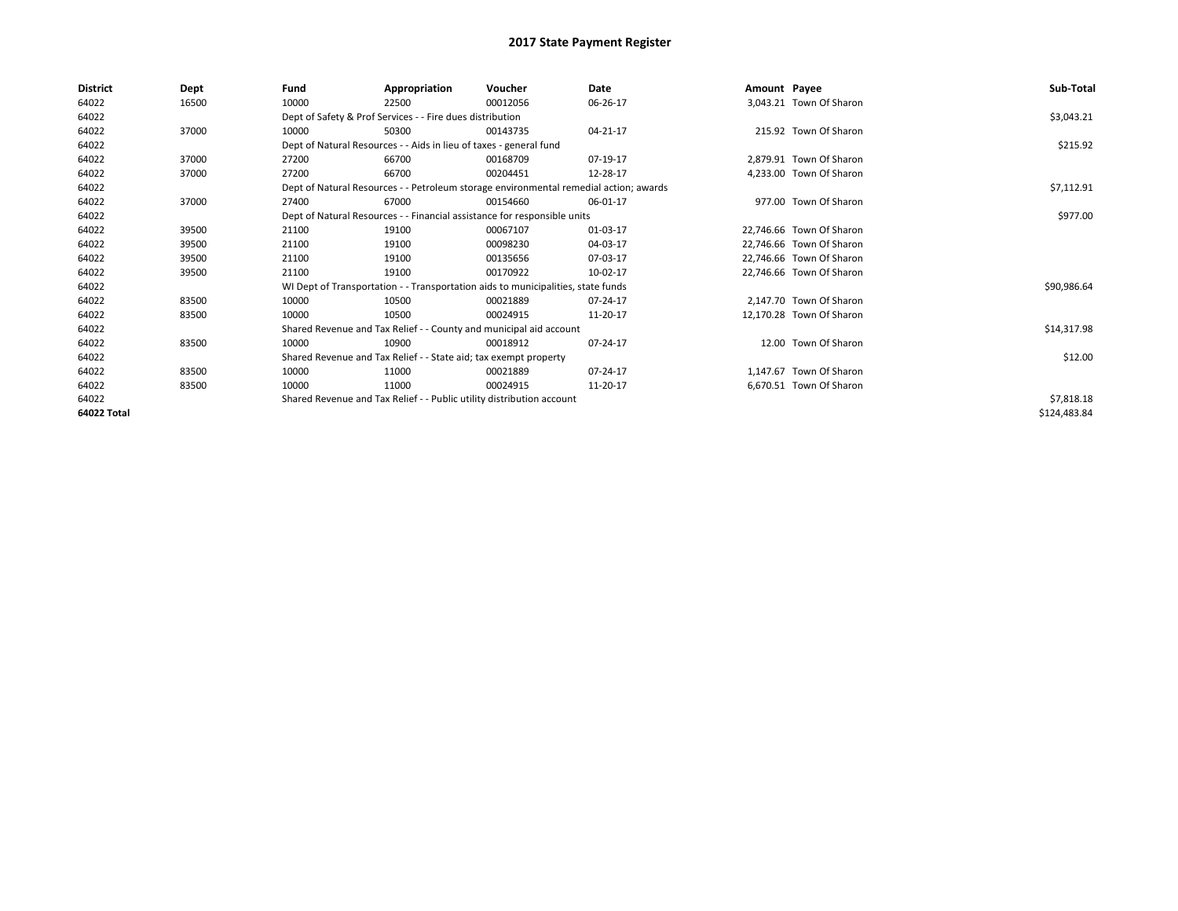# 2017 State Payment Register

| District | Dept | Fund | Appropriation | Voucher | Date | Amount | Payee | Sub-Total |
|---|---|---|---|---|---|---|---|---|
| 64022 | 16500 | 10000 | 22500 | 00012056 | 06-26-17 | 3,043.21 | Town Of Sharon | |
| 64022 | | Dept of Safety & Prof Services - - Fire dues distribution | | | | | | $3,043.21 |
| 64022 | 37000 | 10000 | 50300 | 00143735 | 04-21-17 | 215.92 | Town Of Sharon | |
| 64022 | | Dept of Natural Resources - - Aids in lieu of taxes - general fund | | | | | | $215.92 |
| 64022 | 37000 | 27200 | 66700 | 00168709 | 07-19-17 | 2,879.91 | Town Of Sharon | |
| 64022 | 37000 | 27200 | 66700 | 00204451 | 12-28-17 | 4,233.00 | Town Of Sharon | |
| 64022 | | Dept of Natural Resources - - Petroleum storage environmental remedial action; awards | | | | | | $7,112.91 |
| 64022 | 37000 | 27400 | 67000 | 00154660 | 06-01-17 | 977.00 | Town Of Sharon | |
| 64022 | | Dept of Natural Resources - - Financial assistance for responsible units | | | | | | $977.00 |
| 64022 | 39500 | 21100 | 19100 | 00067107 | 01-03-17 | 22,746.66 | Town Of Sharon | |
| 64022 | 39500 | 21100 | 19100 | 00098230 | 04-03-17 | 22,746.66 | Town Of Sharon | |
| 64022 | 39500 | 21100 | 19100 | 00135656 | 07-03-17 | 22,746.66 | Town Of Sharon | |
| 64022 | 39500 | 21100 | 19100 | 00170922 | 10-02-17 | 22,746.66 | Town Of Sharon | |
| 64022 | | WI Dept of Transportation - - Transportation aids to municipalities, state funds | | | | | | $90,986.64 |
| 64022 | 83500 | 10000 | 10500 | 00021889 | 07-24-17 | 2,147.70 | Town Of Sharon | |
| 64022 | 83500 | 10000 | 10500 | 00024915 | 11-20-17 | 12,170.28 | Town Of Sharon | |
| 64022 | | Shared Revenue and Tax Relief - - County and municipal aid account | | | | | | $14,317.98 |
| 64022 | 83500 | 10000 | 10900 | 00018912 | 07-24-17 | 12.00 | Town Of Sharon | |
| 64022 | | Shared Revenue and Tax Relief - - State aid; tax exempt property | | | | | | $12.00 |
| 64022 | 83500 | 10000 | 11000 | 00021889 | 07-24-17 | 1,147.67 | Town Of Sharon | |
| 64022 | 83500 | 10000 | 11000 | 00024915 | 11-20-17 | 6,670.51 | Town Of Sharon | |
| 64022 | | Shared Revenue and Tax Relief - - Public utility distribution account | | | | | | $7,818.18 |
| 64022 Total | | | | | | | | $124,483.84 |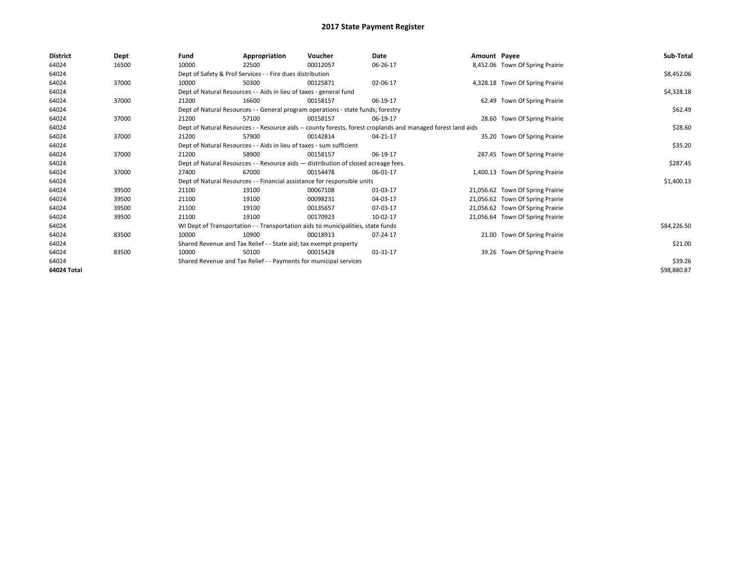# 2017 State Payment Register

| District | Dept | Fund | Appropriation | Voucher | Date | Amount | Payee | Sub-Total |
|---|---|---|---|---|---|---|---|---|
| 64024 | 16500 | 10000 | 22500 | 00012057 | 06-26-17 | 8,452.06 | Town Of Spring Prairie | |
| 64024 | | Dept of Safety & Prof Services - - Fire dues distribution | | | | | | $8,452.06 |
| 64024 | 37000 | 10000 | 50300 | 00125871 | 02-06-17 | 4,328.18 | Town Of Spring Prairie | |
| 64024 | | Dept of Natural Resources - - Aids in lieu of taxes - general fund | | | | | | $4,328.18 |
| 64024 | 37000 | 21200 | 16600 | 00158157 | 06-19-17 | 62.49 | Town Of Spring Prairie | |
| 64024 | | Dept of Natural Resources - - General program operations - state funds; forestry | | | | | | $62.49 |
| 64024 | 37000 | 21200 | 57100 | 00158157 | 06-19-17 | 28.60 | Town Of Spring Prairie | |
| 64024 | | Dept of Natural Resources - - Resource aids -- county forests, forest croplands and managed forest land aids | | | | | | $28.60 |
| 64024 | 37000 | 21200 | 57900 | 00142814 | 04-21-17 | 35.20 | Town Of Spring Prairie | |
| 64024 | | Dept of Natural Resources - - Aids in lieu of taxes - sum sufficient | | | | | | $35.20 |
| 64024 | 37000 | 21200 | 58900 | 00158157 | 06-19-17 | 287.45 | Town Of Spring Prairie | |
| 64024 | | Dept of Natural Resources - - Resource aids — distribution of closed acreage fees. | | | | | | $287.45 |
| 64024 | 37000 | 27400 | 67000 | 00154478 | 06-01-17 | 1,400.13 | Town Of Spring Prairie | |
| 64024 | | Dept of Natural Resources - - Financial assistance for responsible units | | | | | | $1,400.13 |
| 64024 | 39500 | 21100 | 19100 | 00067108 | 01-03-17 | 21,056.62 | Town Of Spring Prairie | |
| 64024 | 39500 | 21100 | 19100 | 00098231 | 04-03-17 | 21,056.62 | Town Of Spring Prairie | |
| 64024 | 39500 | 21100 | 19100 | 00135657 | 07-03-17 | 21,056.62 | Town Of Spring Prairie | |
| 64024 | 39500 | 21100 | 19100 | 00170923 | 10-02-17 | 21,056.64 | Town Of Spring Prairie | |
| 64024 | | WI Dept of Transportation - - Transportation aids to municipalities, state funds | | | | | | $84,226.50 |
| 64024 | 83500 | 10000 | 10900 | 00018913 | 07-24-17 | 21.00 | Town Of Spring Prairie | |
| 64024 | | Shared Revenue and Tax Relief - - State aid; tax exempt property | | | | | | $21.00 |
| 64024 | 83500 | 10000 | 50100 | 00015428 | 01-31-17 | 39.26 | Town Of Spring Prairie | |
| 64024 | | Shared Revenue and Tax Relief - - Payments for municipal services | | | | | | $39.26 |
| 64024 Total | | | | | | | | $98,880.87 |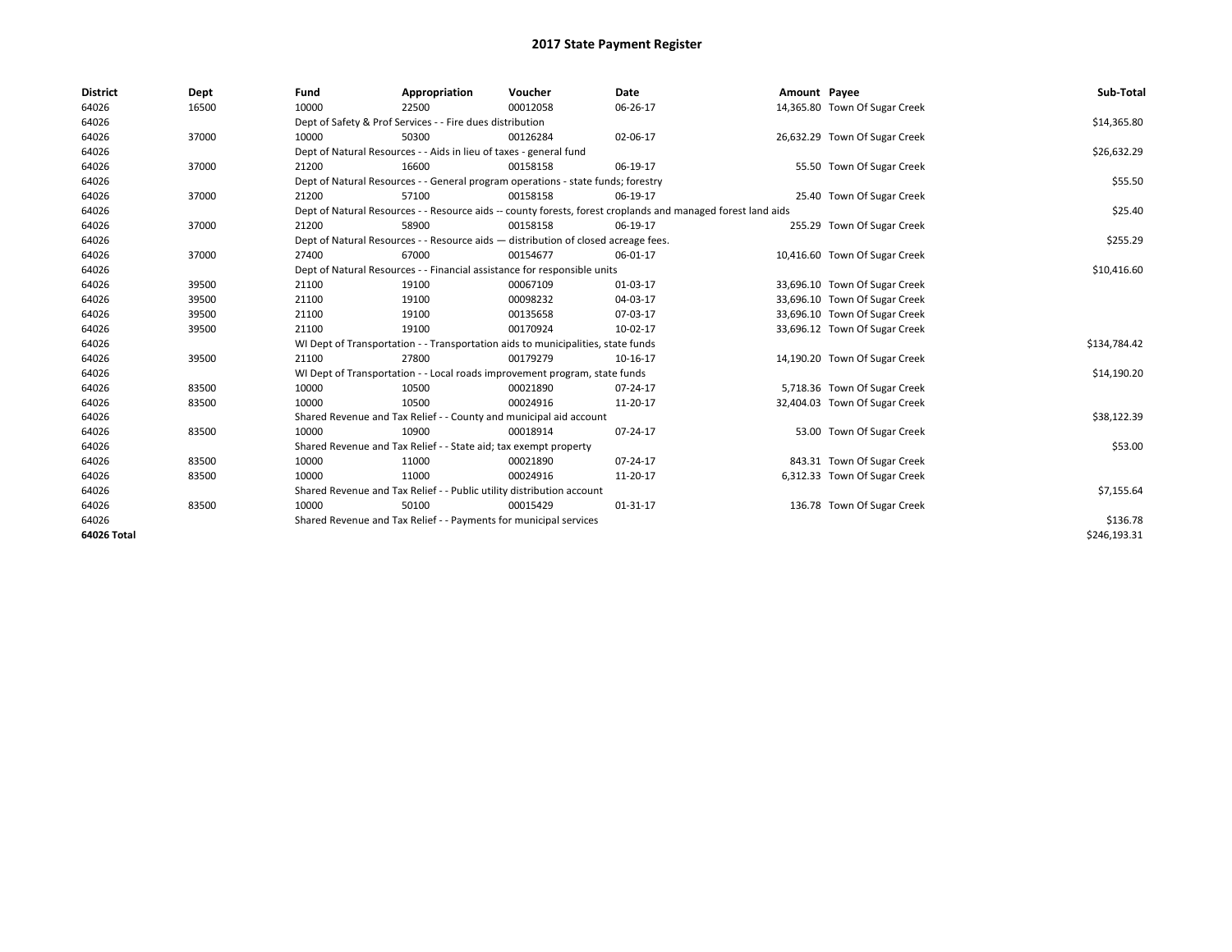# 2017 State Payment Register

| District | Dept | Fund | Appropriation | Voucher | Date | Amount | Payee | Sub-Total |
|---|---|---|---|---|---|---|---|---|
| 64026 | 16500 | 10000 | 22500 | 00012058 | 06-26-17 | 14,365.80 | Town Of Sugar Creek | |
| 64026 | | Dept of Safety & Prof Services - - Fire dues distribution | | | | | | $14,365.80 |
| 64026 | 37000 | 10000 | 50300 | 00126284 | 02-06-17 | 26,632.29 | Town Of Sugar Creek | |
| 64026 | | Dept of Natural Resources - - Aids in lieu of taxes - general fund | | | | | | $26,632.29 |
| 64026 | 37000 | 21200 | 16600 | 00158158 | 06-19-17 | 55.50 | Town Of Sugar Creek | |
| 64026 | | Dept of Natural Resources - - General program operations - state funds; forestry | | | | | | $55.50 |
| 64026 | 37000 | 21200 | 57100 | 00158158 | 06-19-17 | 25.40 | Town Of Sugar Creek | |
| 64026 | | Dept of Natural Resources - - Resource aids -- county forests, forest croplands and managed forest land aids | | | | | | $25.40 |
| 64026 | 37000 | 21200 | 58900 | 00158158 | 06-19-17 | 255.29 | Town Of Sugar Creek | |
| 64026 | | Dept of Natural Resources - - Resource aids — distribution of closed acreage fees. | | | | | | $255.29 |
| 64026 | 37000 | 27400 | 67000 | 00154677 | 06-01-17 | 10,416.60 | Town Of Sugar Creek | |
| 64026 | | Dept of Natural Resources - - Financial assistance for responsible units | | | | | | $10,416.60 |
| 64026 | 39500 | 21100 | 19100 | 00067109 | 01-03-17 | 33,696.10 | Town Of Sugar Creek | |
| 64026 | 39500 | 21100 | 19100 | 00098232 | 04-03-17 | 33,696.10 | Town Of Sugar Creek | |
| 64026 | 39500 | 21100 | 19100 | 00135658 | 07-03-17 | 33,696.10 | Town Of Sugar Creek | |
| 64026 | 39500 | 21100 | 19100 | 00170924 | 10-02-17 | 33,696.12 | Town Of Sugar Creek | |
| 64026 | | WI Dept of Transportation - - Transportation aids to municipalities, state funds | | | | | | $134,784.42 |
| 64026 | 39500 | 21100 | 27800 | 00179279 | 10-16-17 | 14,190.20 | Town Of Sugar Creek | |
| 64026 | | WI Dept of Transportation - - Local roads improvement program, state funds | | | | | | $14,190.20 |
| 64026 | 83500 | 10000 | 10500 | 00021890 | 07-24-17 | 5,718.36 | Town Of Sugar Creek | |
| 64026 | 83500 | 10000 | 10500 | 00024916 | 11-20-17 | 32,404.03 | Town Of Sugar Creek | |
| 64026 | | Shared Revenue and Tax Relief - - County and municipal aid account | | | | | | $38,122.39 |
| 64026 | 83500 | 10000 | 10900 | 00018914 | 07-24-17 | 53.00 | Town Of Sugar Creek | |
| 64026 | | Shared Revenue and Tax Relief - - State aid; tax exempt property | | | | | | $53.00 |
| 64026 | 83500 | 10000 | 11000 | 00021890 | 07-24-17 | 843.31 | Town Of Sugar Creek | |
| 64026 | 83500 | 10000 | 11000 | 00024916 | 11-20-17 | 6,312.33 | Town Of Sugar Creek | |
| 64026 | | Shared Revenue and Tax Relief - - Public utility distribution account | | | | | | $7,155.64 |
| 64026 | 83500 | 10000 | 50100 | 00015429 | 01-31-17 | 136.78 | Town Of Sugar Creek | |
| 64026 | | Shared Revenue and Tax Relief - - Payments for municipal services | | | | | | $136.78 |
| 64026 Total | | | | | | | | $246,193.31 |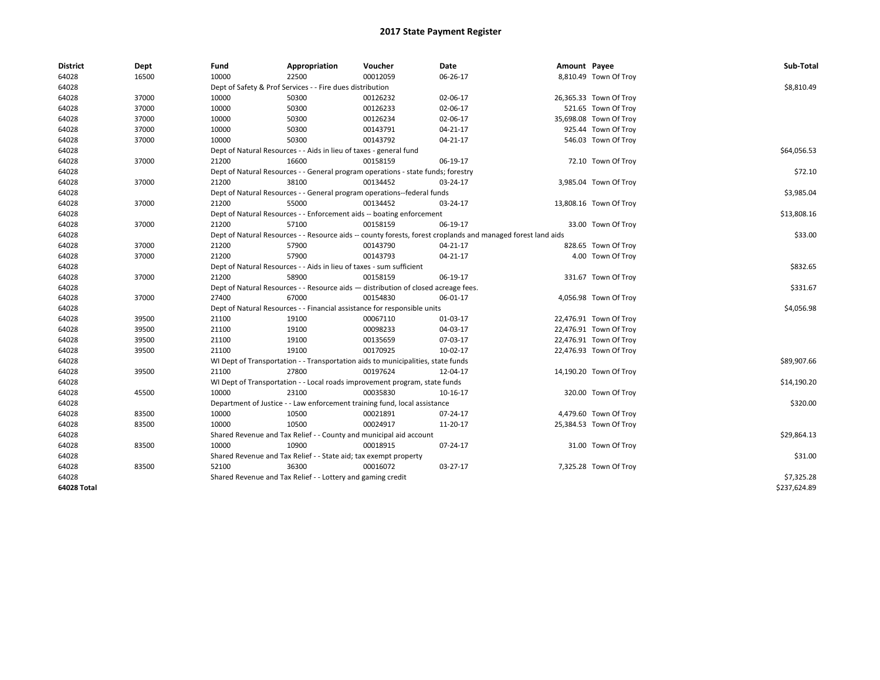# 2017 State Payment Register

| District | Dept | Fund | Appropriation | Voucher | Date | Amount | Payee | Sub-Total |
|---|---|---|---|---|---|---|---|---|
| 64028 | 16500 | 10000 | 22500 | 00012059 | 06-26-17 | 8,810.49 | Town Of Troy | |
| 64028 | | Dept of Safety & Prof Services - - Fire dues distribution | | | | | | $8,810.49 |
| 64028 | 37000 | 10000 | 50300 | 00126232 | 02-06-17 | 26,365.33 | Town Of Troy | |
| 64028 | 37000 | 10000 | 50300 | 00126233 | 02-06-17 | 521.65 | Town Of Troy | |
| 64028 | 37000 | 10000 | 50300 | 00126234 | 02-06-17 | 35,698.08 | Town Of Troy | |
| 64028 | 37000 | 10000 | 50300 | 00143791 | 04-21-17 | 925.44 | Town Of Troy | |
| 64028 | 37000 | 10000 | 50300 | 00143792 | 04-21-17 | 546.03 | Town Of Troy | |
| 64028 | | Dept of Natural Resources - - Aids in lieu of taxes - general fund | | | | | | $64,056.53 |
| 64028 | 37000 | 21200 | 16600 | 00158159 | 06-19-17 | 72.10 | Town Of Troy | |
| 64028 | | Dept of Natural Resources - - General program operations - state funds; forestry | | | | | | $72.10 |
| 64028 | 37000 | 21200 | 38100 | 00134452 | 03-24-17 | 3,985.04 | Town Of Troy | |
| 64028 | | Dept of Natural Resources - - General program operations--federal funds | | | | | | $3,985.04 |
| 64028 | 37000 | 21200 | 55000 | 00134452 | 03-24-17 | 13,808.16 | Town Of Troy | |
| 64028 | | Dept of Natural Resources - - Enforcement aids -- boating enforcement | | | | | | $13,808.16 |
| 64028 | 37000 | 21200 | 57100 | 00158159 | 06-19-17 | 33.00 | Town Of Troy | |
| 64028 | | Dept of Natural Resources - - Resource aids -- county forests, forest croplands and managed forest land aids | | | | | | $33.00 |
| 64028 | 37000 | 21200 | 57900 | 00143790 | 04-21-17 | 828.65 | Town Of Troy | |
| 64028 | 37000 | 21200 | 57900 | 00143793 | 04-21-17 | 4.00 | Town Of Troy | |
| 64028 | | Dept of Natural Resources - - Aids in lieu of taxes - sum sufficient | | | | | | $832.65 |
| 64028 | 37000 | 21200 | 58900 | 00158159 | 06-19-17 | 331.67 | Town Of Troy | |
| 64028 | | Dept of Natural Resources - - Resource aids — distribution of closed acreage fees. | | | | | | $331.67 |
| 64028 | 37000 | 27400 | 67000 | 00154830 | 06-01-17 | 4,056.98 | Town Of Troy | |
| 64028 | | Dept of Natural Resources - - Financial assistance for responsible units | | | | | | $4,056.98 |
| 64028 | 39500 | 21100 | 19100 | 00067110 | 01-03-17 | 22,476.91 | Town Of Troy | |
| 64028 | 39500 | 21100 | 19100 | 00098233 | 04-03-17 | 22,476.91 | Town Of Troy | |
| 64028 | 39500 | 21100 | 19100 | 00135659 | 07-03-17 | 22,476.91 | Town Of Troy | |
| 64028 | 39500 | 21100 | 19100 | 00170925 | 10-02-17 | 22,476.93 | Town Of Troy | |
| 64028 | | WI Dept of Transportation - - Transportation aids to municipalities, state funds | | | | | | $89,907.66 |
| 64028 | 39500 | 21100 | 27800 | 00197624 | 12-04-17 | 14,190.20 | Town Of Troy | |
| 64028 | | WI Dept of Transportation - - Local roads improvement program, state funds | | | | | | $14,190.20 |
| 64028 | 45500 | 10000 | 23100 | 00035830 | 10-16-17 | 320.00 | Town Of Troy | |
| 64028 | | Department of Justice - - Law enforcement training fund, local assistance | | | | | | $320.00 |
| 64028 | 83500 | 10000 | 10500 | 00021891 | 07-24-17 | 4,479.60 | Town Of Troy | |
| 64028 | 83500 | 10000 | 10500 | 00024917 | 11-20-17 | 25,384.53 | Town Of Troy | |
| 64028 | | Shared Revenue and Tax Relief - - County and municipal aid account | | | | | | $29,864.13 |
| 64028 | 83500 | 10000 | 10900 | 00018915 | 07-24-17 | 31.00 | Town Of Troy | |
| 64028 | | Shared Revenue and Tax Relief - - State aid; tax exempt property | | | | | | $31.00 |
| 64028 | 83500 | 52100 | 36300 | 00016072 | 03-27-17 | 7,325.28 | Town Of Troy | |
| 64028 | | Shared Revenue and Tax Relief - - Lottery and gaming credit | | | | | | $7,325.28 |
| **64028 Total** | | | | | | | | $237,624.89 |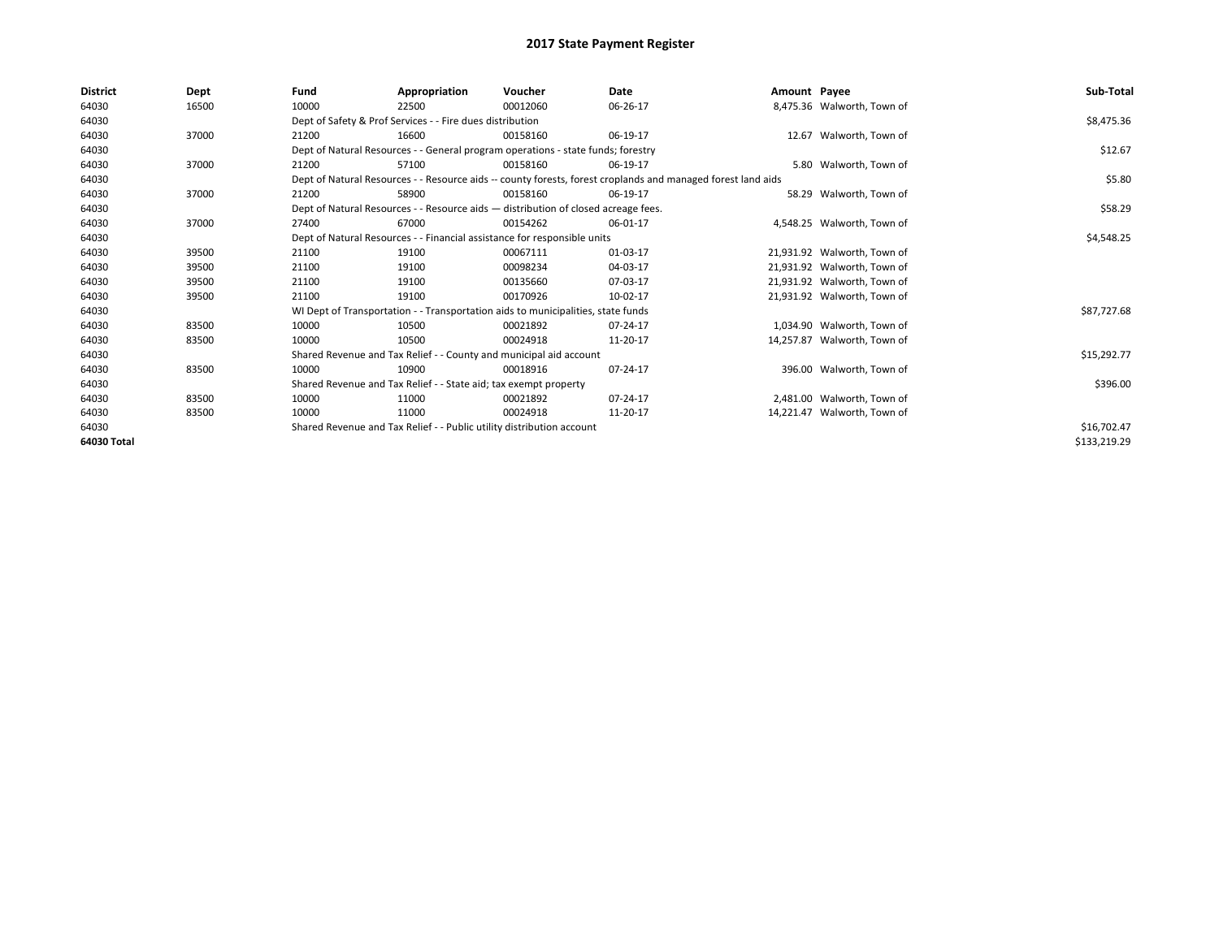# 2017 State Payment Register

| District | Dept | Fund | Appropriation | Voucher | Date | Amount | Payee | Sub-Total |
|---|---|---|---|---|---|---|---|---|
| 64030 | 16500 | 10000 | 22500 | 00012060 | 06-26-17 | 8,475.36 | Walworth, Town of | |
| 64030 | | Dept of Safety & Prof Services - - Fire dues distribution | | | | | | $8,475.36 |
| 64030 | 37000 | 21200 | 16600 | 00158160 | 06-19-17 | 12.67 | Walworth, Town of | |
| 64030 | | Dept of Natural Resources - - General program operations - state funds; forestry | | | | | | $12.67 |
| 64030 | 37000 | 21200 | 57100 | 00158160 | 06-19-17 | 5.80 | Walworth, Town of | |
| 64030 | | Dept of Natural Resources - - Resource aids -- county forests, forest croplands and managed forest land aids | | | | | | $5.80 |
| 64030 | 37000 | 21200 | 58900 | 00158160 | 06-19-17 | 58.29 | Walworth, Town of | |
| 64030 | | Dept of Natural Resources - - Resource aids — distribution of closed acreage fees. | | | | | | $58.29 |
| 64030 | 37000 | 27400 | 67000 | 00154262 | 06-01-17 | 4,548.25 | Walworth, Town of | |
| 64030 | | Dept of Natural Resources - - Financial assistance for responsible units | | | | | | $4,548.25 |
| 64030 | 39500 | 21100 | 19100 | 00067111 | 01-03-17 | 21,931.92 | Walworth, Town of | |
| 64030 | 39500 | 21100 | 19100 | 00098234 | 04-03-17 | 21,931.92 | Walworth, Town of | |
| 64030 | 39500 | 21100 | 19100 | 00135660 | 07-03-17 | 21,931.92 | Walworth, Town of | |
| 64030 | 39500 | 21100 | 19100 | 00170926 | 10-02-17 | 21,931.92 | Walworth, Town of | |
| 64030 | | WI Dept of Transportation - - Transportation aids to municipalities, state funds | | | | | | $87,727.68 |
| 64030 | 83500 | 10000 | 10500 | 00021892 | 07-24-17 | 1,034.90 | Walworth, Town of | |
| 64030 | 83500 | 10000 | 10500 | 00024918 | 11-20-17 | 14,257.87 | Walworth, Town of | |
| 64030 | | Shared Revenue and Tax Relief - - County and municipal aid account | | | | | | $15,292.77 |
| 64030 | 83500 | 10000 | 10900 | 00018916 | 07-24-17 | 396.00 | Walworth, Town of | |
| 64030 | | Shared Revenue and Tax Relief - - State aid; tax exempt property | | | | | | $396.00 |
| 64030 | 83500 | 10000 | 11000 | 00021892 | 07-24-17 | 2,481.00 | Walworth, Town of | |
| 64030 | 83500 | 10000 | 11000 | 00024918 | 11-20-17 | 14,221.47 | Walworth, Town of | |
| 64030 | | Shared Revenue and Tax Relief - - Public utility distribution account | | | | | | $16,702.47 |
| 64030 Total | | | | | | | | $133,219.29 |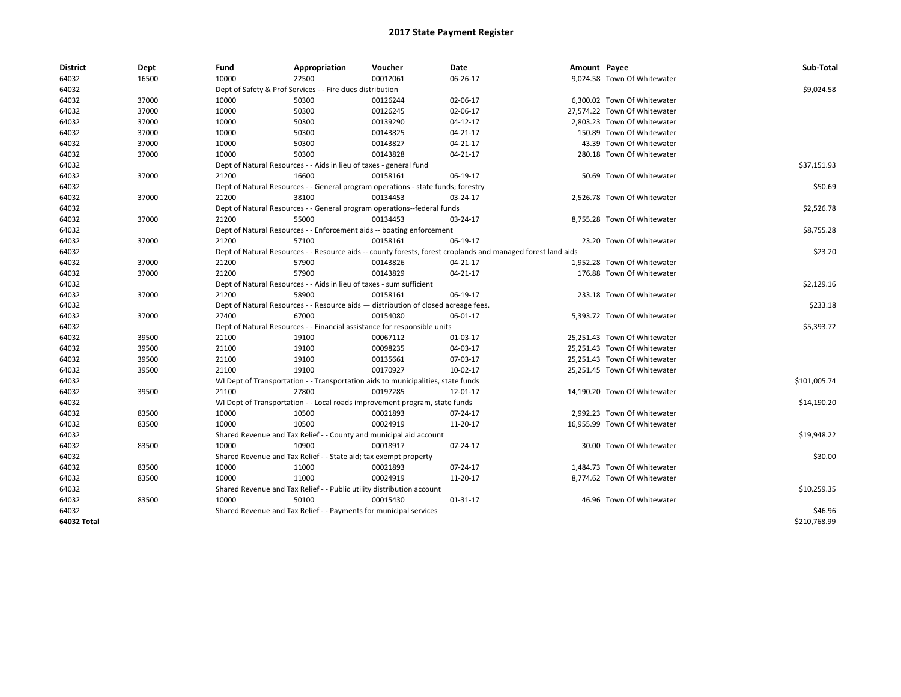# 2017 State Payment Register

| District | Dept | Fund | Appropriation | Voucher | Date | Amount | Payee | Sub-Total |
|---|---|---|---|---|---|---|---|---|
| 64032 | 16500 | 10000 | 22500 | 00012061 | 06-26-17 | 9,024.58 | Town Of Whitewater | |
| 64032 | | Dept of Safety & Prof Services - - Fire dues distribution | | | | | | $9,024.58 |
| 64032 | 37000 | 10000 | 50300 | 00126244 | 02-06-17 | 6,300.02 | Town Of Whitewater | |
| 64032 | 37000 | 10000 | 50300 | 00126245 | 02-06-17 | 27,574.22 | Town Of Whitewater | |
| 64032 | 37000 | 10000 | 50300 | 00139290 | 04-12-17 | 2,803.23 | Town Of Whitewater | |
| 64032 | 37000 | 10000 | 50300 | 00143825 | 04-21-17 | 150.89 | Town Of Whitewater | |
| 64032 | 37000 | 10000 | 50300 | 00143827 | 04-21-17 | 43.39 | Town Of Whitewater | |
| 64032 | 37000 | 10000 | 50300 | 00143828 | 04-21-17 | 280.18 | Town Of Whitewater | |
| 64032 | | Dept of Natural Resources - - Aids in lieu of taxes - general fund | | | | | | $37,151.93 |
| 64032 | 37000 | 21200 | 16600 | 00158161 | 06-19-17 | 50.69 | Town Of Whitewater | |
| 64032 | | Dept of Natural Resources - - General program operations - state funds; forestry | | | | | | $50.69 |
| 64032 | 37000 | 21200 | 38100 | 00134453 | 03-24-17 | 2,526.78 | Town Of Whitewater | |
| 64032 | | Dept of Natural Resources - - General program operations--federal funds | | | | | | $2,526.78 |
| 64032 | 37000 | 21200 | 55000 | 00134453 | 03-24-17 | 8,755.28 | Town Of Whitewater | |
| 64032 | | Dept of Natural Resources - - Enforcement aids -- boating enforcement | | | | | | $8,755.28 |
| 64032 | 37000 | 21200 | 57100 | 00158161 | 06-19-17 | 23.20 | Town Of Whitewater | |
| 64032 | | Dept of Natural Resources - - Resource aids -- county forests, forest croplands and managed forest land aids | | | | | | $23.20 |
| 64032 | 37000 | 21200 | 57900 | 00143826 | 04-21-17 | 1,952.28 | Town Of Whitewater | |
| 64032 | 37000 | 21200 | 57900 | 00143829 | 04-21-17 | 176.88 | Town Of Whitewater | |
| 64032 | | Dept of Natural Resources - - Aids in lieu of taxes - sum sufficient | | | | | | $2,129.16 |
| 64032 | 37000 | 21200 | 58900 | 00158161 | 06-19-17 | 233.18 | Town Of Whitewater | |
| 64032 | | Dept of Natural Resources - - Resource aids — distribution of closed acreage fees. | | | | | | $233.18 |
| 64032 | 37000 | 27400 | 67000 | 00154080 | 06-01-17 | 5,393.72 | Town Of Whitewater | |
| 64032 | | Dept of Natural Resources - - Financial assistance for responsible units | | | | | | $5,393.72 |
| 64032 | 39500 | 21100 | 19100 | 00067112 | 01-03-17 | 25,251.43 | Town Of Whitewater | |
| 64032 | 39500 | 21100 | 19100 | 00098235 | 04-03-17 | 25,251.43 | Town Of Whitewater | |
| 64032 | 39500 | 21100 | 19100 | 00135661 | 07-03-17 | 25,251.43 | Town Of Whitewater | |
| 64032 | 39500 | 21100 | 19100 | 00170927 | 10-02-17 | 25,251.45 | Town Of Whitewater | |
| 64032 | | WI Dept of Transportation - - Transportation aids to municipalities, state funds | | | | | | $101,005.74 |
| 64032 | 39500 | 21100 | 27800 | 00197285 | 12-01-17 | 14,190.20 | Town Of Whitewater | |
| 64032 | | WI Dept of Transportation - - Local roads improvement program, state funds | | | | | | $14,190.20 |
| 64032 | 83500 | 10000 | 10500 | 00021893 | 07-24-17 | 2,992.23 | Town Of Whitewater | |
| 64032 | 83500 | 10000 | 10500 | 00024919 | 11-20-17 | 16,955.99 | Town Of Whitewater | |
| 64032 | | Shared Revenue and Tax Relief - - County and municipal aid account | | | | | | $19,948.22 |
| 64032 | 83500 | 10000 | 10900 | 00018917 | 07-24-17 | 30.00 | Town Of Whitewater | |
| 64032 | | Shared Revenue and Tax Relief - - State aid; tax exempt property | | | | | | $30.00 |
| 64032 | 83500 | 10000 | 11000 | 00021893 | 07-24-17 | 1,484.73 | Town Of Whitewater | |
| 64032 | 83500 | 10000 | 11000 | 00024919 | 11-20-17 | 8,774.62 | Town Of Whitewater | |
| 64032 | | Shared Revenue and Tax Relief - - Public utility distribution account | | | | | | $10,259.35 |
| 64032 | 83500 | 10000 | 50100 | 00015430 | 01-31-17 | 46.96 | Town Of Whitewater | |
| 64032 | | Shared Revenue and Tax Relief - - Payments for municipal services | | | | | | $46.96 |
| **64032 Total** | | | | | | | | $210,768.99 |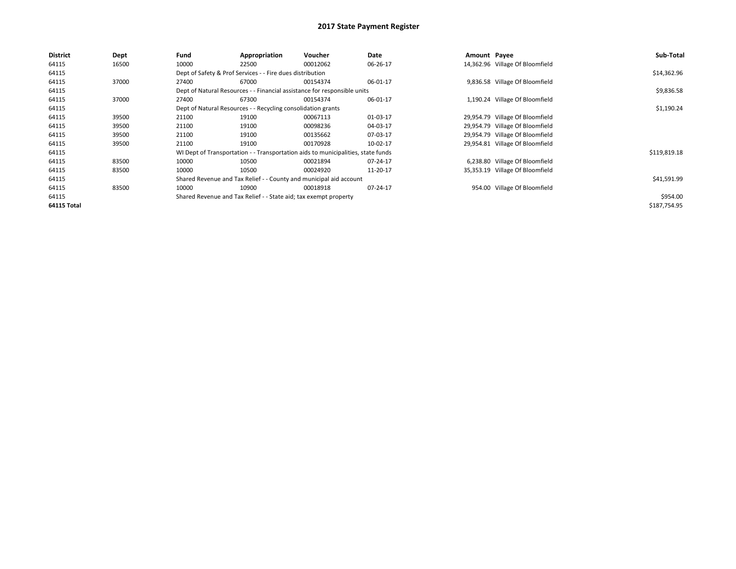# 2017 State Payment Register

| District | Dept | Fund | Appropriation | Voucher | Date | Amount | Payee | Sub-Total |
|---|---|---|---|---|---|---|---|---|
| 64115 | 16500 | 10000 | 22500 | 00012062 | 06-26-17 | 14,362.96 | Village Of Bloomfield | |
| 64115 | | Dept of Safety & Prof Services - - Fire dues distribution | | | | | | $14,362.96 |
| 64115 | 37000 | 27400 | 67000 | 00154374 | 06-01-17 | 9,836.58 | Village Of Bloomfield | |
| 64115 | | Dept of Natural Resources - - Financial assistance for responsible units | | | | | | $9,836.58 |
| 64115 | 37000 | 27400 | 67300 | 00154374 | 06-01-17 | 1,190.24 | Village Of Bloomfield | |
| 64115 | | Dept of Natural Resources - - Recycling consolidation grants | | | | | | $1,190.24 |
| 64115 | 39500 | 21100 | 19100 | 00067113 | 01-03-17 | 29,954.79 | Village Of Bloomfield | |
| 64115 | 39500 | 21100 | 19100 | 00098236 | 04-03-17 | 29,954.79 | Village Of Bloomfield | |
| 64115 | 39500 | 21100 | 19100 | 00135662 | 07-03-17 | 29,954.79 | Village Of Bloomfield | |
| 64115 | 39500 | 21100 | 19100 | 00170928 | 10-02-17 | 29,954.81 | Village Of Bloomfield | |
| 64115 | | WI Dept of Transportation - - Transportation aids to municipalities, state funds | | | | | | $119,819.18 |
| 64115 | 83500 | 10000 | 10500 | 00021894 | 07-24-17 | 6,238.80 | Village Of Bloomfield | |
| 64115 | 83500 | 10000 | 10500 | 00024920 | 11-20-17 | 35,353.19 | Village Of Bloomfield | |
| 64115 | | Shared Revenue and Tax Relief - - County and municipal aid account | | | | | | $41,591.99 |
| 64115 | 83500 | 10000 | 10900 | 00018918 | 07-24-17 | 954.00 | Village Of Bloomfield | |
| 64115 | | Shared Revenue and Tax Relief - - State aid; tax exempt property | | | | | | $954.00 |
| **64115 Total** | | | | | | | | $187,754.95 |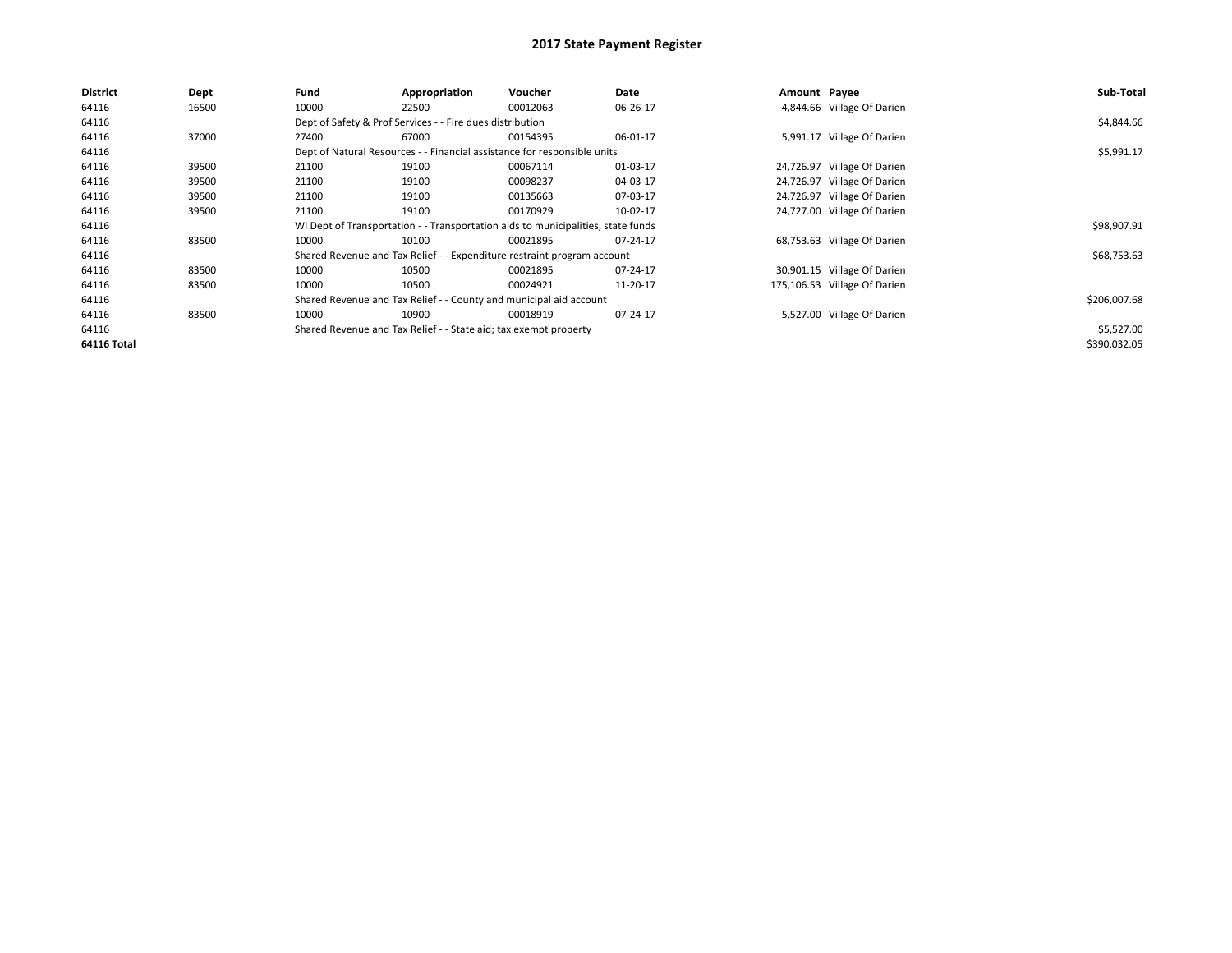# 2017 State Payment Register

| District | Dept | Fund | Appropriation | Voucher | Date | Amount | Payee | Sub-Total |
|---|---|---|---|---|---|---|---|---|
| 64116 | 16500 | 10000 | 22500 | 00012063 | 06-26-17 | 4,844.66 | Village Of Darien | |
| 64116 | | Dept of Safety & Prof Services - - Fire dues distribution | | | | | | $4,844.66 |
| 64116 | 37000 | 27400 | 67000 | 00154395 | 06-01-17 | 5,991.17 | Village Of Darien | |
| 64116 | | Dept of Natural Resources - - Financial assistance for responsible units | | | | | | $5,991.17 |
| 64116 | 39500 | 21100 | 19100 | 00067114 | 01-03-17 | 24,726.97 | Village Of Darien | |
| 64116 | 39500 | 21100 | 19100 | 00098237 | 04-03-17 | 24,726.97 | Village Of Darien | |
| 64116 | 39500 | 21100 | 19100 | 00135663 | 07-03-17 | 24,726.97 | Village Of Darien | |
| 64116 | 39500 | 21100 | 19100 | 00170929 | 10-02-17 | 24,727.00 | Village Of Darien | |
| 64116 | | WI Dept of Transportation - - Transportation aids to municipalities, state funds | | | | | | $98,907.91 |
| 64116 | 83500 | 10000 | 10100 | 00021895 | 07-24-17 | 68,753.63 | Village Of Darien | |
| 64116 | | Shared Revenue and Tax Relief - - Expenditure restraint program account | | | | | | $68,753.63 |
| 64116 | 83500 | 10000 | 10500 | 00021895 | 07-24-17 | 30,901.15 | Village Of Darien | |
| 64116 | 83500 | 10000 | 10500 | 00024921 | 11-20-17 | 175,106.53 | Village Of Darien | |
| 64116 | | Shared Revenue and Tax Relief - - County and municipal aid account | | | | | | $206,007.68 |
| 64116 | 83500 | 10000 | 10900 | 00018919 | 07-24-17 | 5,527.00 | Village Of Darien | |
| 64116 | | Shared Revenue and Tax Relief - - State aid; tax exempt property | | | | | | $5,527.00 |
| **64116 Total** | | | | | | | | $390,032.05 |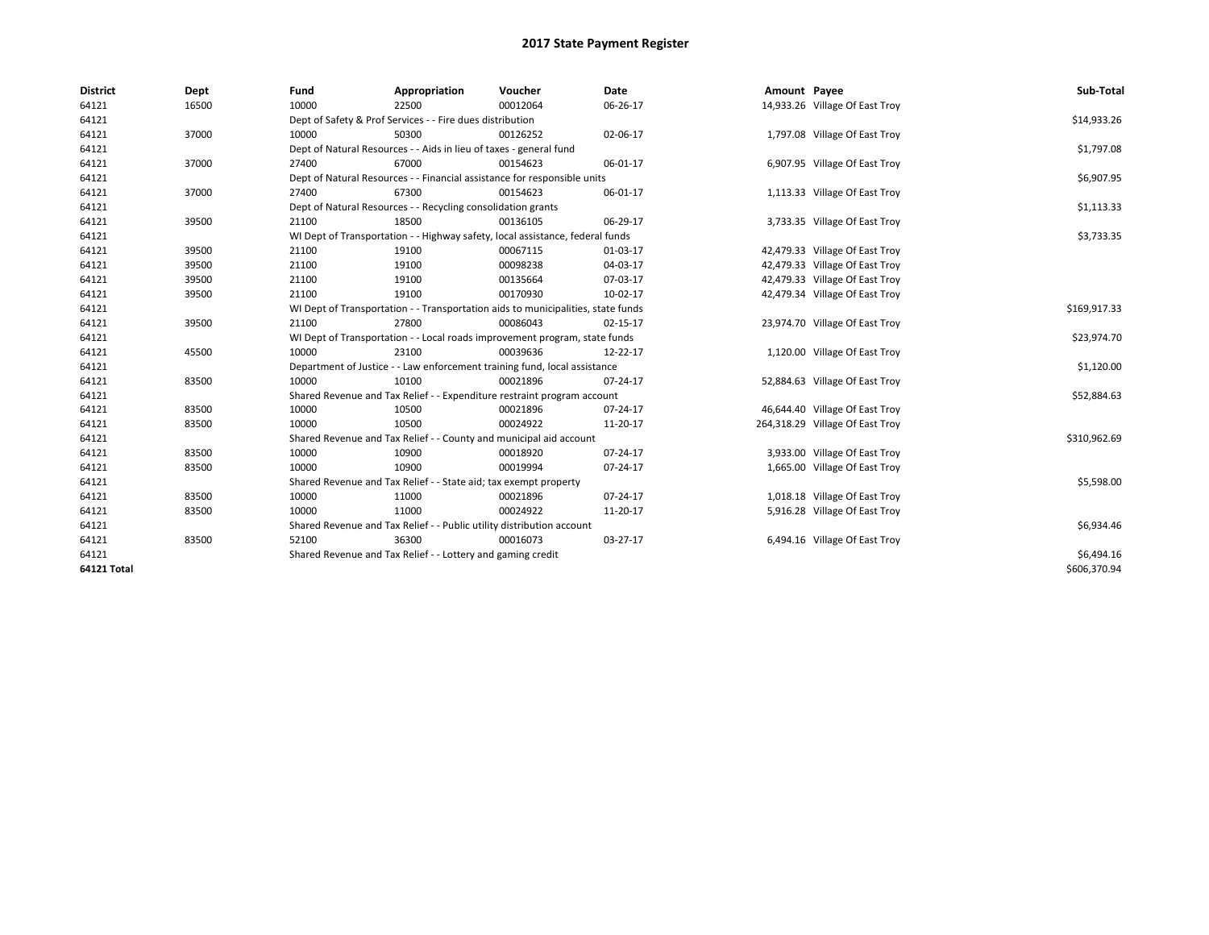# 2017 State Payment Register

| District | Dept | Fund | Appropriation | Voucher | Date | Amount | Payee | Sub-Total |
|---|---|---|---|---|---|---|---|---|
| 64121 | 16500 | 10000 | 22500 | 00012064 | 06-26-17 | 14,933.26 | Village Of East Troy | |
| 64121 | | Dept of Safety & Prof Services - - Fire dues distribution | | | | | | $14,933.26 |
| 64121 | 37000 | 10000 | 50300 | 00126252 | 02-06-17 | 1,797.08 | Village Of East Troy | |
| 64121 | | Dept of Natural Resources - - Aids in lieu of taxes - general fund | | | | | | $1,797.08 |
| 64121 | 37000 | 27400 | 67000 | 00154623 | 06-01-17 | 6,907.95 | Village Of East Troy | |
| 64121 | | Dept of Natural Resources - - Financial assistance for responsible units | | | | | | $6,907.95 |
| 64121 | 37000 | 27400 | 67300 | 00154623 | 06-01-17 | 1,113.33 | Village Of East Troy | |
| 64121 | | Dept of Natural Resources - - Recycling consolidation grants | | | | | | $1,113.33 |
| 64121 | 39500 | 21100 | 18500 | 00136105 | 06-29-17 | 3,733.35 | Village Of East Troy | |
| 64121 | | WI Dept of Transportation - - Highway safety, local assistance, federal funds | | | | | | $3,733.35 |
| 64121 | 39500 | 21100 | 19100 | 00067115 | 01-03-17 | 42,479.33 | Village Of East Troy | |
| 64121 | 39500 | 21100 | 19100 | 00098238 | 04-03-17 | 42,479.33 | Village Of East Troy | |
| 64121 | 39500 | 21100 | 19100 | 00135664 | 07-03-17 | 42,479.33 | Village Of East Troy | |
| 64121 | 39500 | 21100 | 19100 | 00170930 | 10-02-17 | 42,479.34 | Village Of East Troy | |
| 64121 | | WI Dept of Transportation - - Transportation aids to municipalities, state funds | | | | | | $169,917.33 |
| 64121 | 39500 | 21100 | 27800 | 00086043 | 02-15-17 | 23,974.70 | Village Of East Troy | |
| 64121 | | WI Dept of Transportation - - Local roads improvement program, state funds | | | | | | $23,974.70 |
| 64121 | 45500 | 10000 | 23100 | 00039636 | 12-22-17 | 1,120.00 | Village Of East Troy | |
| 64121 | | Department of Justice - - Law enforcement training fund, local assistance | | | | | | $1,120.00 |
| 64121 | 83500 | 10000 | 10100 | 00021896 | 07-24-17 | 52,884.63 | Village Of East Troy | |
| 64121 | | Shared Revenue and Tax Relief - - Expenditure restraint program account | | | | | | $52,884.63 |
| 64121 | 83500 | 10000 | 10500 | 00021896 | 07-24-17 | 46,644.40 | Village Of East Troy | |
| 64121 | 83500 | 10000 | 10500 | 00024922 | 11-20-17 | 264,318.29 | Village Of East Troy | |
| 64121 | | Shared Revenue and Tax Relief - - County and municipal aid account | | | | | | $310,962.69 |
| 64121 | 83500 | 10000 | 10900 | 00018920 | 07-24-17 | 3,933.00 | Village Of East Troy | |
| 64121 | 83500 | 10000 | 10900 | 00019994 | 07-24-17 | 1,665.00 | Village Of East Troy | |
| 64121 | | Shared Revenue and Tax Relief - - State aid; tax exempt property | | | | | | $5,598.00 |
| 64121 | 83500 | 10000 | 11000 | 00021896 | 07-24-17 | 1,018.18 | Village Of East Troy | |
| 64121 | 83500 | 10000 | 11000 | 00024922 | 11-20-17 | 5,916.28 | Village Of East Troy | |
| 64121 | | Shared Revenue and Tax Relief - - Public utility distribution account | | | | | | $6,934.46 |
| 64121 | 83500 | 52100 | 36300 | 00016073 | 03-27-17 | 6,494.16 | Village Of East Troy | |
| 64121 | | Shared Revenue and Tax Relief - - Lottery and gaming credit | | | | | | $6,494.16 |
| **64121 Total** | | | | | | | | $606,370.94 |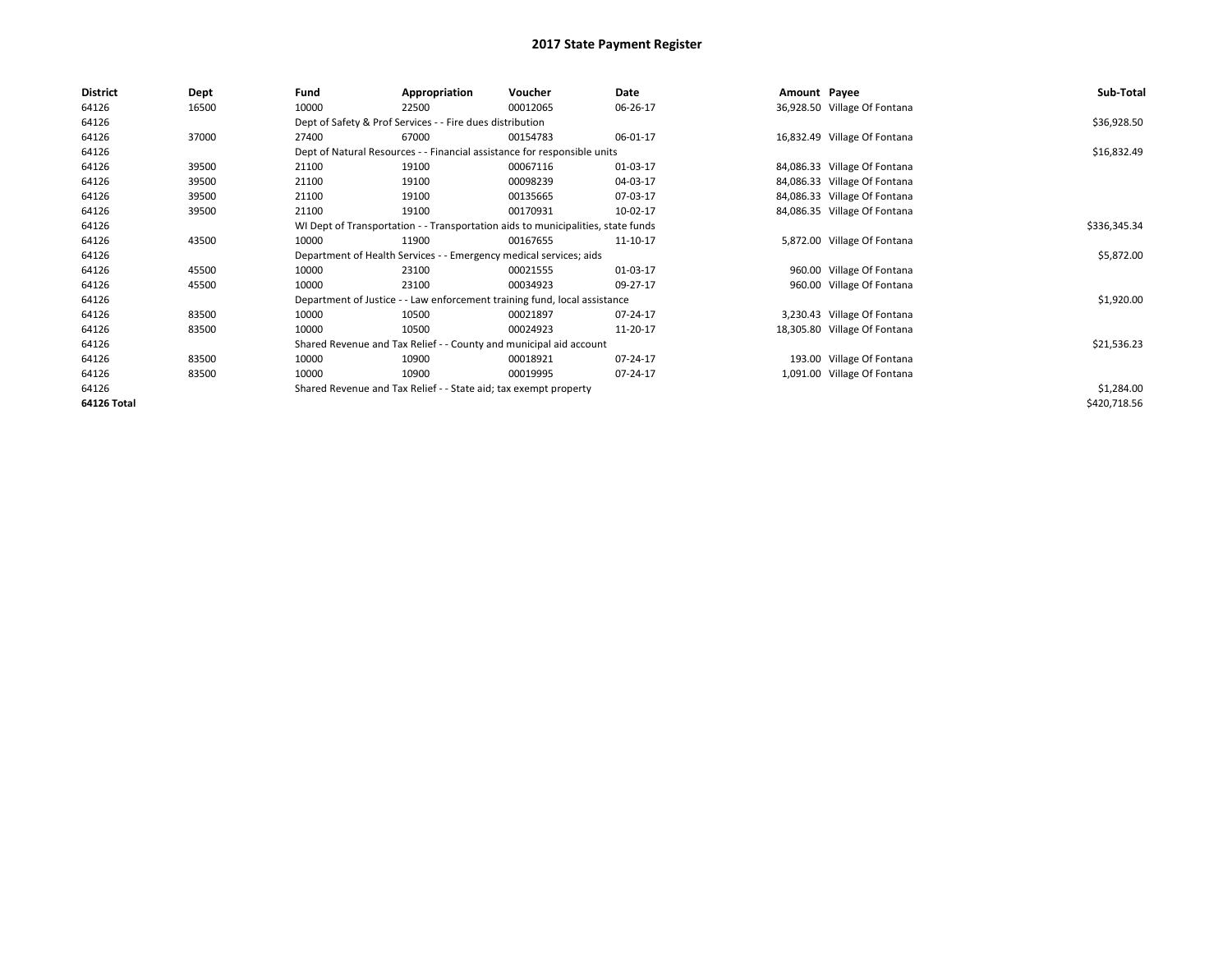# 2017 State Payment Register

| District | Dept | Fund | Appropriation | Voucher | Date | Amount | Payee | Sub-Total |
|---|---|---|---|---|---|---|---|---|
| 64126 | 16500 | 10000 | 22500 | 00012065 | 06-26-17 | 36,928.50 | Village Of Fontana | |
| 64126 | | Dept of Safety & Prof Services - - Fire dues distribution | | | | | | $36,928.50 |
| 64126 | 37000 | 27400 | 67000 | 00154783 | 06-01-17 | 16,832.49 | Village Of Fontana | |
| 64126 | | Dept of Natural Resources - - Financial assistance for responsible units | | | | | | $16,832.49 |
| 64126 | 39500 | 21100 | 19100 | 00067116 | 01-03-17 | 84,086.33 | Village Of Fontana | |
| 64126 | 39500 | 21100 | 19100 | 00098239 | 04-03-17 | 84,086.33 | Village Of Fontana | |
| 64126 | 39500 | 21100 | 19100 | 00135665 | 07-03-17 | 84,086.33 | Village Of Fontana | |
| 64126 | 39500 | 21100 | 19100 | 00170931 | 10-02-17 | 84,086.35 | Village Of Fontana | |
| 64126 | | WI Dept of Transportation - - Transportation aids to municipalities, state funds | | | | | | $336,345.34 |
| 64126 | 43500 | 10000 | 11900 | 00167655 | 11-10-17 | 5,872.00 | Village Of Fontana | |
| 64126 | | Department of Health Services - - Emergency medical services; aids | | | | | | $5,872.00 |
| 64126 | 45500 | 10000 | 23100 | 00021555 | 01-03-17 | 960.00 | Village Of Fontana | |
| 64126 | 45500 | 10000 | 23100 | 00034923 | 09-27-17 | 960.00 | Village Of Fontana | |
| 64126 | | Department of Justice - - Law enforcement training fund, local assistance | | | | | | $1,920.00 |
| 64126 | 83500 | 10000 | 10500 | 00021897 | 07-24-17 | 3,230.43 | Village Of Fontana | |
| 64126 | 83500 | 10000 | 10500 | 00024923 | 11-20-17 | 18,305.80 | Village Of Fontana | |
| 64126 | | Shared Revenue and Tax Relief - - County and municipal aid account | | | | | | $21,536.23 |
| 64126 | 83500 | 10000 | 10900 | 00018921 | 07-24-17 | 193.00 | Village Of Fontana | |
| 64126 | 83500 | 10000 | 10900 | 00019995 | 07-24-17 | 1,091.00 | Village Of Fontana | |
| 64126 | | Shared Revenue and Tax Relief - - State aid; tax exempt property | | | | | | $1,284.00 |
| **64126 Total** | | | | | | | | $420,718.56 |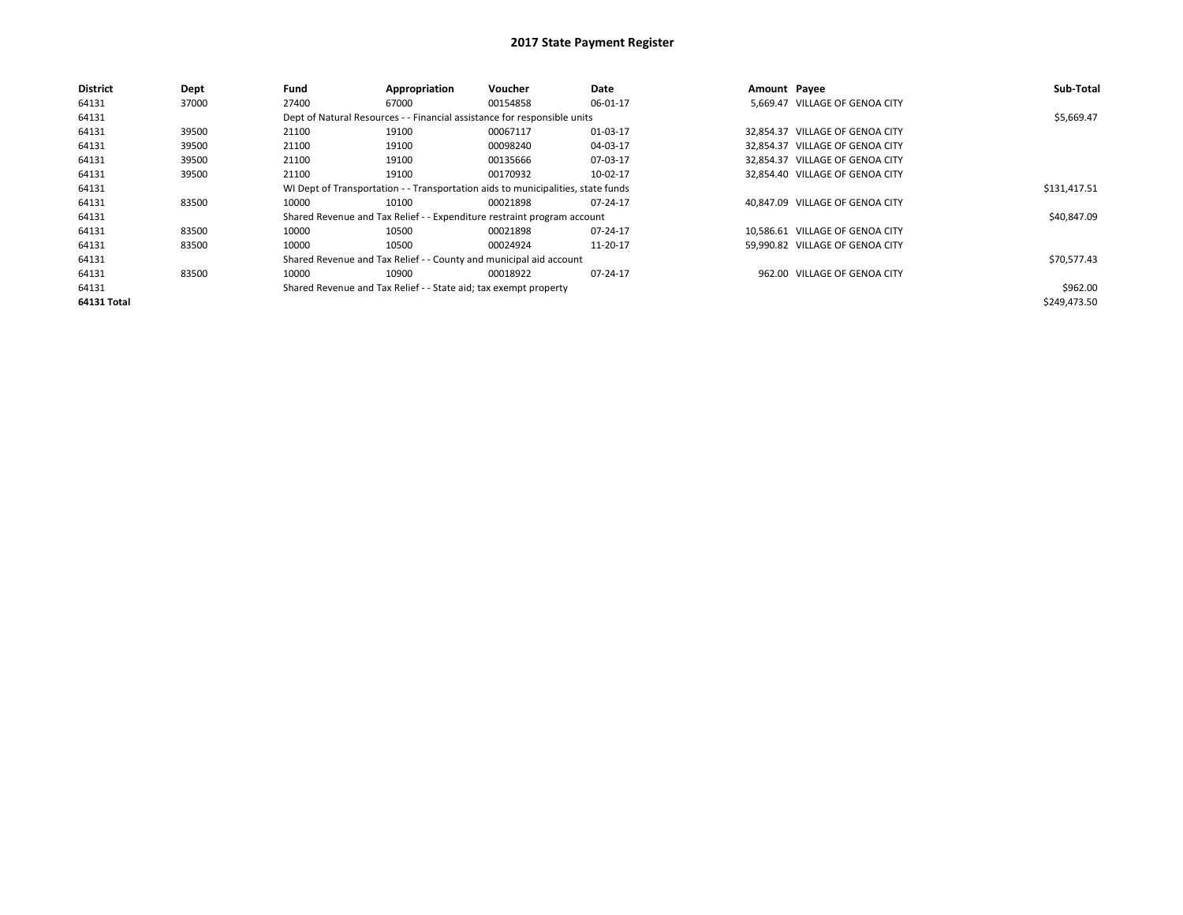# 2017 State Payment Register

| District | Dept | Fund | Appropriation | Voucher | Date | Amount | Payee | Sub-Total |
|---|---|---|---|---|---|---|---|---|
| 64131 | 37000 | 27400 | 67000 | 00154858 | 06-01-17 | 5,669.47 | VILLAGE OF GENOA CITY | |
| 64131 | | Dept of Natural Resources - - Financial assistance for responsible units | | | | | | $5,669.47 |
| 64131 | 39500 | 21100 | 19100 | 00067117 | 01-03-17 | 32,854.37 | VILLAGE OF GENOA CITY | |
| 64131 | 39500 | 21100 | 19100 | 00098240 | 04-03-17 | 32,854.37 | VILLAGE OF GENOA CITY | |
| 64131 | 39500 | 21100 | 19100 | 00135666 | 07-03-17 | 32,854.37 | VILLAGE OF GENOA CITY | |
| 64131 | 39500 | 21100 | 19100 | 00170932 | 10-02-17 | 32,854.40 | VILLAGE OF GENOA CITY | |
| 64131 | | WI Dept of Transportation - - Transportation aids to municipalities, state funds | | | | | | $131,417.51 |
| 64131 | 83500 | 10000 | 10100 | 00021898 | 07-24-17 | 40,847.09 | VILLAGE OF GENOA CITY | |
| 64131 | | Shared Revenue and Tax Relief - - Expenditure restraint program account | | | | | | $40,847.09 |
| 64131 | 83500 | 10000 | 10500 | 00021898 | 07-24-17 | 10,586.61 | VILLAGE OF GENOA CITY | |
| 64131 | 83500 | 10000 | 10500 | 00024924 | 11-20-17 | 59,990.82 | VILLAGE OF GENOA CITY | |
| 64131 | | Shared Revenue and Tax Relief - - County and municipal aid account | | | | | | $70,577.43 |
| 64131 | 83500 | 10000 | 10900 | 00018922 | 07-24-17 | 962.00 | VILLAGE OF GENOA CITY | |
| 64131 | | Shared Revenue and Tax Relief - - State aid; tax exempt property | | | | | | $962.00 |
| **64131 Total** | | | | | | | | $249,473.50 |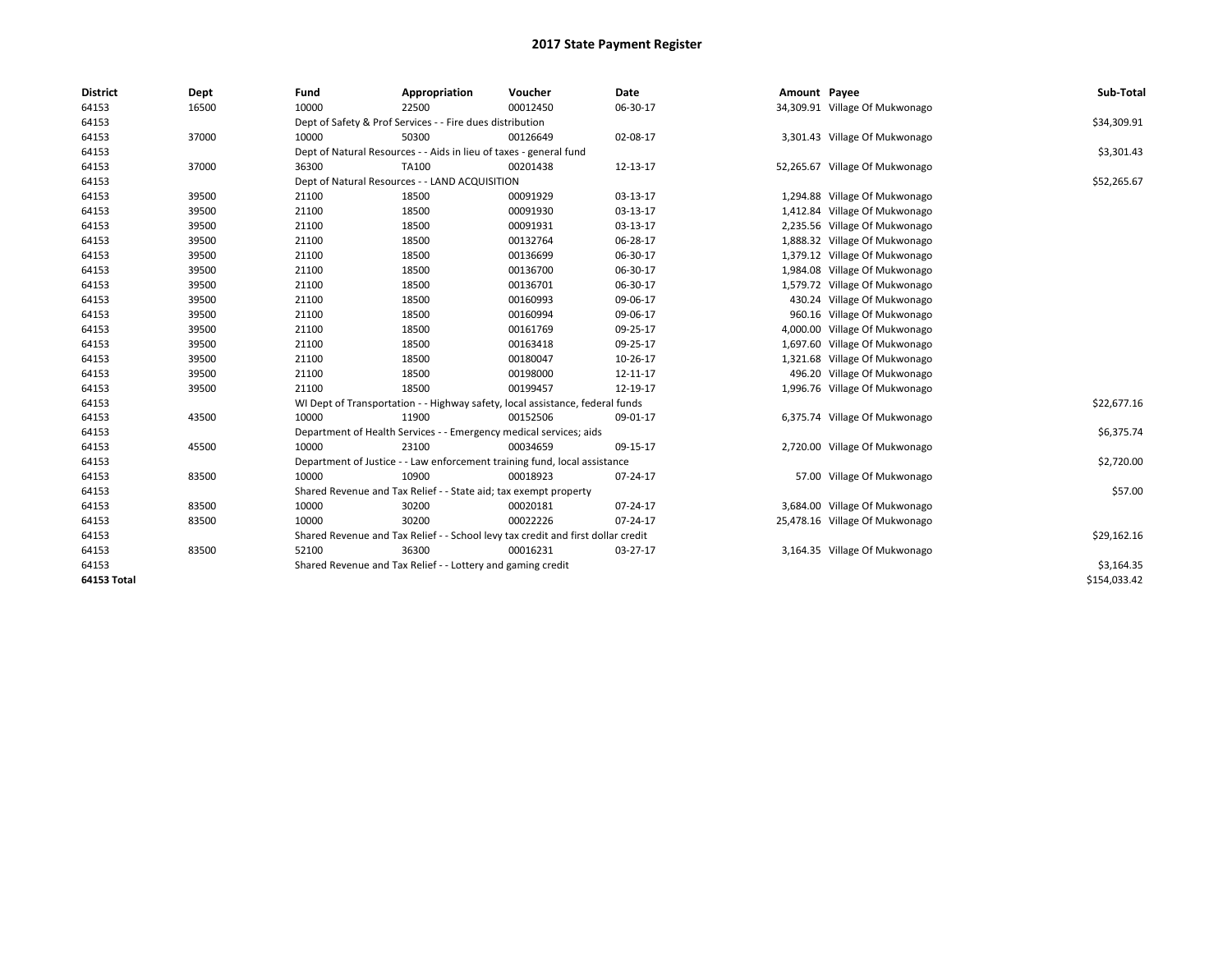# 2017 State Payment Register

| District | Dept | Fund | Appropriation | Voucher | Date | Amount | Payee | Sub-Total |
|---|---|---|---|---|---|---|---|---|
| 64153 | 16500 | 10000 | 22500 | 00012450 | 06-30-17 | 34,309.91 | Village Of Mukwonago | |
| 64153 | | Dept of Safety & Prof Services - - Fire dues distribution | | | | | | $34,309.91 |
| 64153 | 37000 | 10000 | 50300 | 00126649 | 02-08-17 | 3,301.43 | Village Of Mukwonago | |
| 64153 | | Dept of Natural Resources - - Aids in lieu of taxes - general fund | | | | | | $3,301.43 |
| 64153 | 37000 | 36300 | TA100 | 00201438 | 12-13-17 | 52,265.67 | Village Of Mukwonago | |
| 64153 | | Dept of Natural Resources - - LAND ACQUISITION | | | | | | $52,265.67 |
| 64153 | 39500 | 21100 | 18500 | 00091929 | 03-13-17 | 1,294.88 | Village Of Mukwonago | |
| 64153 | 39500 | 21100 | 18500 | 00091930 | 03-13-17 | 1,412.84 | Village Of Mukwonago | |
| 64153 | 39500 | 21100 | 18500 | 00091931 | 03-13-17 | 2,235.56 | Village Of Mukwonago | |
| 64153 | 39500 | 21100 | 18500 | 00132764 | 06-28-17 | 1,888.32 | Village Of Mukwonago | |
| 64153 | 39500 | 21100 | 18500 | 00136699 | 06-30-17 | 1,379.12 | Village Of Mukwonago | |
| 64153 | 39500 | 21100 | 18500 | 00136700 | 06-30-17 | 1,984.08 | Village Of Mukwonago | |
| 64153 | 39500 | 21100 | 18500 | 00136701 | 06-30-17 | 1,579.72 | Village Of Mukwonago | |
| 64153 | 39500 | 21100 | 18500 | 00160993 | 09-06-17 | 430.24 | Village Of Mukwonago | |
| 64153 | 39500 | 21100 | 18500 | 00160994 | 09-06-17 | 960.16 | Village Of Mukwonago | |
| 64153 | 39500 | 21100 | 18500 | 00161769 | 09-25-17 | 4,000.00 | Village Of Mukwonago | |
| 64153 | 39500 | 21100 | 18500 | 00163418 | 09-25-17 | 1,697.60 | Village Of Mukwonago | |
| 64153 | 39500 | 21100 | 18500 | 00180047 | 10-26-17 | 1,321.68 | Village Of Mukwonago | |
| 64153 | 39500 | 21100 | 18500 | 00198000 | 12-11-17 | 496.20 | Village Of Mukwonago | |
| 64153 | 39500 | 21100 | 18500 | 00199457 | 12-19-17 | 1,996.76 | Village Of Mukwonago | |
| 64153 | | WI Dept of Transportation - - Highway safety, local assistance, federal funds | | | | | | $22,677.16 |
| 64153 | 43500 | 10000 | 11900 | 00152506 | 09-01-17 | 6,375.74 | Village Of Mukwonago | |
| 64153 | | Department of Health Services - - Emergency medical services; aids | | | | | | $6,375.74 |
| 64153 | 45500 | 10000 | 23100 | 00034659 | 09-15-17 | 2,720.00 | Village Of Mukwonago | |
| 64153 | | Department of Justice - - Law enforcement training fund, local assistance | | | | | | $2,720.00 |
| 64153 | 83500 | 10000 | 10900 | 00018923 | 07-24-17 | 57.00 | Village Of Mukwonago | |
| 64153 | | Shared Revenue and Tax Relief - - State aid; tax exempt property | | | | | | $57.00 |
| 64153 | 83500 | 10000 | 30200 | 00020181 | 07-24-17 | 3,684.00 | Village Of Mukwonago | |
| 64153 | 83500 | 10000 | 30200 | 00022226 | 07-24-17 | 25,478.16 | Village Of Mukwonago | |
| 64153 | | Shared Revenue and Tax Relief - - School levy tax credit and first dollar credit | | | | | | $29,162.16 |
| 64153 | 83500 | 52100 | 36300 | 00016231 | 03-27-17 | 3,164.35 | Village Of Mukwonago | |
| 64153 | | Shared Revenue and Tax Relief - - Lottery and gaming credit | | | | | | $3,164.35 |
| **64153 Total** | | | | | | | | $154,033.42 |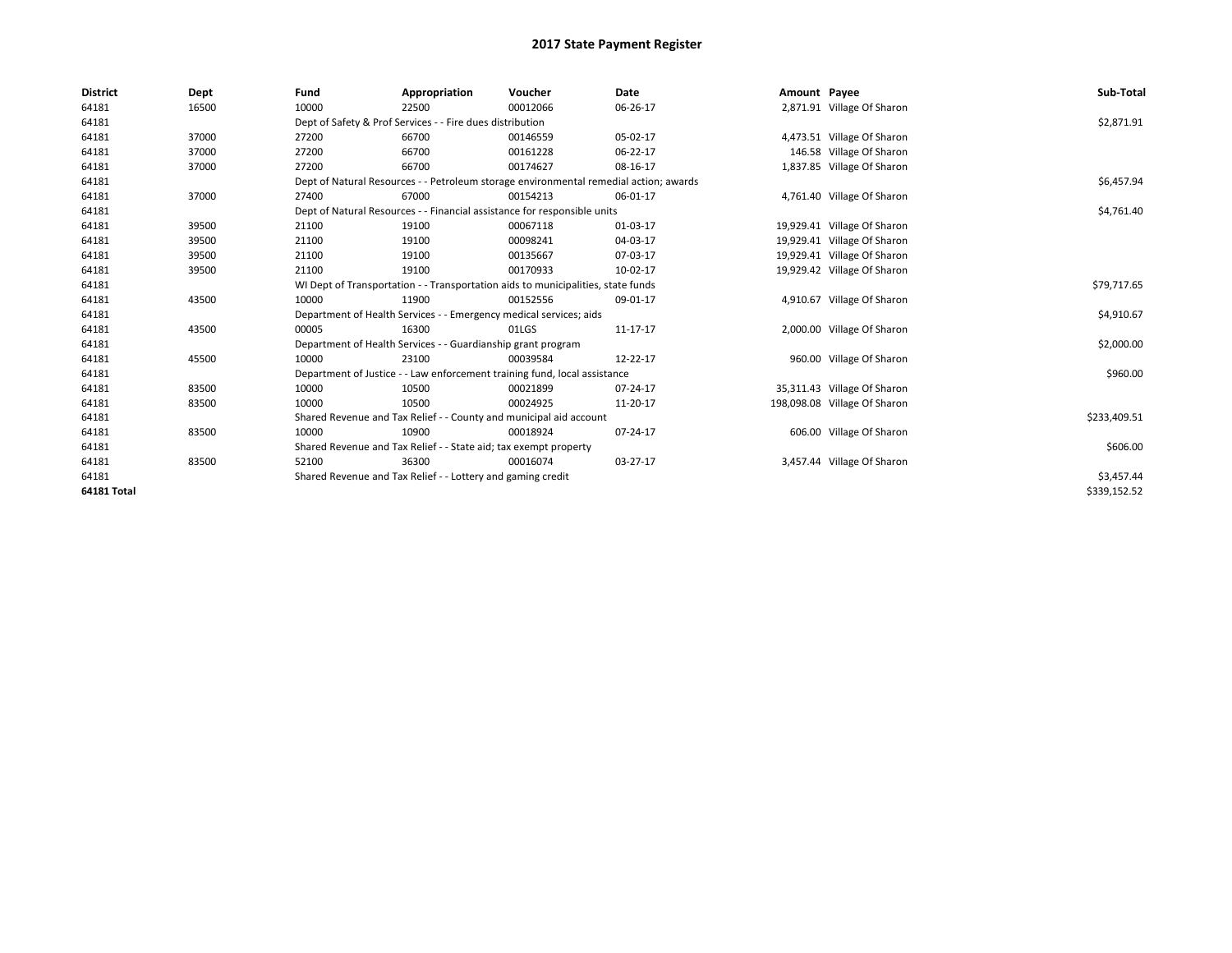# 2017 State Payment Register

| District | Dept | Fund | Appropriation | Voucher | Date | Amount | Payee | Sub-Total |
| --- | --- | --- | --- | --- | --- | --- | --- | --- |
| 64181 | 16500 | 10000 | 22500 | 00012066 | 06-26-17 | 2,871.91 | Village Of Sharon | |
| 64181 | | Dept of Safety & Prof Services - - Fire dues distribution | | | | | | $2,871.91 |
| 64181 | 37000 | 27200 | 66700 | 00146559 | 05-02-17 | 4,473.51 | Village Of Sharon | |
| 64181 | 37000 | 27200 | 66700 | 00161228 | 06-22-17 | 146.58 | Village Of Sharon | |
| 64181 | 37000 | 27200 | 66700 | 00174627 | 08-16-17 | 1,837.85 | Village Of Sharon | |
| 64181 | | Dept of Natural Resources - - Petroleum storage environmental remedial action; awards | | | | | | $6,457.94 |
| 64181 | 37000 | 27400 | 67000 | 00154213 | 06-01-17 | 4,761.40 | Village Of Sharon | |
| 64181 | | Dept of Natural Resources - - Financial assistance for responsible units | | | | | | $4,761.40 |
| 64181 | 39500 | 21100 | 19100 | 00067118 | 01-03-17 | 19,929.41 | Village Of Sharon | |
| 64181 | 39500 | 21100 | 19100 | 00098241 | 04-03-17 | 19,929.41 | Village Of Sharon | |
| 64181 | 39500 | 21100 | 19100 | 00135667 | 07-03-17 | 19,929.41 | Village Of Sharon | |
| 64181 | 39500 | 21100 | 19100 | 00170933 | 10-02-17 | 19,929.42 | Village Of Sharon | |
| 64181 | | WI Dept of Transportation - - Transportation aids to municipalities, state funds | | | | | | $79,717.65 |
| 64181 | 43500 | 10000 | 11900 | 00152556 | 09-01-17 | 4,910.67 | Village Of Sharon | |
| 64181 | | Department of Health Services - - Emergency medical services; aids | | | | | | $4,910.67 |
| 64181 | 43500 | 00005 | 16300 | 01LGS | 11-17-17 | 2,000.00 | Village Of Sharon | |
| 64181 | | Department of Health Services - - Guardianship grant program | | | | | | $2,000.00 |
| 64181 | 45500 | 10000 | 23100 | 00039584 | 12-22-17 | 960.00 | Village Of Sharon | |
| 64181 | | Department of Justice - - Law enforcement training fund, local assistance | | | | | | $960.00 |
| 64181 | 83500 | 10000 | 10500 | 00021899 | 07-24-17 | 35,311.43 | Village Of Sharon | |
| 64181 | 83500 | 10000 | 10500 | 00024925 | 11-20-17 | 198,098.08 | Village Of Sharon | |
| 64181 | | Shared Revenue and Tax Relief - - County and municipal aid account | | | | | | $233,409.51 |
| 64181 | 83500 | 10000 | 10900 | 00018924 | 07-24-17 | 606.00 | Village Of Sharon | |
| 64181 | | Shared Revenue and Tax Relief - - State aid; tax exempt property | | | | | | $606.00 |
| 64181 | 83500 | 52100 | 36300 | 00016074 | 03-27-17 | 3,457.44 | Village Of Sharon | |
| 64181 | | Shared Revenue and Tax Relief - - Lottery and gaming credit | | | | | | $3,457.44 |
| **64181 Total** | | | | | | | | $339,152.52 |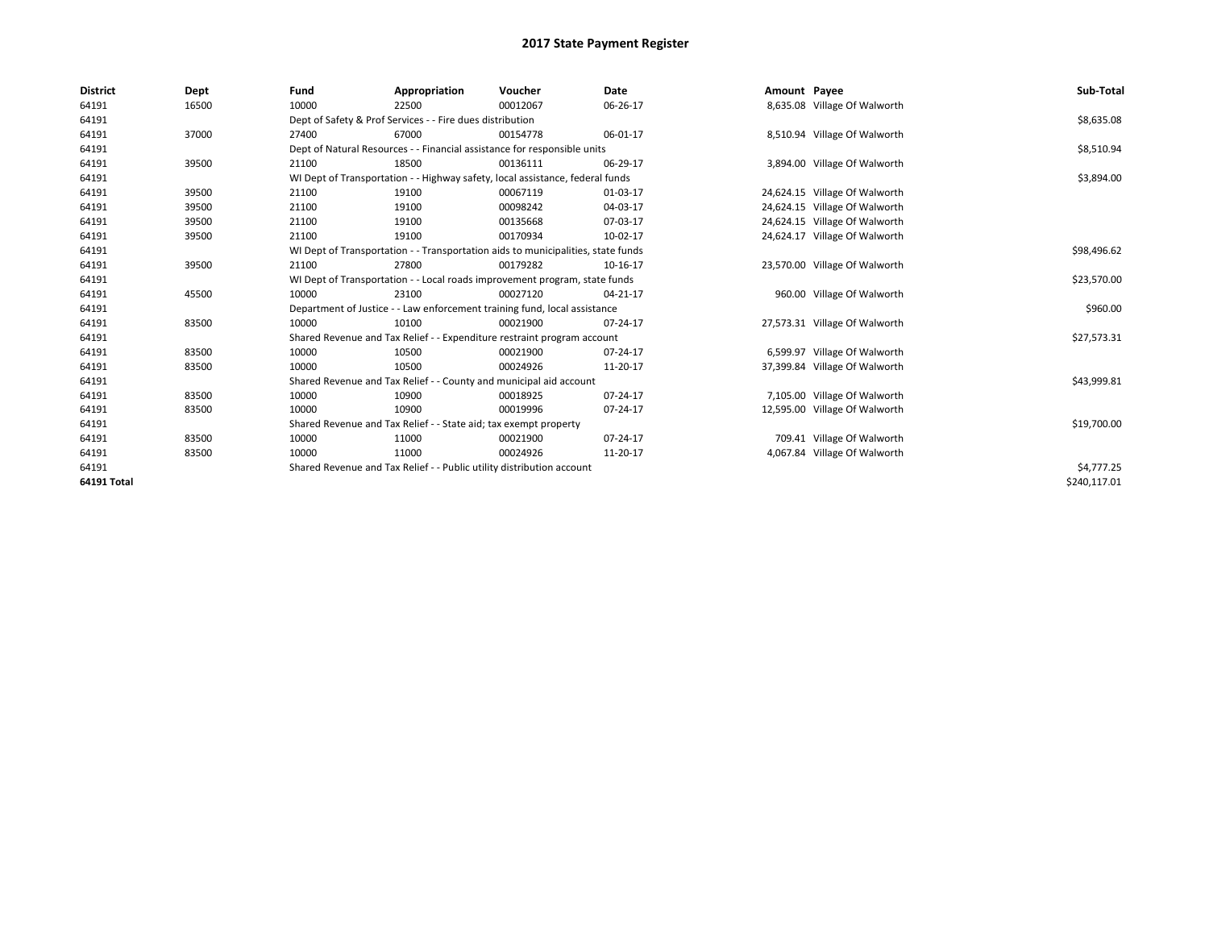# 2017 State Payment Register

| District | Dept | Fund | Appropriation | Voucher | Date | Amount | Payee | Sub-Total |
|---|---|---|---|---|---|---|---|---|
| 64191 | 16500 | 10000 | 22500 | 00012067 | 06-26-17 | 8,635.08 | Village Of Walworth | |
| 64191 | | Dept of Safety & Prof Services - - Fire dues distribution | | | | | | $8,635.08 |
| 64191 | 37000 | 27400 | 67000 | 00154778 | 06-01-17 | 8,510.94 | Village Of Walworth | |
| 64191 | | Dept of Natural Resources - - Financial assistance for responsible units | | | | | | $8,510.94 |
| 64191 | 39500 | 21100 | 18500 | 00136111 | 06-29-17 | 3,894.00 | Village Of Walworth | |
| 64191 | | WI Dept of Transportation - - Highway safety, local assistance, federal funds | | | | | | $3,894.00 |
| 64191 | 39500 | 21100 | 19100 | 00067119 | 01-03-17 | 24,624.15 | Village Of Walworth | |
| 64191 | 39500 | 21100 | 19100 | 00098242 | 04-03-17 | 24,624.15 | Village Of Walworth | |
| 64191 | 39500 | 21100 | 19100 | 00135668 | 07-03-17 | 24,624.15 | Village Of Walworth | |
| 64191 | 39500 | 21100 | 19100 | 00170934 | 10-02-17 | 24,624.17 | Village Of Walworth | |
| 64191 | | WI Dept of Transportation - - Transportation aids to municipalities, state funds | | | | | | $98,496.62 |
| 64191 | 39500 | 21100 | 27800 | 00179282 | 10-16-17 | 23,570.00 | Village Of Walworth | |
| 64191 | | WI Dept of Transportation - - Local roads improvement program, state funds | | | | | | $23,570.00 |
| 64191 | 45500 | 10000 | 23100 | 00027120 | 04-21-17 | 960.00 | Village Of Walworth | |
| 64191 | | Department of Justice - - Law enforcement training fund, local assistance | | | | | | $960.00 |
| 64191 | 83500 | 10000 | 10100 | 00021900 | 07-24-17 | 27,573.31 | Village Of Walworth | |
| 64191 | | Shared Revenue and Tax Relief - - Expenditure restraint program account | | | | | | $27,573.31 |
| 64191 | 83500 | 10000 | 10500 | 00021900 | 07-24-17 | 6,599.97 | Village Of Walworth | |
| 64191 | 83500 | 10000 | 10500 | 00024926 | 11-20-17 | 37,399.84 | Village Of Walworth | |
| 64191 | | Shared Revenue and Tax Relief - - County and municipal aid account | | | | | | $43,999.81 |
| 64191 | 83500 | 10000 | 10900 | 00018925 | 07-24-17 | 7,105.00 | Village Of Walworth | |
| 64191 | 83500 | 10000 | 10900 | 00019996 | 07-24-17 | 12,595.00 | Village Of Walworth | |
| 64191 | | Shared Revenue and Tax Relief - - State aid; tax exempt property | | | | | | $19,700.00 |
| 64191 | 83500 | 10000 | 11000 | 00021900 | 07-24-17 | 709.41 | Village Of Walworth | |
| 64191 | 83500 | 10000 | 11000 | 00024926 | 11-20-17 | 4,067.84 | Village Of Walworth | |
| 64191 | | Shared Revenue and Tax Relief - - Public utility distribution account | | | | | | $4,777.25 |
| **64191 Total** | | | | | | | | $240,117.01 |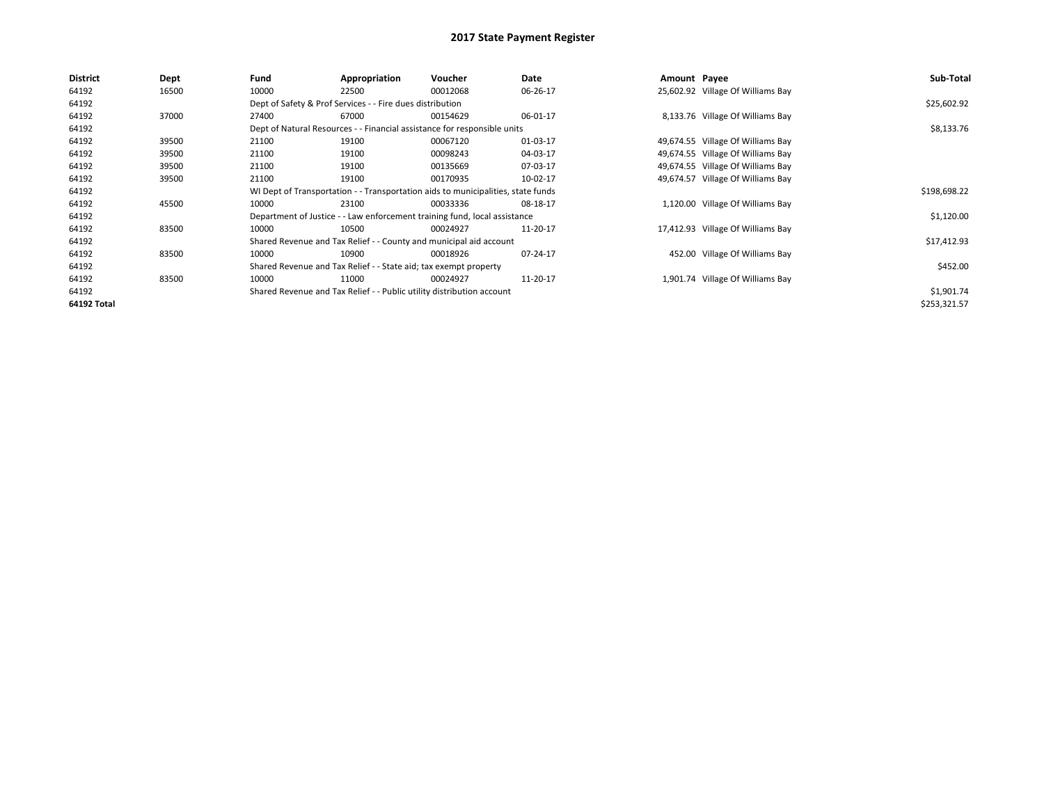# 2017 State Payment Register

| District | Dept | Fund | Appropriation | Voucher | Date | Amount | Payee | Sub-Total |
|---|---|---|---|---|---|---|---|---|
| 64192 | 16500 | 10000 | 22500 | 00012068 | 06-26-17 | 25,602.92 | Village Of Williams Bay | |
| 64192 | | Dept of Safety & Prof Services - - Fire dues distribution | | | | | | $25,602.92 |
| 64192 | 37000 | 27400 | 67000 | 00154629 | 06-01-17 | 8,133.76 | Village Of Williams Bay | |
| 64192 | | Dept of Natural Resources - - Financial assistance for responsible units | | | | | | $8,133.76 |
| 64192 | 39500 | 21100 | 19100 | 00067120 | 01-03-17 | 49,674.55 | Village Of Williams Bay | |
| 64192 | 39500 | 21100 | 19100 | 00098243 | 04-03-17 | 49,674.55 | Village Of Williams Bay | |
| 64192 | 39500 | 21100 | 19100 | 00135669 | 07-03-17 | 49,674.55 | Village Of Williams Bay | |
| 64192 | 39500 | 21100 | 19100 | 00170935 | 10-02-17 | 49,674.57 | Village Of Williams Bay | |
| 64192 | | WI Dept of Transportation - - Transportation aids to municipalities, state funds | | | | | | $198,698.22 |
| 64192 | 45500 | 10000 | 23100 | 00033336 | 08-18-17 | 1,120.00 | Village Of Williams Bay | |
| 64192 | | Department of Justice - - Law enforcement training fund, local assistance | | | | | | $1,120.00 |
| 64192 | 83500 | 10000 | 10500 | 00024927 | 11-20-17 | 17,412.93 | Village Of Williams Bay | |
| 64192 | | Shared Revenue and Tax Relief - - County and municipal aid account | | | | | | $17,412.93 |
| 64192 | 83500 | 10000 | 10900 | 00018926 | 07-24-17 | 452.00 | Village Of Williams Bay | |
| 64192 | | Shared Revenue and Tax Relief - - State aid; tax exempt property | | | | | | $452.00 |
| 64192 | 83500 | 10000 | 11000 | 00024927 | 11-20-17 | 1,901.74 | Village Of Williams Bay | |
| 64192 | | Shared Revenue and Tax Relief - - Public utility distribution account | | | | | | $1,901.74 |
| 64192 Total | | | | | | | | $253,321.57 |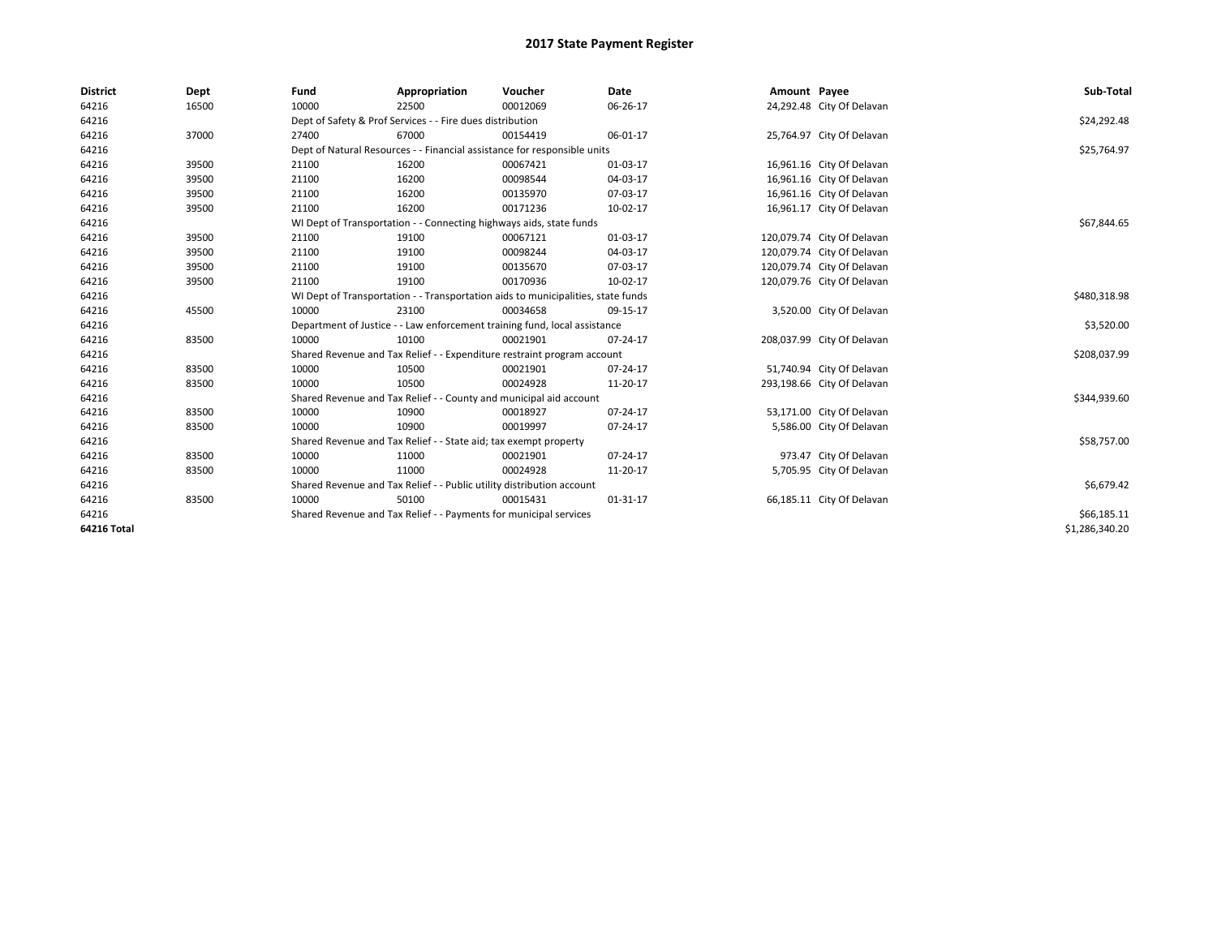# 2017 State Payment Register

| District | Dept | Fund | Appropriation | Voucher | Date | Amount | Payee | Sub-Total |
|---|---|---|---|---|---|---|---|---|
| 64216 | 16500 | 10000 | 22500 | 00012069 | 06-26-17 | 24,292.48 | City Of Delavan | |
| 64216 | | Dept of Safety & Prof Services - - Fire dues distribution | | | | | | $24,292.48 |
| 64216 | 37000 | 27400 | 67000 | 00154419 | 06-01-17 | 25,764.97 | City Of Delavan | |
| 64216 | | Dept of Natural Resources - - Financial assistance for responsible units | | | | | | $25,764.97 |
| 64216 | 39500 | 21100 | 16200 | 00067421 | 01-03-17 | 16,961.16 | City Of Delavan | |
| 64216 | 39500 | 21100 | 16200 | 00098544 | 04-03-17 | 16,961.16 | City Of Delavan | |
| 64216 | 39500 | 21100 | 16200 | 00135970 | 07-03-17 | 16,961.16 | City Of Delavan | |
| 64216 | 39500 | 21100 | 16200 | 00171236 | 10-02-17 | 16,961.17 | City Of Delavan | |
| 64216 | | WI Dept of Transportation - - Connecting highways aids, state funds | | | | | | $67,844.65 |
| 64216 | 39500 | 21100 | 19100 | 00067121 | 01-03-17 | 120,079.74 | City Of Delavan | |
| 64216 | 39500 | 21100 | 19100 | 00098244 | 04-03-17 | 120,079.74 | City Of Delavan | |
| 64216 | 39500 | 21100 | 19100 | 00135670 | 07-03-17 | 120,079.74 | City Of Delavan | |
| 64216 | 39500 | 21100 | 19100 | 00170936 | 10-02-17 | 120,079.76 | City Of Delavan | |
| 64216 | | WI Dept of Transportation - - Transportation aids to municipalities, state funds | | | | | | $480,318.98 |
| 64216 | 45500 | 10000 | 23100 | 00034658 | 09-15-17 | 3,520.00 | City Of Delavan | |
| 64216 | | Department of Justice - - Law enforcement training fund, local assistance | | | | | | $3,520.00 |
| 64216 | 83500 | 10000 | 10100 | 00021901 | 07-24-17 | 208,037.99 | City Of Delavan | |
| 64216 | | Shared Revenue and Tax Relief - - Expenditure restraint program account | | | | | | $208,037.99 |
| 64216 | 83500 | 10000 | 10500 | 00021901 | 07-24-17 | 51,740.94 | City Of Delavan | |
| 64216 | 83500 | 10000 | 10500 | 00024928 | 11-20-17 | 293,198.66 | City Of Delavan | |
| 64216 | | Shared Revenue and Tax Relief - - County and municipal aid account | | | | | | $344,939.60 |
| 64216 | 83500 | 10000 | 10900 | 00018927 | 07-24-17 | 53,171.00 | City Of Delavan | |
| 64216 | 83500 | 10000 | 10900 | 00019997 | 07-24-17 | 5,586.00 | City Of Delavan | |
| 64216 | | Shared Revenue and Tax Relief - - State aid; tax exempt property | | | | | | $58,757.00 |
| 64216 | 83500 | 10000 | 11000 | 00021901 | 07-24-17 | 973.47 | City Of Delavan | |
| 64216 | 83500 | 10000 | 11000 | 00024928 | 11-20-17 | 5,705.95 | City Of Delavan | |
| 64216 | | Shared Revenue and Tax Relief - - Public utility distribution account | | | | | | $6,679.42 |
| 64216 | 83500 | 10000 | 50100 | 00015431 | 01-31-17 | 66,185.11 | City Of Delavan | |
| 64216 | | Shared Revenue and Tax Relief - - Payments for municipal services | | | | | | $66,185.11 |
| **64216 Total** | | | | | | | | $1,286,340.20 |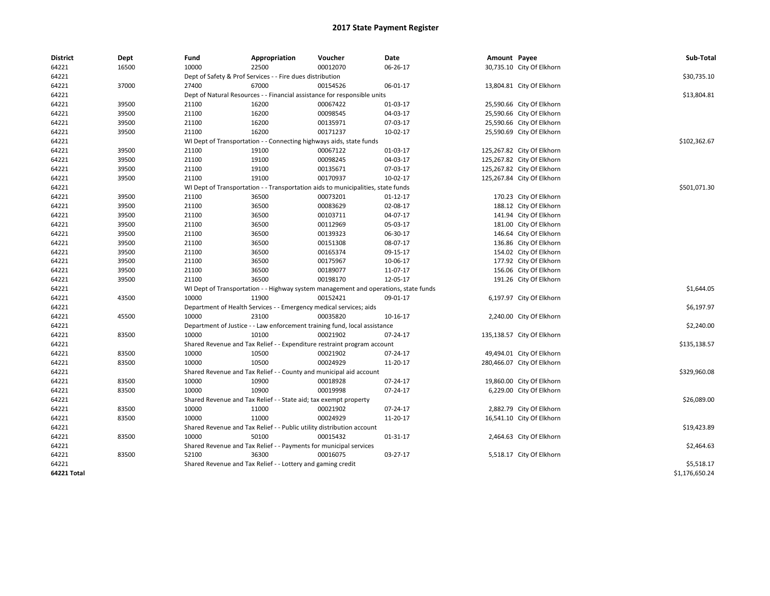# 2017 State Payment Register

| District | Dept | Fund | Appropriation | Voucher | Date | Amount | Payee | Sub-Total |
|---|---|---|---|---|---|---|---|---|
| 64221 | 16500 | 10000 | 22500 | 00012070 | 06-26-17 | 30,735.10 | City Of Elkhorn | |
| 64221 | | Dept of Safety & Prof Services - - Fire dues distribution | | | | | | $30,735.10 |
| 64221 | 37000 | 27400 | 67000 | 00154526 | 06-01-17 | 13,804.81 | City Of Elkhorn | |
| 64221 | | Dept of Natural Resources - - Financial assistance for responsible units | | | | | | $13,804.81 |
| 64221 | 39500 | 21100 | 16200 | 00067422 | 01-03-17 | 25,590.66 | City Of Elkhorn | |
| 64221 | 39500 | 21100 | 16200 | 00098545 | 04-03-17 | 25,590.66 | City Of Elkhorn | |
| 64221 | 39500 | 21100 | 16200 | 00135971 | 07-03-17 | 25,590.66 | City Of Elkhorn | |
| 64221 | 39500 | 21100 | 16200 | 00171237 | 10-02-17 | 25,590.69 | City Of Elkhorn | |
| 64221 | | WI Dept of Transportation - - Connecting highways aids, state funds | | | | | | $102,362.67 |
| 64221 | 39500 | 21100 | 19100 | 00067122 | 01-03-17 | 125,267.82 | City Of Elkhorn | |
| 64221 | 39500 | 21100 | 19100 | 00098245 | 04-03-17 | 125,267.82 | City Of Elkhorn | |
| 64221 | 39500 | 21100 | 19100 | 00135671 | 07-03-17 | 125,267.82 | City Of Elkhorn | |
| 64221 | 39500 | 21100 | 19100 | 00170937 | 10-02-17 | 125,267.84 | City Of Elkhorn | |
| 64221 | | WI Dept of Transportation - - Transportation aids to municipalities, state funds | | | | | | $501,071.30 |
| 64221 | 39500 | 21100 | 36500 | 00073201 | 01-12-17 | 170.23 | City Of Elkhorn | |
| 64221 | 39500 | 21100 | 36500 | 00083629 | 02-08-17 | 188.12 | City Of Elkhorn | |
| 64221 | 39500 | 21100 | 36500 | 00103711 | 04-07-17 | 141.94 | City Of Elkhorn | |
| 64221 | 39500 | 21100 | 36500 | 00112969 | 05-03-17 | 181.00 | City Of Elkhorn | |
| 64221 | 39500 | 21100 | 36500 | 00139323 | 06-30-17 | 146.64 | City Of Elkhorn | |
| 64221 | 39500 | 21100 | 36500 | 00151308 | 08-07-17 | 136.86 | City Of Elkhorn | |
| 64221 | 39500 | 21100 | 36500 | 00165374 | 09-15-17 | 154.02 | City Of Elkhorn | |
| 64221 | 39500 | 21100 | 36500 | 00175967 | 10-06-17 | 177.92 | City Of Elkhorn | |
| 64221 | 39500 | 21100 | 36500 | 00189077 | 11-07-17 | 156.06 | City Of Elkhorn | |
| 64221 | 39500 | 21100 | 36500 | 00198170 | 12-05-17 | 191.26 | City Of Elkhorn | |
| 64221 | | WI Dept of Transportation - - Highway system management and operations, state funds | | | | | | $1,644.05 |
| 64221 | 43500 | 10000 | 11900 | 00152421 | 09-01-17 | 6,197.97 | City Of Elkhorn | |
| 64221 | | Department of Health Services - - Emergency medical services; aids | | | | | | $6,197.97 |
| 64221 | 45500 | 10000 | 23100 | 00035820 | 10-16-17 | 2,240.00 | City Of Elkhorn | |
| 64221 | | Department of Justice - - Law enforcement training fund, local assistance | | | | | | $2,240.00 |
| 64221 | 83500 | 10000 | 10100 | 00021902 | 07-24-17 | 135,138.57 | City Of Elkhorn | |
| 64221 | | Shared Revenue and Tax Relief - - Expenditure restraint program account | | | | | | $135,138.57 |
| 64221 | 83500 | 10000 | 10500 | 00021902 | 07-24-17 | 49,494.01 | City Of Elkhorn | |
| 64221 | 83500 | 10000 | 10500 | 00024929 | 11-20-17 | 280,466.07 | City Of Elkhorn | |
| 64221 | | Shared Revenue and Tax Relief - - County and municipal aid account | | | | | | $329,960.08 |
| 64221 | 83500 | 10000 | 10900 | 00018928 | 07-24-17 | 19,860.00 | City Of Elkhorn | |
| 64221 | 83500 | 10000 | 10900 | 00019998 | 07-24-17 | 6,229.00 | City Of Elkhorn | |
| 64221 | | Shared Revenue and Tax Relief - - State aid; tax exempt property | | | | | | $26,089.00 |
| 64221 | 83500 | 10000 | 11000 | 00021902 | 07-24-17 | 2,882.79 | City Of Elkhorn | |
| 64221 | 83500 | 10000 | 11000 | 00024929 | 11-20-17 | 16,541.10 | City Of Elkhorn | |
| 64221 | | Shared Revenue and Tax Relief - - Public utility distribution account | | | | | | $19,423.89 |
| 64221 | 83500 | 10000 | 50100 | 00015432 | 01-31-17 | 2,464.63 | City Of Elkhorn | |
| 64221 | | Shared Revenue and Tax Relief - - Payments for municipal services | | | | | | $2,464.63 |
| 64221 | 83500 | 52100 | 36300 | 00016075 | 03-27-17 | 5,518.17 | City Of Elkhorn | |
| 64221 | | Shared Revenue and Tax Relief - - Lottery and gaming credit | | | | | | $5,518.17 |
| **64221 Total** | | | | | | | | $1,176,650.24 |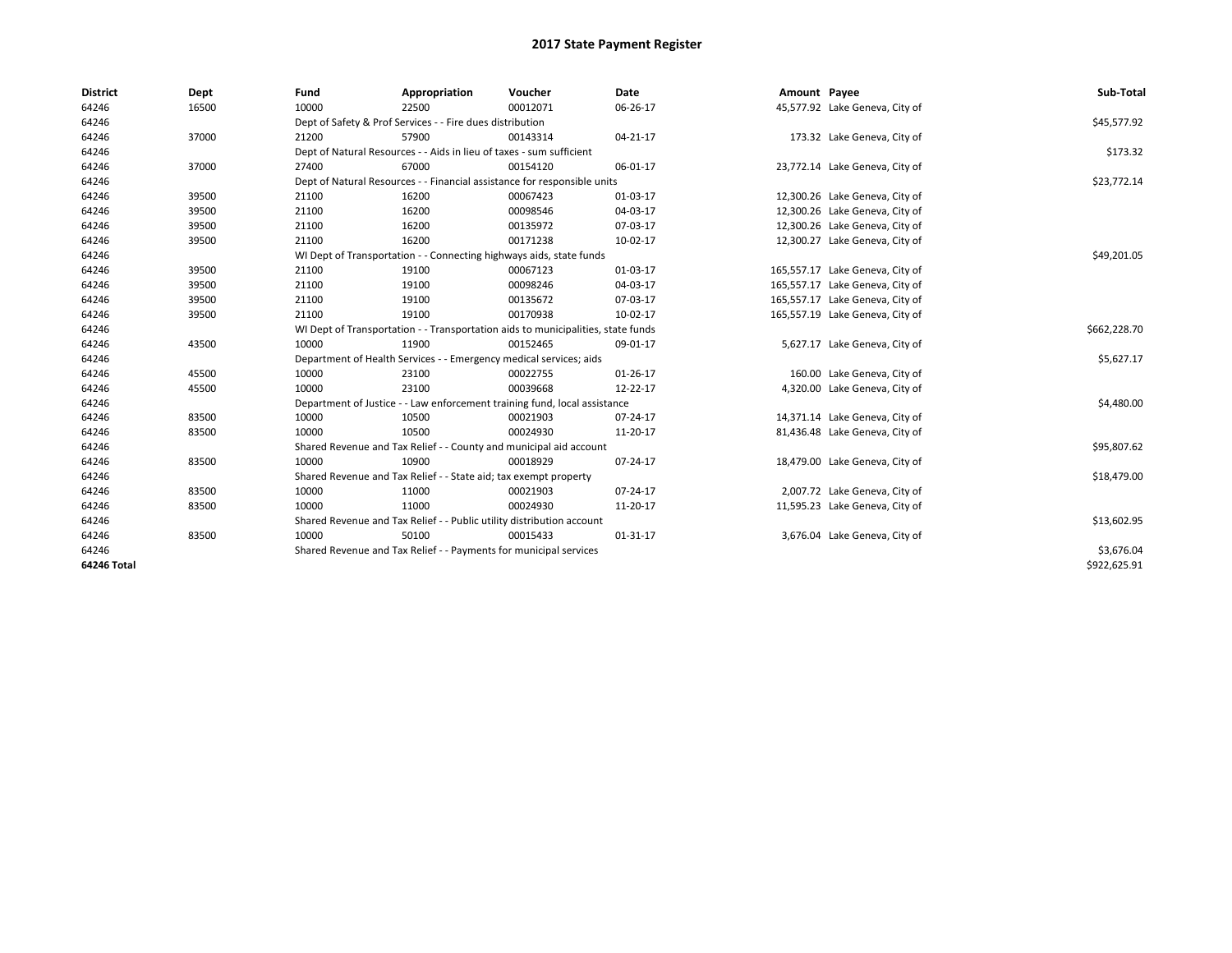# 2017 State Payment Register

| District | Dept | Fund | Appropriation | Voucher | Date | Amount | Payee | Sub-Total |
|---|---|---|---|---|---|---|---|---|
| 64246 | 16500 | 10000 | 22500 | 00012071 | 06-26-17 | 45,577.92 | Lake Geneva, City of | |
| 64246 | | Dept of Safety & Prof Services - - Fire dues distribution | | | | | | $45,577.92 |
| 64246 | 37000 | 21200 | 57900 | 00143314 | 04-21-17 | 173.32 | Lake Geneva, City of | |
| 64246 | | Dept of Natural Resources - - Aids in lieu of taxes - sum sufficient | | | | | | $173.32 |
| 64246 | 37000 | 27400 | 67000 | 00154120 | 06-01-17 | 23,772.14 | Lake Geneva, City of | |
| 64246 | | Dept of Natural Resources - - Financial assistance for responsible units | | | | | | $23,772.14 |
| 64246 | 39500 | 21100 | 16200 | 00067423 | 01-03-17 | 12,300.26 | Lake Geneva, City of | |
| 64246 | 39500 | 21100 | 16200 | 00098546 | 04-03-17 | 12,300.26 | Lake Geneva, City of | |
| 64246 | 39500 | 21100 | 16200 | 00135972 | 07-03-17 | 12,300.26 | Lake Geneva, City of | |
| 64246 | 39500 | 21100 | 16200 | 00171238 | 10-02-17 | 12,300.27 | Lake Geneva, City of | |
| 64246 | | WI Dept of Transportation - - Connecting highways aids, state funds | | | | | | $49,201.05 |
| 64246 | 39500 | 21100 | 19100 | 00067123 | 01-03-17 | 165,557.17 | Lake Geneva, City of | |
| 64246 | 39500 | 21100 | 19100 | 00098246 | 04-03-17 | 165,557.17 | Lake Geneva, City of | |
| 64246 | 39500 | 21100 | 19100 | 00135672 | 07-03-17 | 165,557.17 | Lake Geneva, City of | |
| 64246 | 39500 | 21100 | 19100 | 00170938 | 10-02-17 | 165,557.19 | Lake Geneva, City of | |
| 64246 | | WI Dept of Transportation - - Transportation aids to municipalities, state funds | | | | | | $662,228.70 |
| 64246 | 43500 | 10000 | 11900 | 00152465 | 09-01-17 | 5,627.17 | Lake Geneva, City of | |
| 64246 | | Department of Health Services - - Emergency medical services; aids | | | | | | $5,627.17 |
| 64246 | 45500 | 10000 | 23100 | 00022755 | 01-26-17 | 160.00 | Lake Geneva, City of | |
| 64246 | 45500 | 10000 | 23100 | 00039668 | 12-22-17 | 4,320.00 | Lake Geneva, City of | |
| 64246 | | Department of Justice - - Law enforcement training fund, local assistance | | | | | | $4,480.00 |
| 64246 | 83500 | 10000 | 10500 | 00021903 | 07-24-17 | 14,371.14 | Lake Geneva, City of | |
| 64246 | 83500 | 10000 | 10500 | 00024930 | 11-20-17 | 81,436.48 | Lake Geneva, City of | |
| 64246 | | Shared Revenue and Tax Relief - - County and municipal aid account | | | | | | $95,807.62 |
| 64246 | 83500 | 10000 | 10900 | 00018929 | 07-24-17 | 18,479.00 | Lake Geneva, City of | |
| 64246 | | Shared Revenue and Tax Relief - - State aid; tax exempt property | | | | | | $18,479.00 |
| 64246 | 83500 | 10000 | 11000 | 00021903 | 07-24-17 | 2,007.72 | Lake Geneva, City of | |
| 64246 | 83500 | 10000 | 11000 | 00024930 | 11-20-17 | 11,595.23 | Lake Geneva, City of | |
| 64246 | | Shared Revenue and Tax Relief - - Public utility distribution account | | | | | | $13,602.95 |
| 64246 | 83500 | 10000 | 50100 | 00015433 | 01-31-17 | 3,676.04 | Lake Geneva, City of | |
| 64246 | | Shared Revenue and Tax Relief - - Payments for municipal services | | | | | | $3,676.04 |
| **64246 Total** | | | | | | | | $922,625.91 |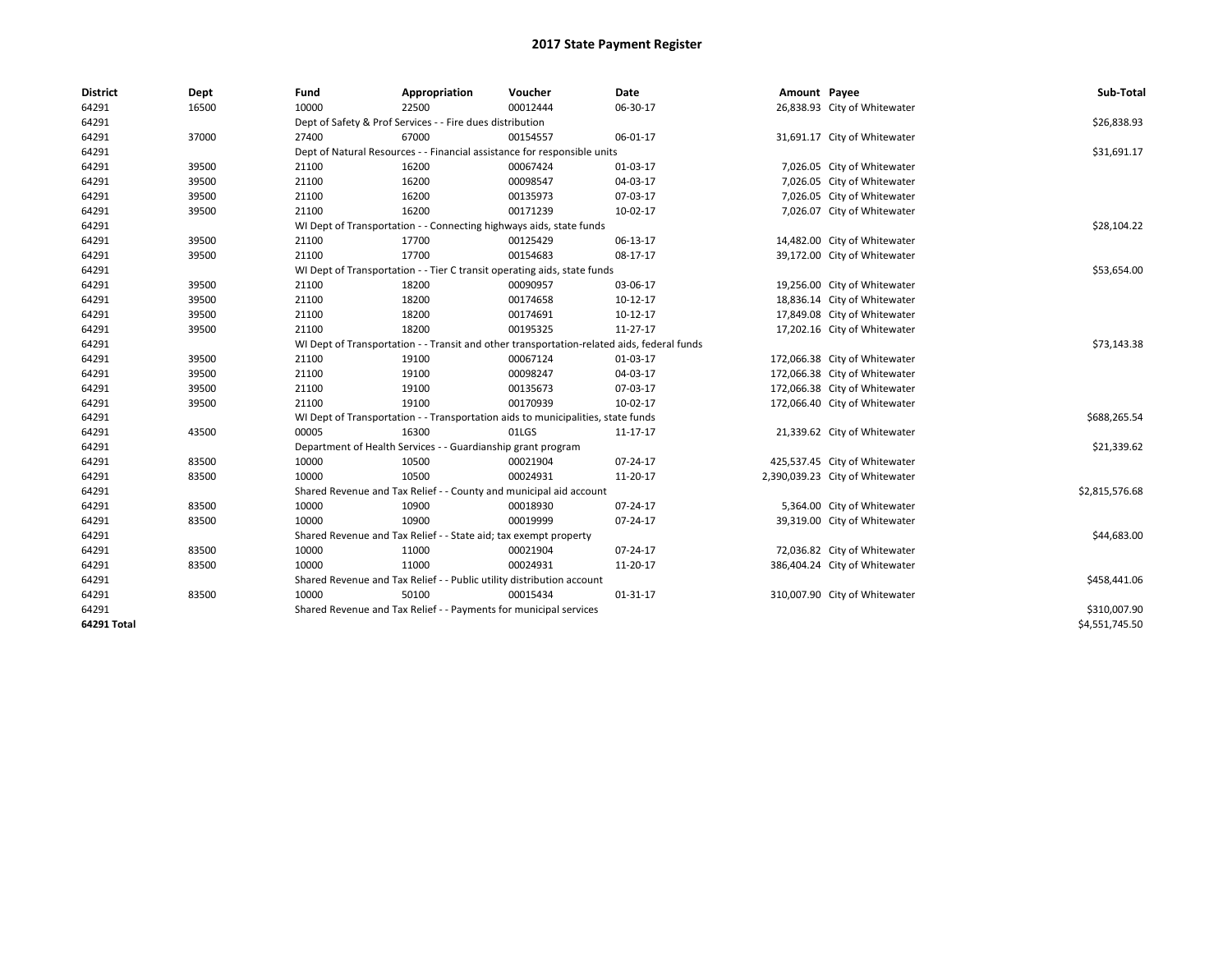# 2017 State Payment Register

| District | Dept | Fund | Appropriation | Voucher | Date | Amount | Payee | Sub-Total |
|---|---|---|---|---|---|---|---|---|
| 64291 | 16500 | 10000 | 22500 | 00012444 | 06-30-17 | 26,838.93 | City of Whitewater | |
| 64291 | | Dept of Safety & Prof Services - - Fire dues distribution | | | | | | $26,838.93 |
| 64291 | 37000 | 27400 | 67000 | 00154557 | 06-01-17 | 31,691.17 | City of Whitewater | |
| 64291 | | Dept of Natural Resources - - Financial assistance for responsible units | | | | | | $31,691.17 |
| 64291 | 39500 | 21100 | 16200 | 00067424 | 01-03-17 | 7,026.05 | City of Whitewater | |
| 64291 | 39500 | 21100 | 16200 | 00098547 | 04-03-17 | 7,026.05 | City of Whitewater | |
| 64291 | 39500 | 21100 | 16200 | 00135973 | 07-03-17 | 7,026.05 | City of Whitewater | |
| 64291 | 39500 | 21100 | 16200 | 00171239 | 10-02-17 | 7,026.07 | City of Whitewater | |
| 64291 | | WI Dept of Transportation - - Connecting highways aids, state funds | | | | | | $28,104.22 |
| 64291 | 39500 | 21100 | 17700 | 00125429 | 06-13-17 | 14,482.00 | City of Whitewater | |
| 64291 | 39500 | 21100 | 17700 | 00154683 | 08-17-17 | 39,172.00 | City of Whitewater | |
| 64291 | | WI Dept of Transportation - - Tier C transit operating aids, state funds | | | | | | $53,654.00 |
| 64291 | 39500 | 21100 | 18200 | 00090957 | 03-06-17 | 19,256.00 | City of Whitewater | |
| 64291 | 39500 | 21100 | 18200 | 00174658 | 10-12-17 | 18,836.14 | City of Whitewater | |
| 64291 | 39500 | 21100 | 18200 | 00174691 | 10-12-17 | 17,849.08 | City of Whitewater | |
| 64291 | 39500 | 21100 | 18200 | 00195325 | 11-27-17 | 17,202.16 | City of Whitewater | |
| 64291 | | WI Dept of Transportation - - Transit and other transportation-related aids, federal funds | | | | | | $73,143.38 |
| 64291 | 39500 | 21100 | 19100 | 00067124 | 01-03-17 | 172,066.38 | City of Whitewater | |
| 64291 | 39500 | 21100 | 19100 | 00098247 | 04-03-17 | 172,066.38 | City of Whitewater | |
| 64291 | 39500 | 21100 | 19100 | 00135673 | 07-03-17 | 172,066.38 | City of Whitewater | |
| 64291 | 39500 | 21100 | 19100 | 00170939 | 10-02-17 | 172,066.40 | City of Whitewater | |
| 64291 | | WI Dept of Transportation - - Transportation aids to municipalities, state funds | | | | | | $688,265.54 |
| 64291 | 43500 | 00005 | 16300 | 01LGS | 11-17-17 | 21,339.62 | City of Whitewater | |
| 64291 | | Department of Health Services - - Guardianship grant program | | | | | | $21,339.62 |
| 64291 | 83500 | 10000 | 10500 | 00021904 | 07-24-17 | 425,537.45 | City of Whitewater | |
| 64291 | 83500 | 10000 | 10500 | 00024931 | 11-20-17 | 2,390,039.23 | City of Whitewater | |
| 64291 | | Shared Revenue and Tax Relief - - County and municipal aid account | | | | | | $2,815,576.68 |
| 64291 | 83500 | 10000 | 10900 | 00018930 | 07-24-17 | 5,364.00 | City of Whitewater | |
| 64291 | 83500 | 10000 | 10900 | 00019999 | 07-24-17 | 39,319.00 | City of Whitewater | |
| 64291 | | Shared Revenue and Tax Relief - - State aid; tax exempt property | | | | | | $44,683.00 |
| 64291 | 83500 | 10000 | 11000 | 00021904 | 07-24-17 | 72,036.82 | City of Whitewater | |
| 64291 | 83500 | 10000 | 11000 | 00024931 | 11-20-17 | 386,404.24 | City of Whitewater | |
| 64291 | | Shared Revenue and Tax Relief - - Public utility distribution account | | | | | | $458,441.06 |
| 64291 | 83500 | 10000 | 50100 | 00015434 | 01-31-17 | 310,007.90 | City of Whitewater | |
| 64291 | | Shared Revenue and Tax Relief - - Payments for municipal services | | | | | | $310,007.90 |
| **64291 Total** | | | | | | | | $4,551,745.50 |